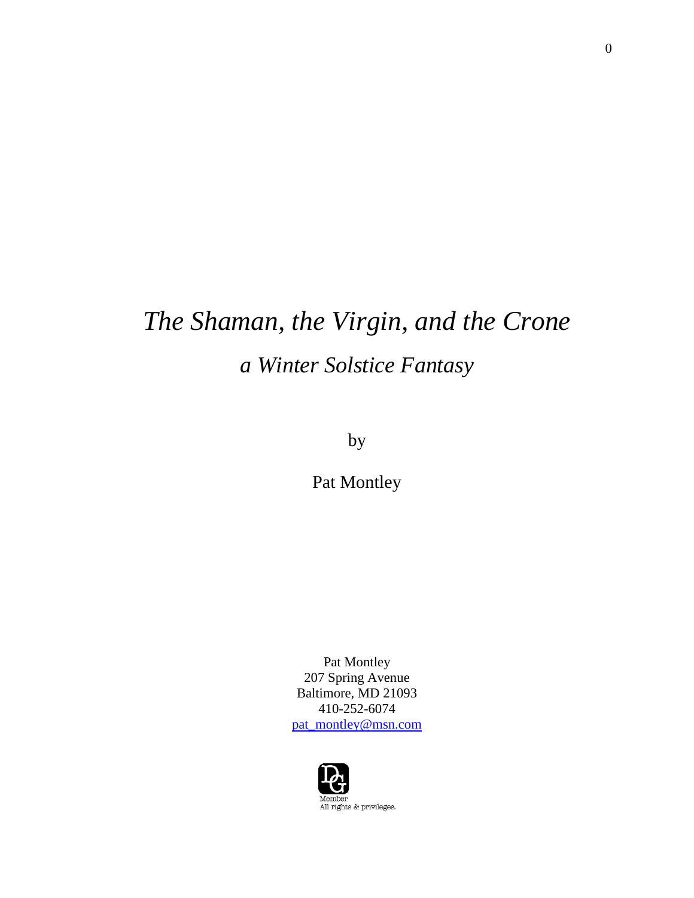# *The Shaman, the Virgin, and the Crone*

## *a Winter Solstice Fantasy*

by

Pat Montley

Pat Montley  
207 Spring Avenue  
Baltimore, MD 21093  
410-252-6074  
pat_montley@msn.com

Member  
All rights & privileges.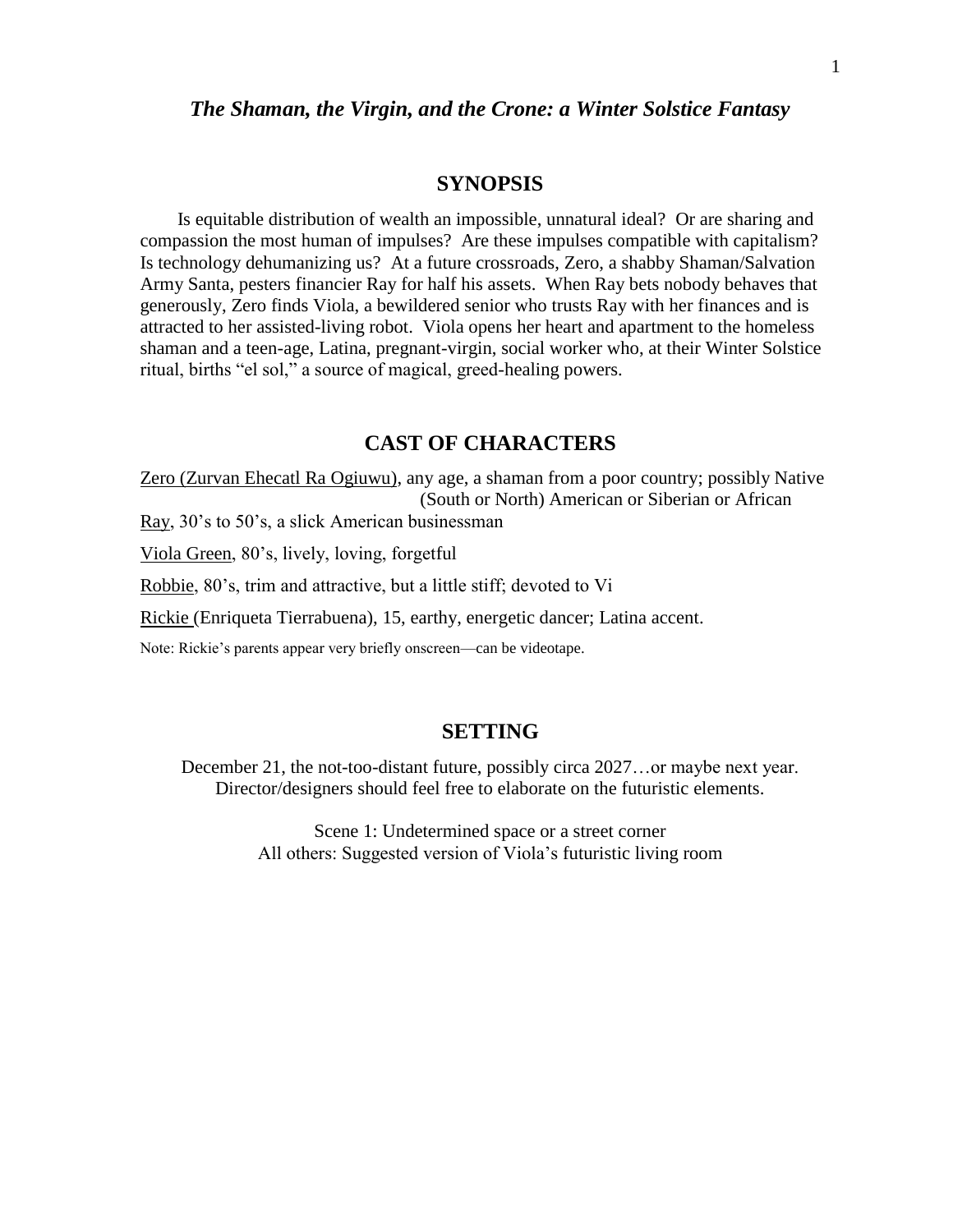## *The Shaman, the Virgin, and the Crone: a Winter Solstice Fantasy*

## SYNOPSIS

Is equitable distribution of wealth an impossible, unnatural ideal? Or are sharing and compassion the most human of impulses? Are these impulses compatible with capitalism? Is technology dehumanizing us? At a future crossroads, Zero, a shabby Shaman/Salvation Army Santa, pesters financier Ray for half his assets. When Ray bets nobody behaves that generously, Zero finds Viola, a bewildered senior who trusts Ray with her finances and is attracted to her assisted-living robot. Viola opens her heart and apartment to the homeless shaman and a teen-age, Latina, pregnant-virgin, social worker who, at their Winter Solstice ritual, births "el sol," a source of magical, greed-healing powers.

## CAST OF CHARACTERS

<u>Zero (Zurvan Ehecatl Ra Ogiuwu)</u>, any age, a shaman from a poor country; possibly Native (South or North) American or Siberian or African

<u>Ray</u>, 30's to 50's, a slick American businessman

<u>Viola Green</u>, 80's, lively, loving, forgetful

<u>Robbie</u>, 80's, trim and attractive, but a little stiff; devoted to Vi

<u>Rickie</u> (Enriqueta Tierrabuena), 15, earthy, energetic dancer; Latina accent.

Note: Rickie's parents appear very briefly onscreen—can be videotape.

## SETTING

December 21, the not-too-distant future, possibly circa 2027…or maybe next year.
Director/designers should feel free to elaborate on the futuristic elements.

Scene 1: Undetermined space or a street corner
All others: Suggested version of Viola's futuristic living room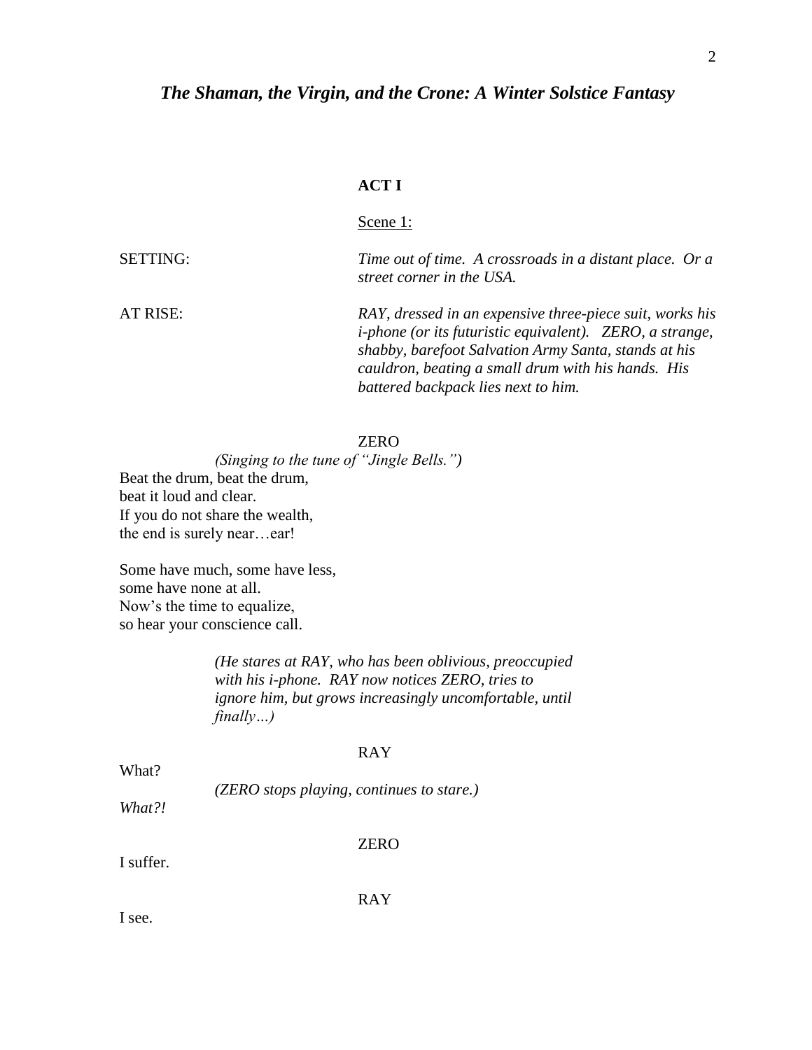## *The Shaman, the Virgin, and the Crone: A Winter Solstice Fantasy*

**ACT I**

Scene 1:

SETTING: *Time out of time. A crossroads in a distant place. Or a street corner in the USA.*

AT RISE: *RAY, dressed in an expensive three-piece suit, works his i-phone (or its futuristic equivalent). ZERO, a strange, shabby, barefoot Salvation Army Santa, stands at his cauldron, beating a small drum with his hands. His battered backpack lies next to him.*

ZERO

*(Singing to the tune of "Jingle Bells.")*

Beat the drum, beat the drum,
beat it loud and clear.
If you do not share the wealth,
the end is surely near…ear!

Some have much, some have less,
some have none at all.
Now's the time to equalize,
so hear your conscience call.

*(He stares at RAY, who has been oblivious, preoccupied with his i-phone. RAY now notices ZERO, tries to ignore him, but grows increasingly uncomfortable, until finally…)*

RAY

What?

*(ZERO stops playing, continues to stare.)*

*What?!*

ZERO

I suffer.

RAY

I see.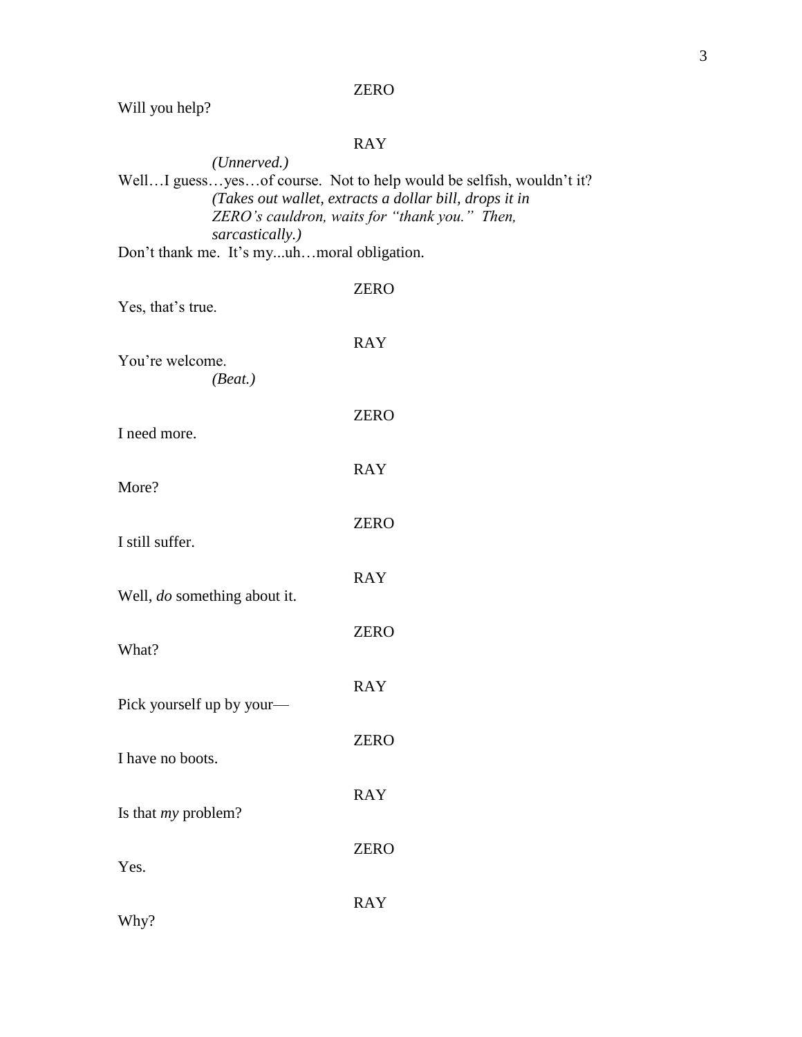ZERO

Will you help?

RAY

*(Unnerved.)*

Well…I guess…yes…of course. Not to help would be selfish, wouldn't it?

*(Takes out wallet, extracts a dollar bill, drops it in ZERO's cauldron, waits for "thank you." Then, sarcastically.)*

Don't thank me. It's my...uh…moral obligation.

ZERO

Yes, that's true.

RAY

You're welcome.

*(Beat.)*

ZERO

I need more.

RAY

More?

ZERO

I still suffer.

RAY

Well, *do* something about it.

ZERO

What?

RAY

Pick yourself up by your—

ZERO

I have no boots.

RAY

Is that *my* problem?

ZERO

Yes.

RAY

Why?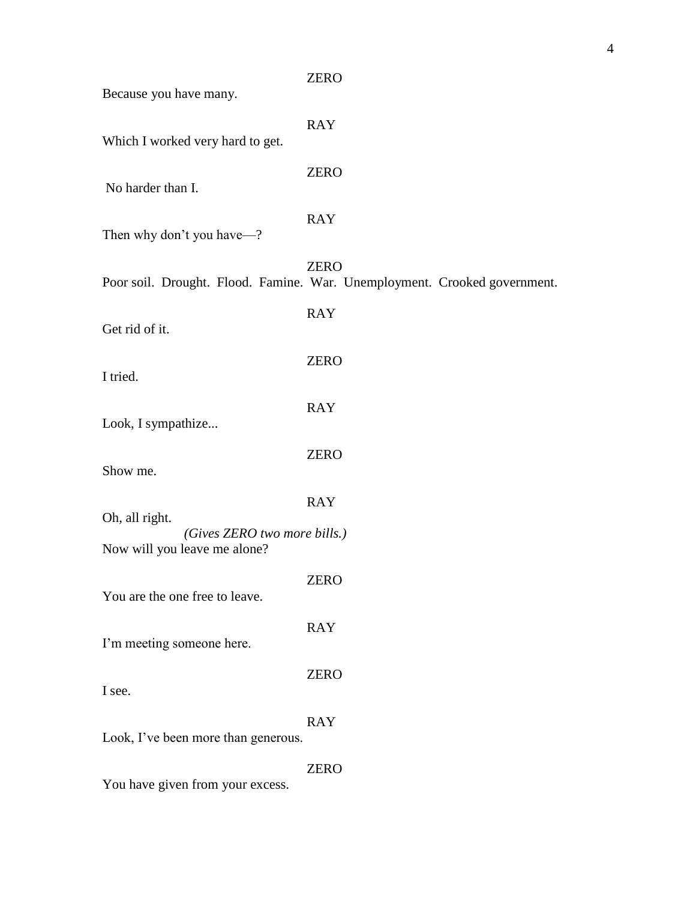ZERO

Because you have many.

RAY

Which I worked very hard to get.

ZERO

No harder than I.

RAY

Then why don't you have—?

ZERO

Poor soil. Drought. Flood. Famine. War. Unemployment. Crooked government.

RAY

Get rid of it.

ZERO

I tried.

RAY

Look, I sympathize...

ZERO

Show me.

RAY

Oh, all right.

*(Gives ZERO two more bills.)*

Now will you leave me alone?

ZERO

You are the one free to leave.

RAY

I'm meeting someone here.

ZERO

I see.

RAY

Look, I've been more than generous.

ZERO

You have given from your excess.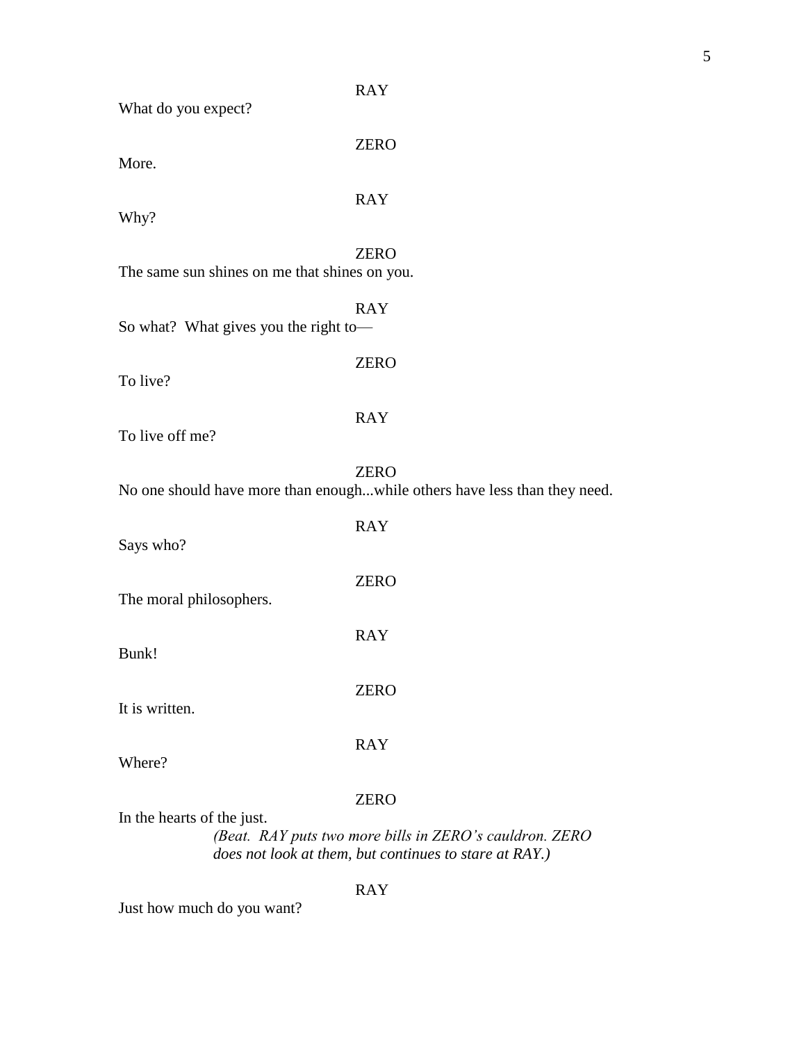RAY

What do you expect?

ZERO

More.

RAY

Why?

ZERO

The same sun shines on me that shines on you.

RAY

So what?  What gives you the right to—

ZERO

To live?

RAY

To live off me?

ZERO

No one should have more than enough...while others have less than they need.

RAY

Says who?

ZERO

The moral philosophers.

RAY

Bunk!

ZERO

It is written.

RAY

Where?

ZERO

In the hearts of the just.

*(Beat.  RAY puts two more bills in ZERO's cauldron. ZERO does not look at them, but continues to stare at RAY.)*

RAY

Just how much do you want?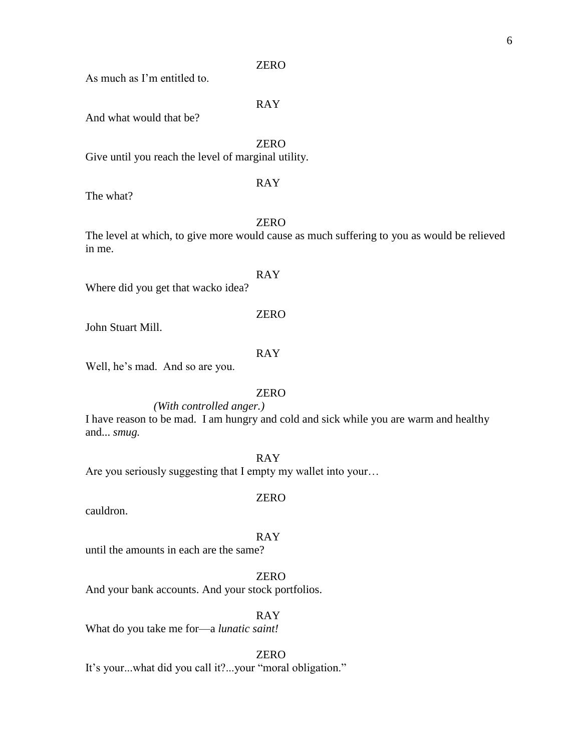ZERO

As much as I'm entitled to.

RAY

And what would that be?

ZERO

Give until you reach the level of marginal utility.

RAY

The what?

ZERO

The level at which, to give more would cause as much suffering to you as would be relieved in me.

RAY

Where did you get that wacko idea?

ZERO

John Stuart Mill.

RAY

Well, he's mad. And so are you.

ZERO

*(With controlled anger.)*

I have reason to be mad. I am hungry and cold and sick while you are warm and healthy and... *smug.*

RAY

Are you seriously suggesting that I empty my wallet into your…

ZERO

cauldron.

RAY

until the amounts in each are the same?

ZERO

And your bank accounts. And your stock portfolios.

RAY

What do you take me for—a *lunatic saint!*

ZERO

It's your...what did you call it?...your "moral obligation."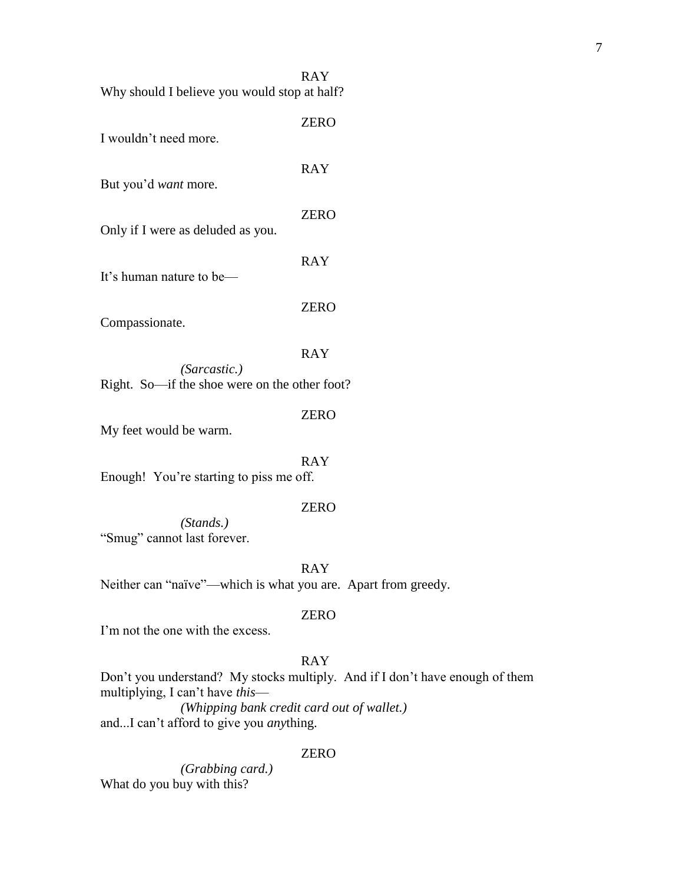RAY

Why should I believe you would stop at half?

ZERO

I wouldn't need more.

RAY

But you'd *want* more.

ZERO

Only if I were as deluded as you.

RAY

It's human nature to be—

ZERO

Compassionate.

RAY

*(Sarcastic.)*

Right. So—if the shoe were on the other foot?

ZERO

My feet would be warm.

RAY

Enough! You're starting to piss me off.

ZERO

*(Stands.)*

"Smug" cannot last forever.

RAY

Neither can "naïve"—which is what you are. Apart from greedy.

ZERO

I'm not the one with the excess.

RAY

Don't you understand? My stocks multiply. And if I don't have enough of them multiplying, I can't have *this*—

*(Whipping bank credit card out of wallet.)*

and...I can't afford to give you *any*thing.

ZERO

*(Grabbing card.)*

What do you buy with this?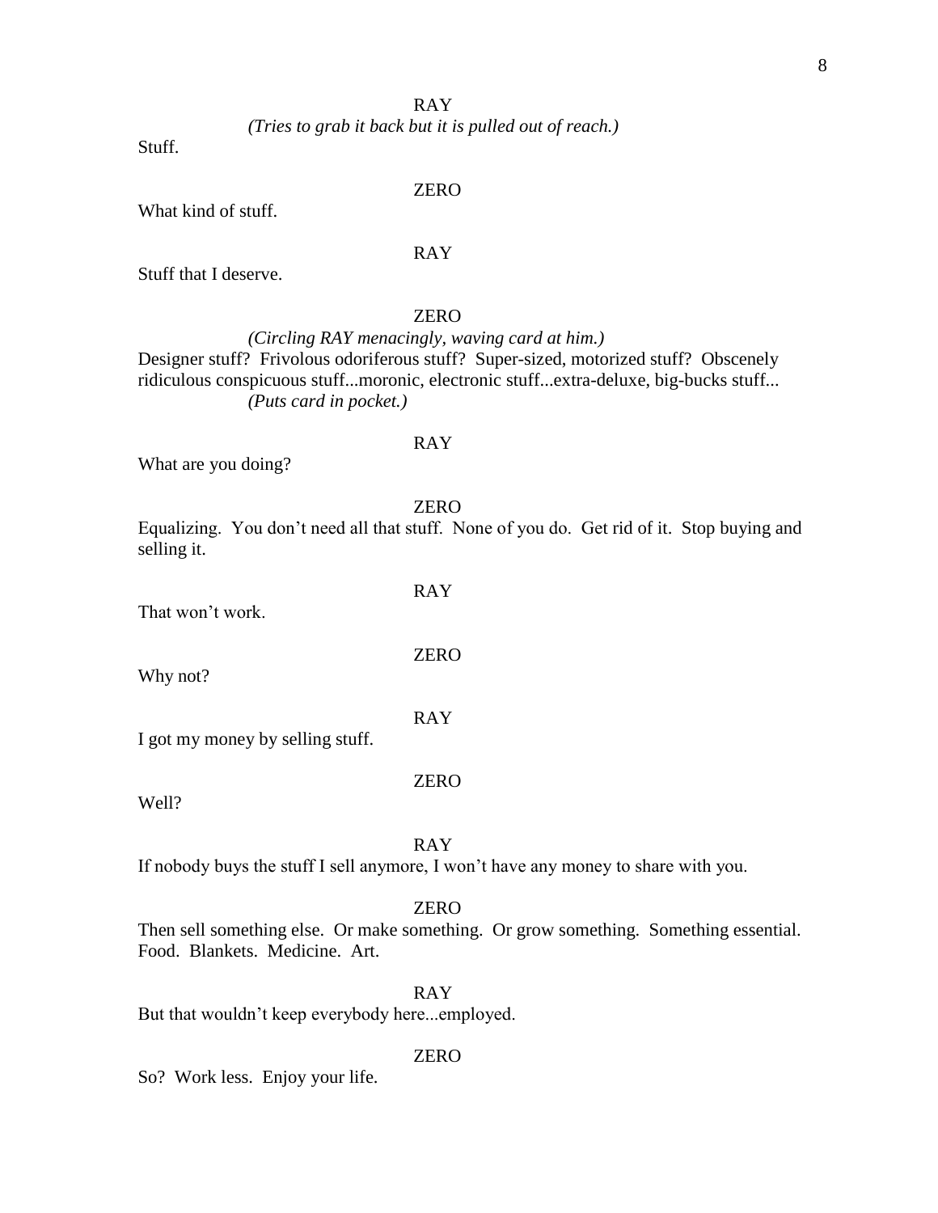RAY

*(Tries to grab it back but it is pulled out of reach.)*

Stuff.

ZERO

What kind of stuff.

RAY

Stuff that I deserve.

ZERO

*(Circling RAY menacingly, waving card at him.)*

Designer stuff? Frivolous odoriferous stuff? Super-sized, motorized stuff? Obscenely ridiculous conspicuous stuff...moronic, electronic stuff...extra-deluxe, big-bucks stuff...

*(Puts card in pocket.)*

RAY

What are you doing?

ZERO

Equalizing. You don't need all that stuff. None of you do. Get rid of it. Stop buying and selling it.

RAY

That won't work.

ZERO

Why not?

RAY

I got my money by selling stuff.

ZERO

Well?

RAY

If nobody buys the stuff I sell anymore, I won't have any money to share with you.

ZERO

Then sell something else. Or make something. Or grow something. Something essential. Food. Blankets. Medicine. Art.

RAY

But that wouldn't keep everybody here...employed.

ZERO

So? Work less. Enjoy your life.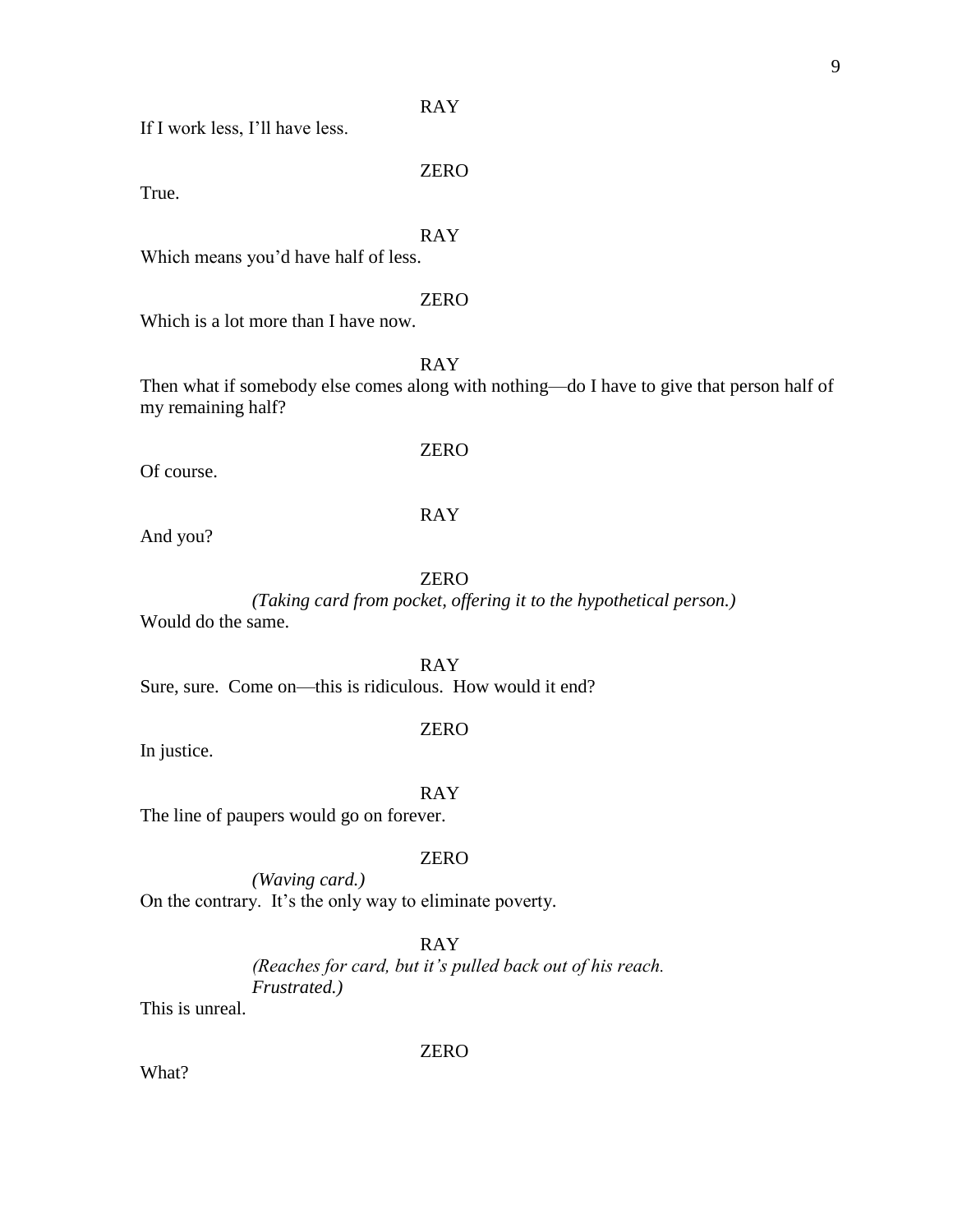RAY

If I work less, I'll have less.

ZERO

True.

RAY

Which means you'd have half of less.

ZERO

Which is a lot more than I have now.

RAY

Then what if somebody else comes along with nothing—do I have to give that person half of my remaining half?

ZERO

Of course.

RAY

And you?

ZERO

*(Taking card from pocket, offering it to the hypothetical person.)*

Would do the same.

RAY

Sure, sure. Come on—this is ridiculous. How would it end?

ZERO

In justice.

RAY

The line of paupers would go on forever.

ZERO

*(Waving card.)*

On the contrary. It's the only way to eliminate poverty.

RAY

*(Reaches for card, but it's pulled back out of his reach. Frustrated.)*

This is unreal.

ZERO

What?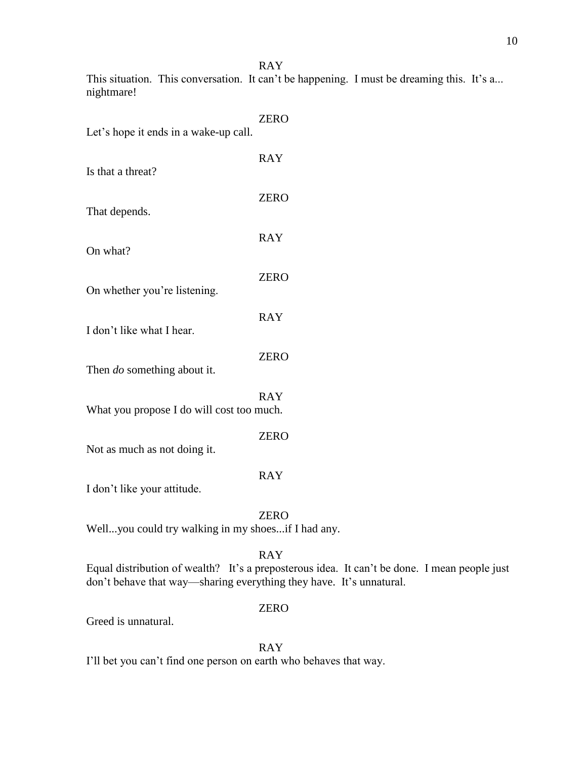RAY

This situation. This conversation. It can't be happening. I must be dreaming this. It's a... nightmare!

ZERO

Let's hope it ends in a wake-up call.

RAY

Is that a threat?

ZERO

That depends.

RAY

On what?

ZERO

On whether you're listening.

RAY

I don't like what I hear.

ZERO

Then *do* something about it.

RAY

What you propose I do will cost too much.

ZERO

Not as much as not doing it.

RAY

I don't like your attitude.

ZERO

Well...you could try walking in my shoes...if I had any.

RAY

Equal distribution of wealth? It's a preposterous idea. It can't be done. I mean people just don't behave that way—sharing everything they have. It's unnatural.

ZERO

Greed is unnatural.

RAY

I'll bet you can't find one person on earth who behaves that way.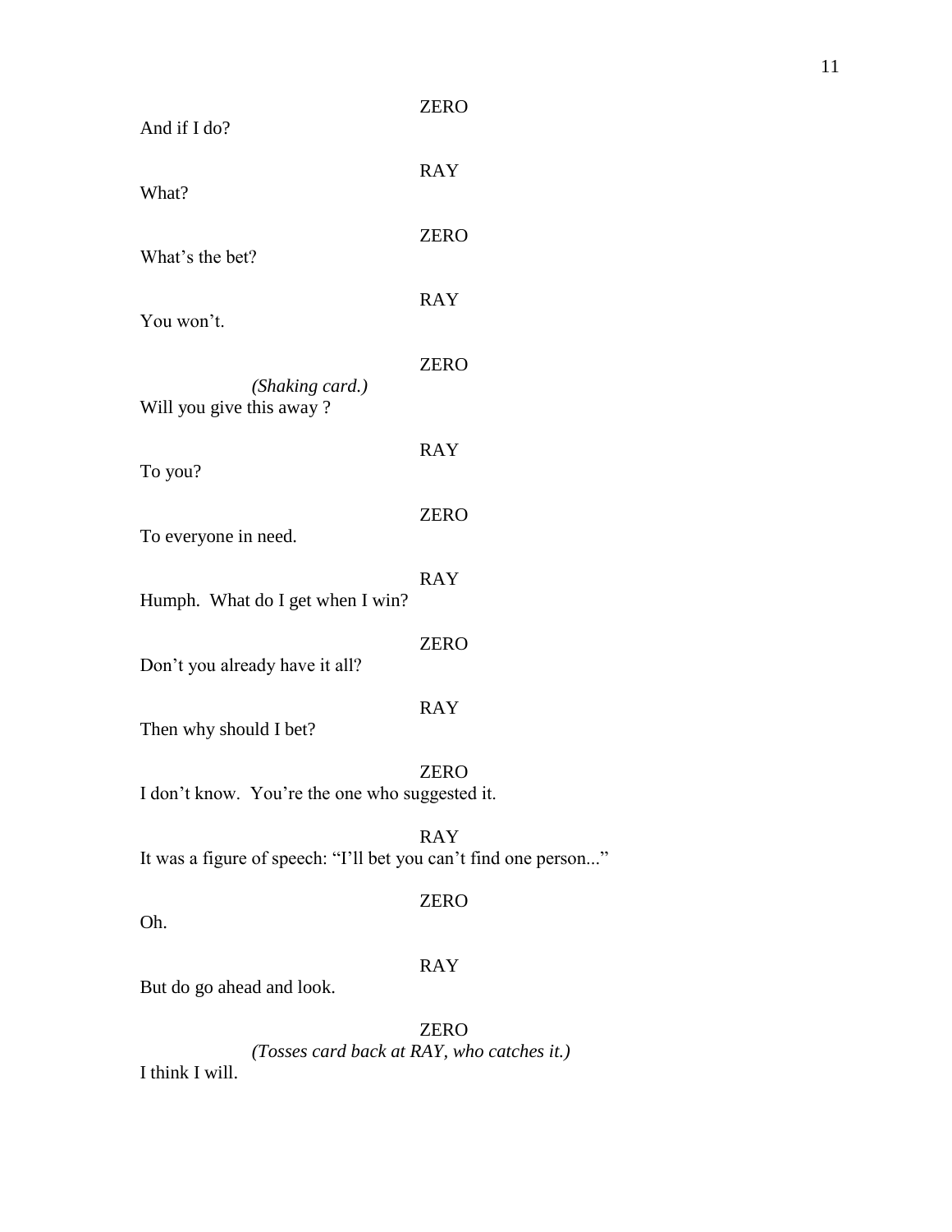ZERO

And if I do?

RAY

What?

ZERO

What's the bet?

RAY

You won't.

ZERO

*(Shaking card.)*

Will you give this away ?

RAY

To you?

ZERO

To everyone in need.

RAY

Humph. What do I get when I win?

ZERO

Don't you already have it all?

RAY

Then why should I bet?

ZERO

I don't know. You're the one who suggested it.

RAY

It was a figure of speech: "I'll bet you can't find one person..."

ZERO

Oh.

RAY

But do go ahead and look.

ZERO

*(Tosses card back at RAY, who catches it.)*

I think I will.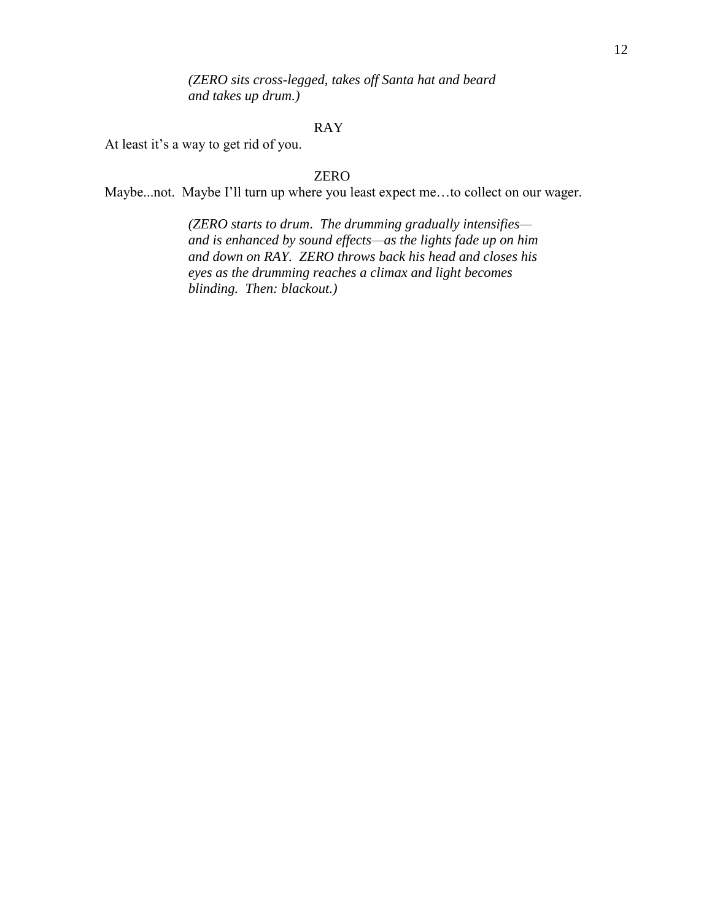*(ZERO sits cross-legged, takes off Santa hat and beard and takes up drum.)*

RAY

At least it's a way to get rid of you.

ZERO

Maybe...not. Maybe I'll turn up where you least expect me…to collect on our wager.

*(ZERO starts to drum. The drumming gradually intensifies—and is enhanced by sound effects—as the lights fade up on him and down on RAY. ZERO throws back his head and closes his eyes as the drumming reaches a climax and light becomes blinding. Then: blackout.)*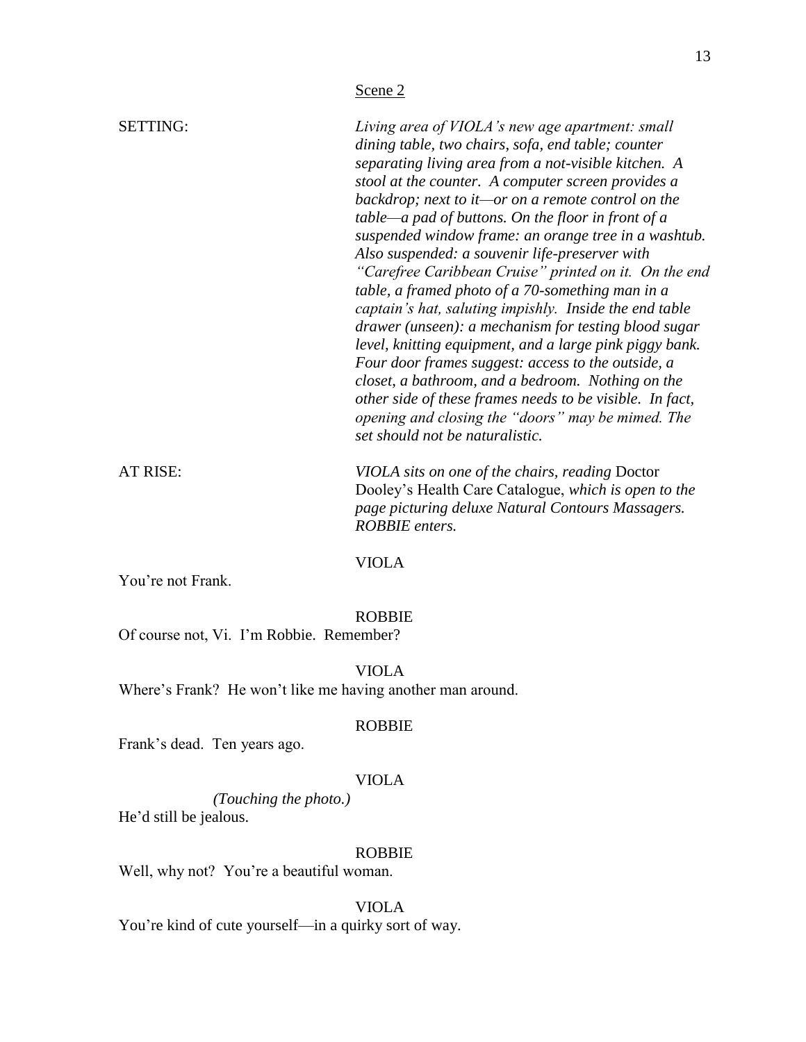## Scene 2

SETTING: *Living area of VIOLA's new age apartment: small dining table, two chairs, sofa, end table; counter separating living area from a not-visible kitchen. A stool at the counter. A computer screen provides a backdrop; next to it—or on a remote control on the table—a pad of buttons. On the floor in front of a suspended window frame: an orange tree in a washtub. Also suspended: a souvenir life-preserver with "Carefree Caribbean Cruise" printed on it. On the end table, a framed photo of a 70-something man in a captain's hat, saluting impishly. Inside the end table drawer (unseen): a mechanism for testing blood sugar level, knitting equipment, and a large pink piggy bank. Four door frames suggest: access to the outside, a closet, a bathroom, and a bedroom. Nothing on the other side of these frames needs to be visible. In fact, opening and closing the "doors" may be mimed. The set should not be naturalistic.*

AT RISE: *VIOLA sits on one of the chairs, reading* Doctor Dooley's Health Care Catalogue, *which is open to the page picturing deluxe Natural Contours Massagers. ROBBIE enters.*

VIOLA

You're not Frank.

ROBBIE

Of course not, Vi. I'm Robbie. Remember?

VIOLA

Where's Frank? He won't like me having another man around.

ROBBIE

Frank's dead. Ten years ago.

VIOLA

*(Touching the photo.)*

He'd still be jealous.

ROBBIE

Well, why not? You're a beautiful woman.

VIOLA

You're kind of cute yourself—in a quirky sort of way.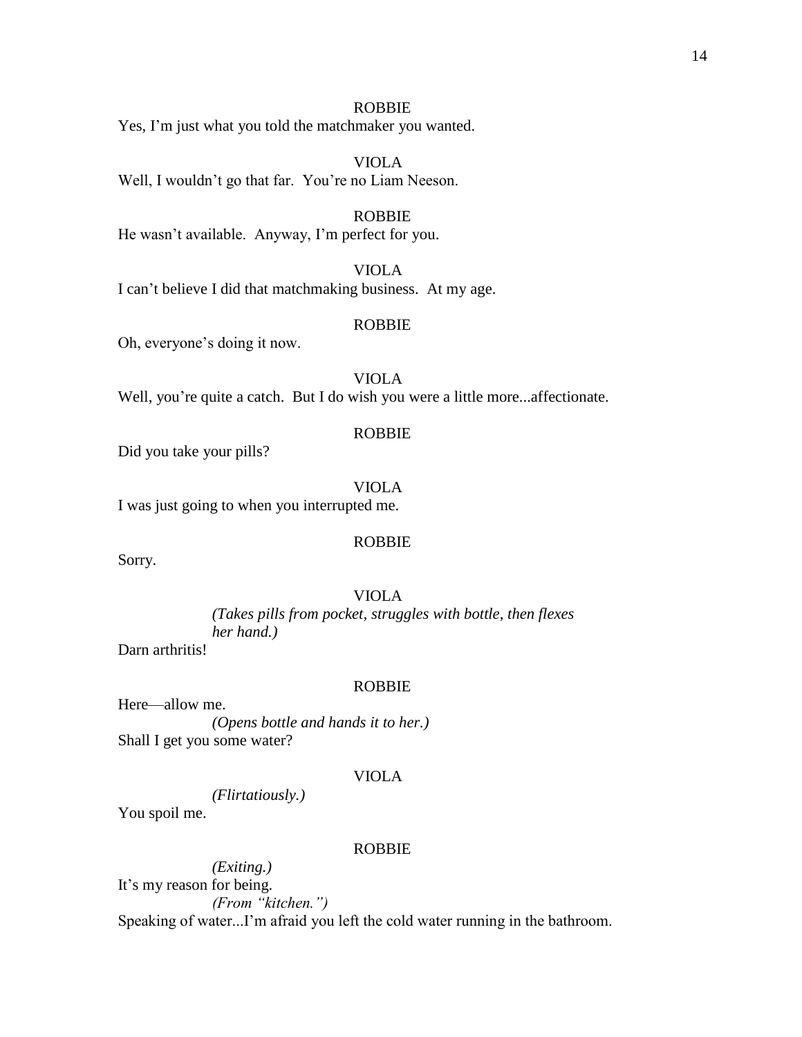ROBBIE

Yes, I'm just what you told the matchmaker you wanted.

VIOLA

Well, I wouldn't go that far. You're no Liam Neeson.

ROBBIE

He wasn't available. Anyway, I'm perfect for you.

VIOLA

I can't believe I did that matchmaking business. At my age.

ROBBIE

Oh, everyone's doing it now.

VIOLA

Well, you're quite a catch. But I do wish you were a little more...affectionate.

ROBBIE

Did you take your pills?

VIOLA

I was just going to when you interrupted me.

ROBBIE

Sorry.

VIOLA

*(Takes pills from pocket, struggles with bottle, then flexes her hand.)*

Darn arthritis!

ROBBIE

Here—allow me.

*(Opens bottle and hands it to her.)*

Shall I get you some water?

VIOLA

*(Flirtatiously.)*

You spoil me.

ROBBIE

*(Exiting.)*

It's my reason for being.

*(From "kitchen.")*

Speaking of water...I'm afraid you left the cold water running in the bathroom.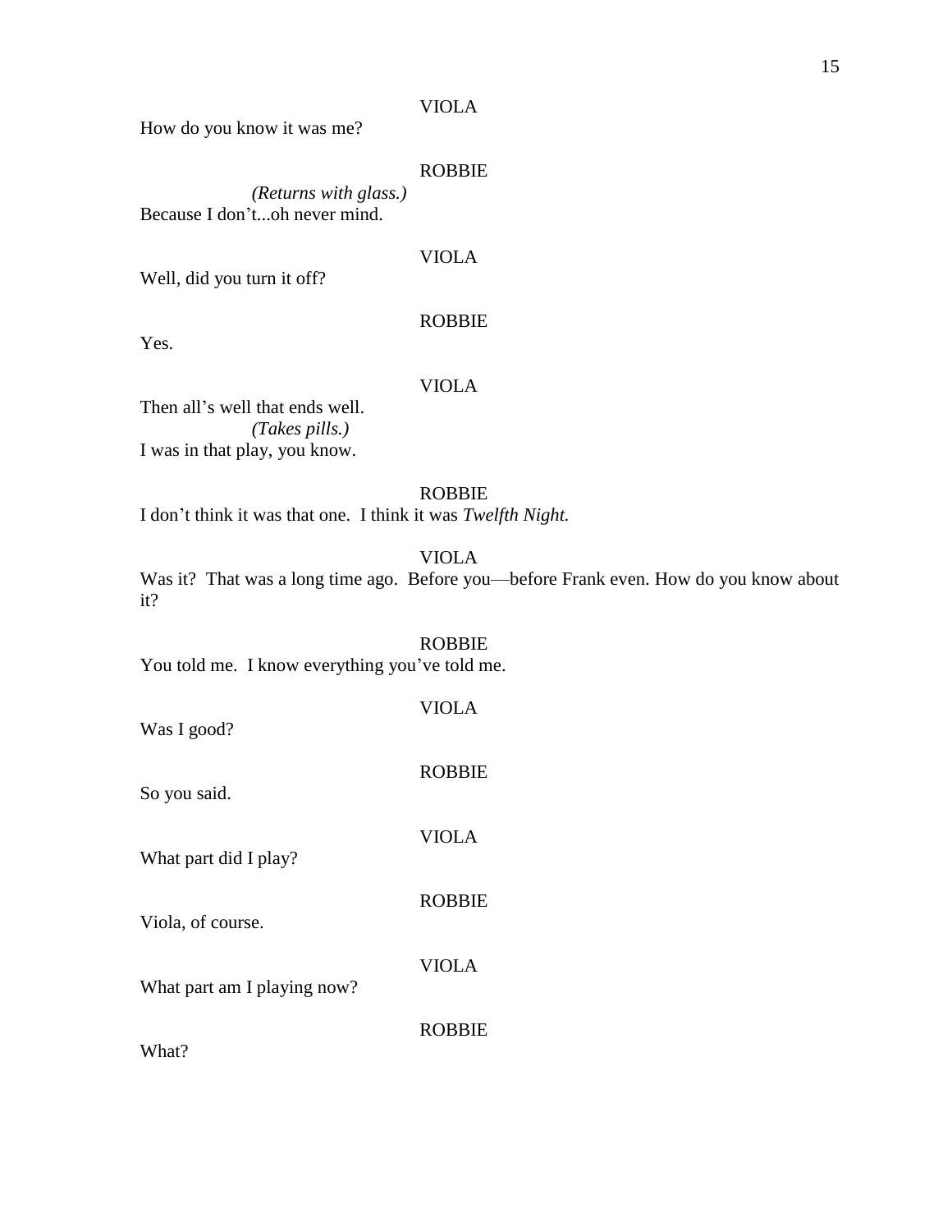VIOLA

How do you know it was me?

ROBBIE

*(Returns with glass.)*

Because I don't...oh never mind.

VIOLA

Well, did you turn it off?

ROBBIE

Yes.

VIOLA

Then all's well that ends well.

*(Takes pills.)*

I was in that play, you know.

ROBBIE

I don't think it was that one. I think it was *Twelfth Night.*

VIOLA

Was it? That was a long time ago. Before you—before Frank even. How do you know about it?

ROBBIE

You told me. I know everything you've told me.

VIOLA

Was I good?

ROBBIE

So you said.

VIOLA

What part did I play?

ROBBIE

Viola, of course.

VIOLA

What part am I playing now?

ROBBIE

What?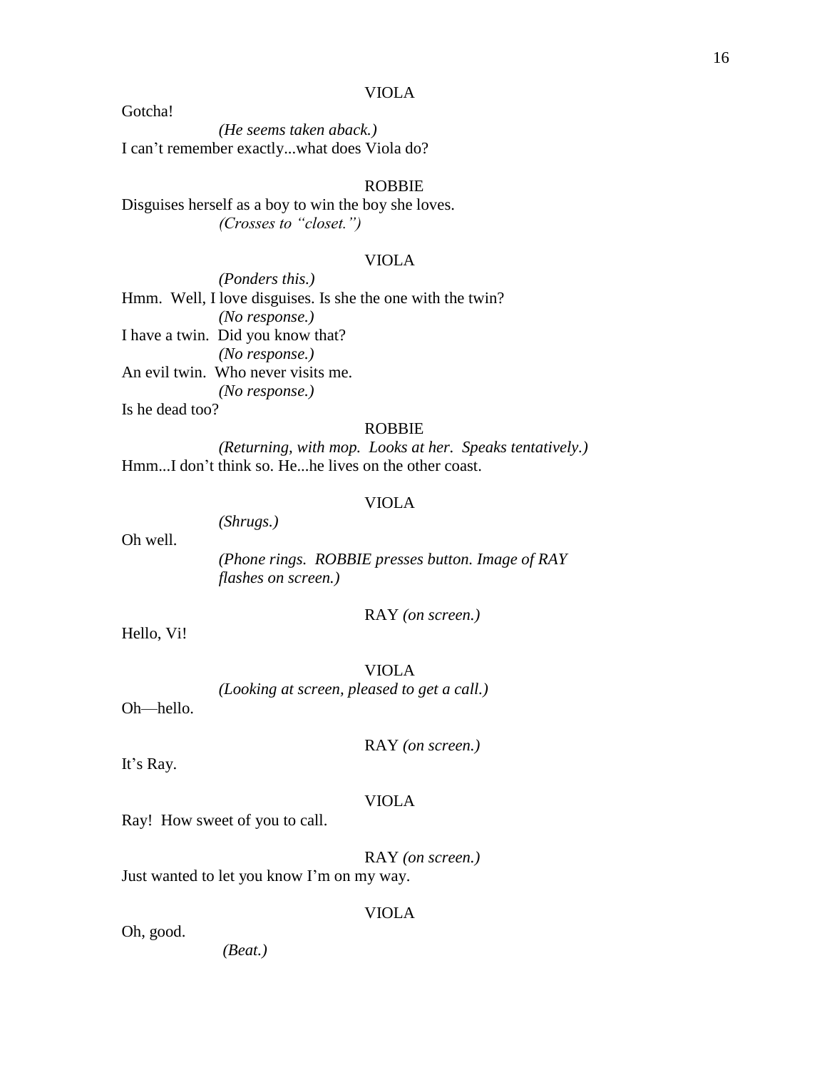VIOLA

Gotcha!

*(He seems taken aback.)*

I can't remember exactly...what does Viola do?

ROBBIE

Disguises herself as a boy to win the boy she loves.

*(Crosses to "closet.")*

VIOLA

*(Ponders this.)*

Hmm. Well, I love disguises. Is she the one with the twin?

*(No response.)*

I have a twin. Did you know that?

*(No response.)*

An evil twin. Who never visits me.

*(No response.)*

Is he dead too?

ROBBIE

*(Returning, with mop. Looks at her. Speaks tentatively.)*

Hmm...I don't think so. He...he lives on the other coast.

VIOLA

*(Shrugs.)*

Oh well.

*(Phone rings. ROBBIE presses button. Image of RAY flashes on screen.)*

RAY *(on screen.)*

Hello, Vi!

VIOLA

*(Looking at screen, pleased to get a call.)*

Oh—hello.

RAY *(on screen.)*

It's Ray.

VIOLA

Ray! How sweet of you to call.

RAY *(on screen.)*

Just wanted to let you know I'm on my way.

VIOLA

Oh, good.

*(Beat.)*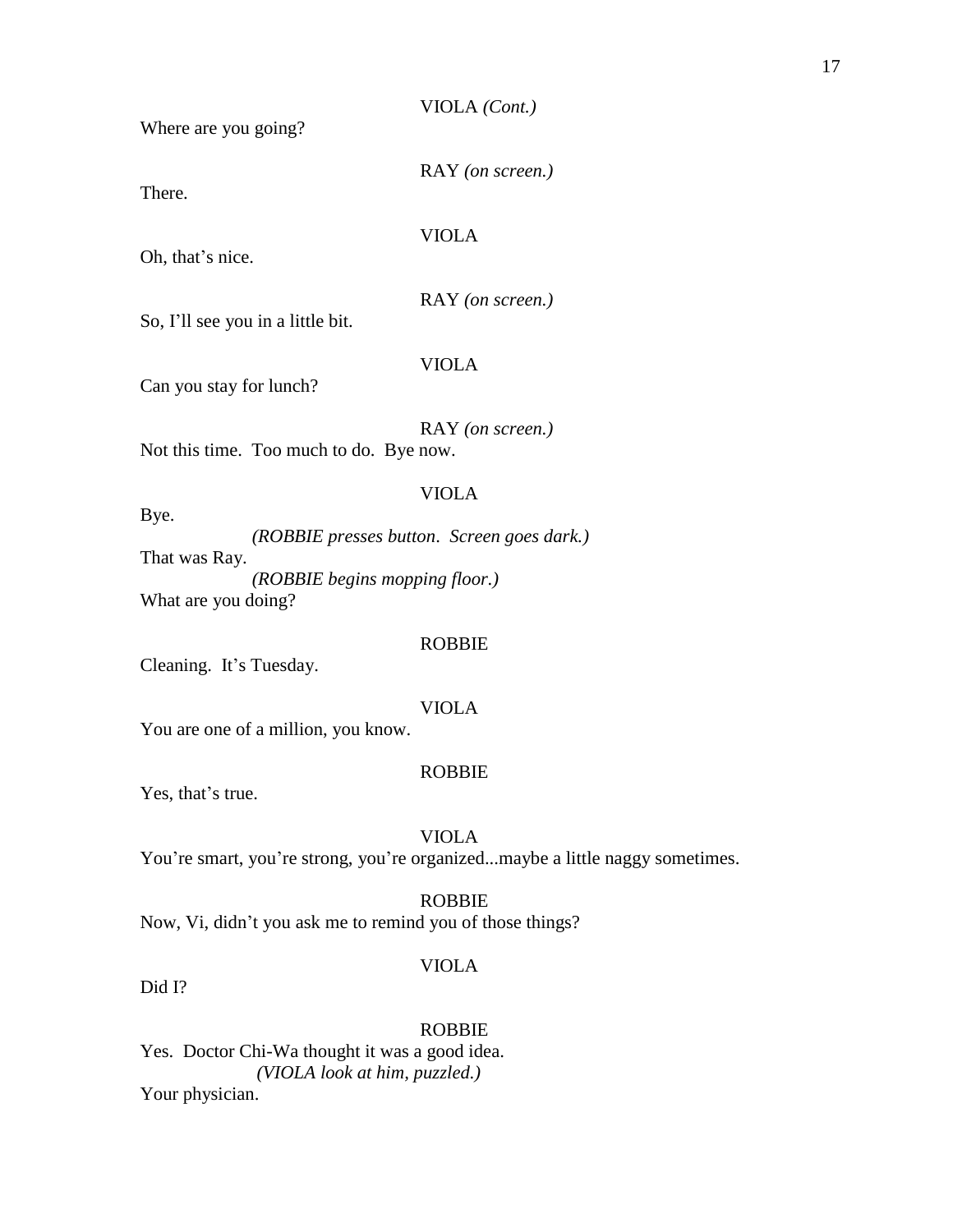VIOLA *(Cont.)*

Where are you going?

RAY *(on screen.)*

There.

VIOLA

Oh, that's nice.

RAY *(on screen.)*

So, I'll see you in a little bit.

VIOLA

Can you stay for lunch?

RAY *(on screen.)*

Not this time. Too much to do. Bye now.

VIOLA

Bye.

*(ROBBIE presses button. Screen goes dark.)*

That was Ray.

*(ROBBIE begins mopping floor.)*

What are you doing?

ROBBIE

Cleaning. It's Tuesday.

VIOLA

You are one of a million, you know.

ROBBIE

Yes, that's true.

VIOLA

You're smart, you're strong, you're organized...maybe a little naggy sometimes.

ROBBIE

Now, Vi, didn't you ask me to remind you of those things?

VIOLA

Did I?

ROBBIE

Yes. Doctor Chi-Wa thought it was a good idea.

*(VIOLA look at him, puzzled.)*

Your physician.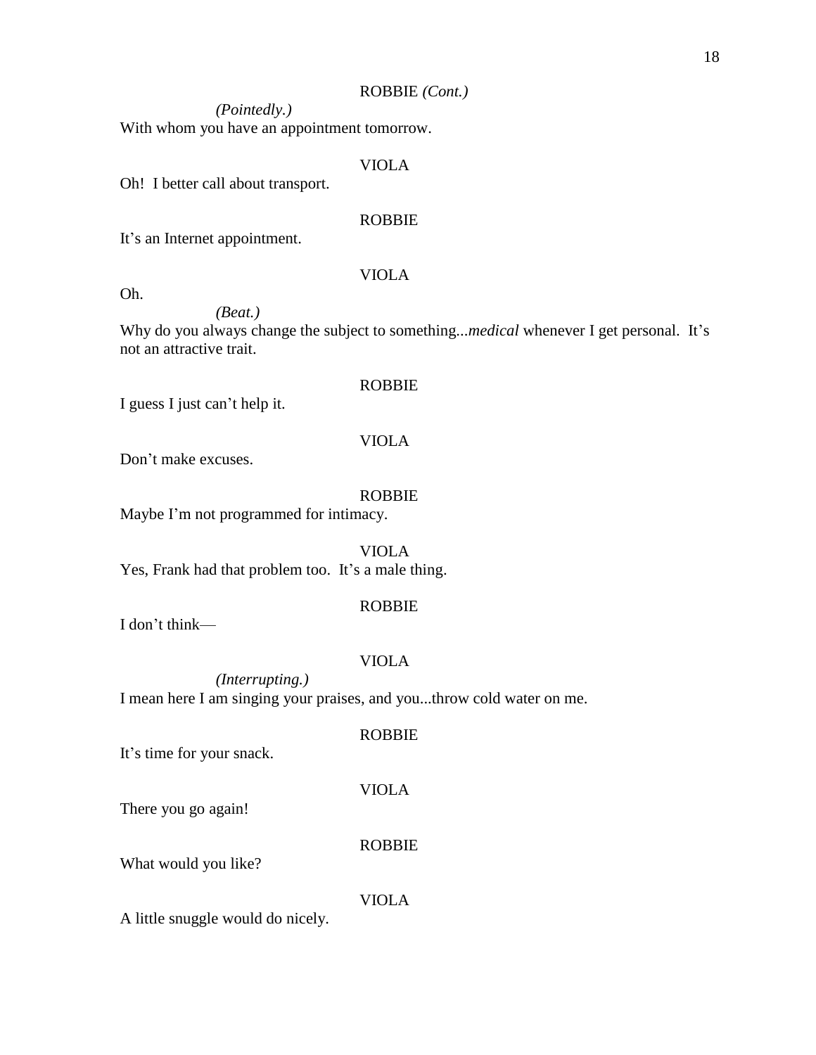ROBBIE *(Cont.)*

*(Pointedly.)*

With whom you have an appointment tomorrow.

VIOLA

Oh! I better call about transport.

ROBBIE

It's an Internet appointment.

VIOLA

Oh.

*(Beat.)*

Why do you always change the subject to something...*medical* whenever I get personal. It's not an attractive trait.

ROBBIE

I guess I just can't help it.

VIOLA

Don't make excuses.

ROBBIE

Maybe I'm not programmed for intimacy.

VIOLA

Yes, Frank had that problem too. It's a male thing.

ROBBIE

I don't think—

VIOLA

*(Interrupting.)*

I mean here I am singing your praises, and you...throw cold water on me.

ROBBIE

It's time for your snack.

VIOLA

There you go again!

ROBBIE

What would you like?

VIOLA

A little snuggle would do nicely.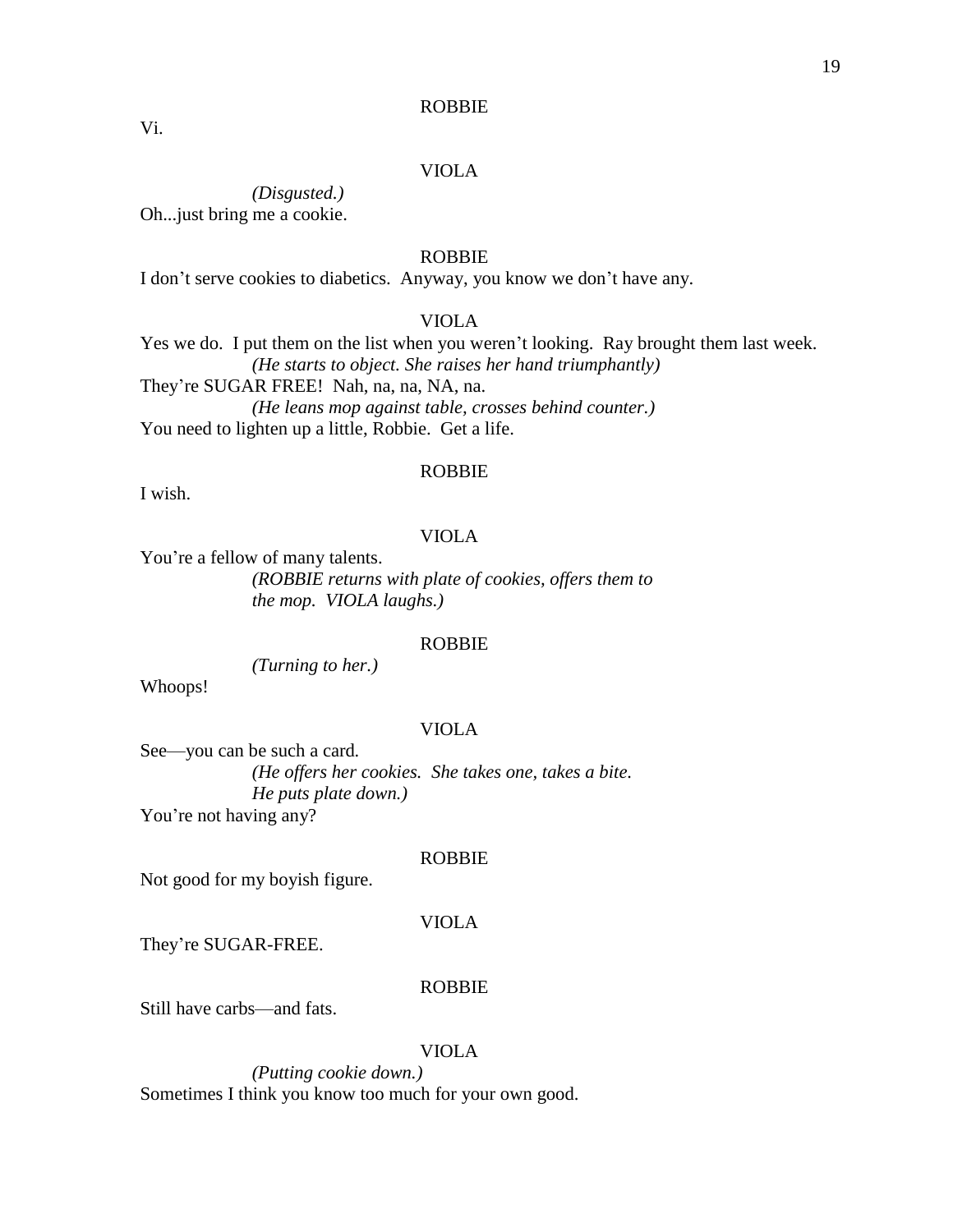ROBBIE

Vi.

VIOLA

*(Disgusted.)*

Oh...just bring me a cookie.

ROBBIE

I don't serve cookies to diabetics. Anyway, you know we don't have any.

VIOLA

Yes we do. I put them on the list when you weren't looking. Ray brought them last week.

*(He starts to object. She raises her hand triumphantly)*

They're SUGAR FREE! Nah, na, na, NA, na.

*(He leans mop against table, crosses behind counter.)*

You need to lighten up a little, Robbie. Get a life.

ROBBIE

I wish.

VIOLA

You're a fellow of many talents.

*(ROBBIE returns with plate of cookies, offers them to the mop. VIOLA laughs.)*

ROBBIE

*(Turning to her.)*

Whoops!

VIOLA

See—you can be such a card.

*(He offers her cookies. She takes one, takes a bite. He puts plate down.)*

You're not having any?

ROBBIE

Not good for my boyish figure.

VIOLA

They're SUGAR-FREE.

ROBBIE

Still have carbs—and fats.

VIOLA

*(Putting cookie down.)*

Sometimes I think you know too much for your own good.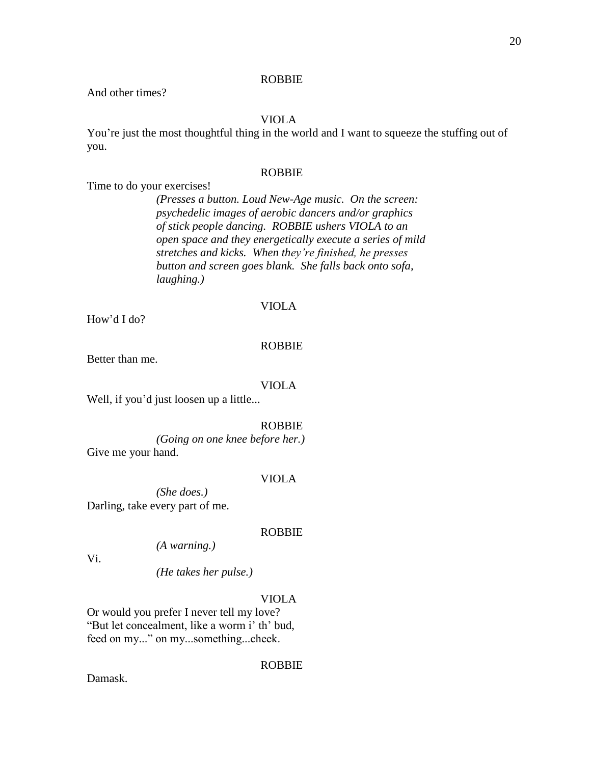ROBBIE

And other times?

VIOLA

You're just the most thoughtful thing in the world and I want to squeeze the stuffing out of you.

ROBBIE

Time to do your exercises!

*(Presses a button. Loud New-Age music. On the screen: psychedelic images of aerobic dancers and/or graphics of stick people dancing. ROBBIE ushers VIOLA to an open space and they energetically execute a series of mild stretches and kicks. When they're finished, he presses button and screen goes blank. She falls back onto sofa, laughing.)*

VIOLA

How'd I do?

ROBBIE

Better than me.

VIOLA

Well, if you'd just loosen up a little...

ROBBIE

*(Going on one knee before her.)*

Give me your hand.

VIOLA

*(She does.)*

Darling, take every part of me.

ROBBIE

*(A warning.)*

Vi.

*(He takes her pulse.)*

VIOLA

Or would you prefer I never tell my love?
"But let concealment, like a worm i' th' bud,
feed on my..." on my...something...cheek.

ROBBIE

Damask.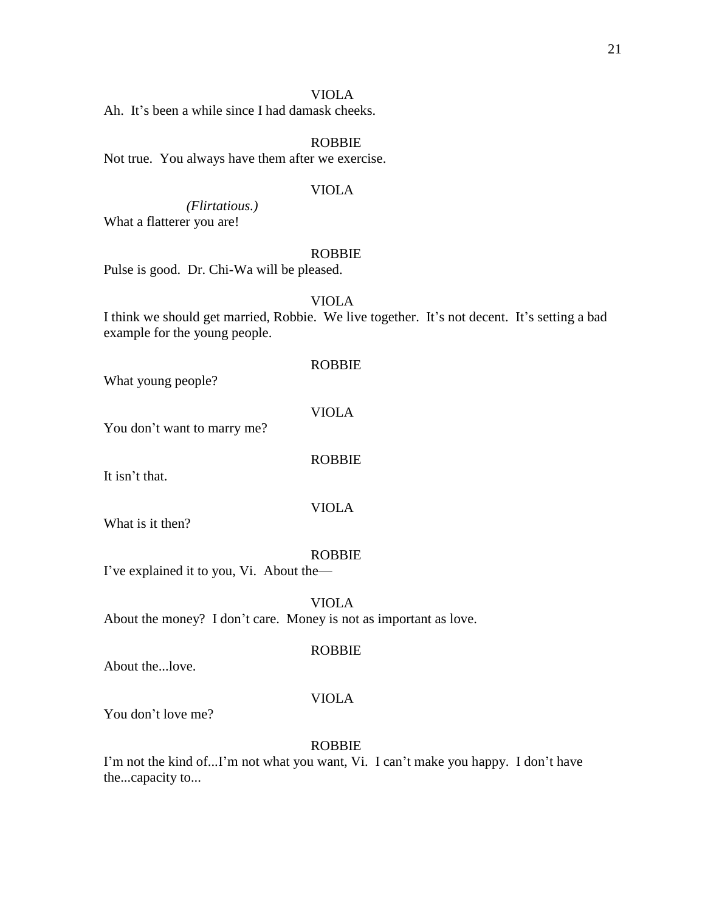VIOLA

Ah. It's been a while since I had damask cheeks.

ROBBIE

Not true. You always have them after we exercise.

VIOLA

*(Flirtatious.)*

What a flatterer you are!

ROBBIE

Pulse is good. Dr. Chi-Wa will be pleased.

VIOLA

I think we should get married, Robbie. We live together. It's not decent. It's setting a bad example for the young people.

ROBBIE

What young people?

VIOLA

You don't want to marry me?

ROBBIE

It isn't that.

VIOLA

What is it then?

ROBBIE

I've explained it to you, Vi. About the—

VIOLA

About the money? I don't care. Money is not as important as love.

ROBBIE

About the...love.

VIOLA

You don't love me?

ROBBIE

I'm not the kind of...I'm not what you want, Vi. I can't make you happy. I don't have the...capacity to...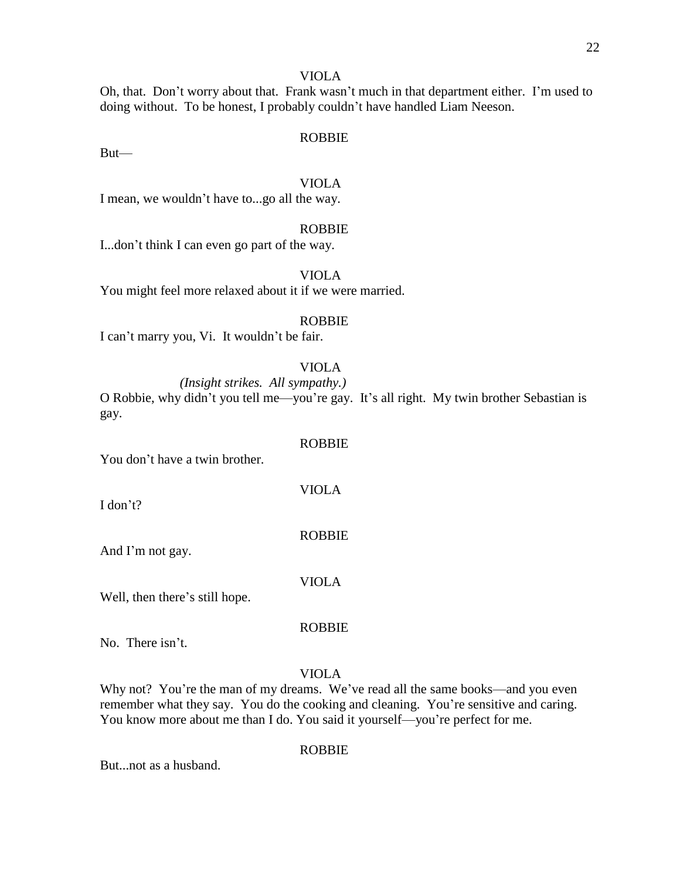VIOLA

Oh, that. Don't worry about that. Frank wasn't much in that department either. I'm used to doing without. To be honest, I probably couldn't have handled Liam Neeson.

ROBBIE

But—

VIOLA

I mean, we wouldn't have to...go all the way.

ROBBIE

I...don't think I can even go part of the way.

VIOLA

You might feel more relaxed about it if we were married.

ROBBIE

I can't marry you, Vi. It wouldn't be fair.

VIOLA

*(Insight strikes. All sympathy.)*

O Robbie, why didn't you tell me—you're gay. It's all right. My twin brother Sebastian is gay.

ROBBIE

You don't have a twin brother.

VIOLA

I don't?

ROBBIE

And I'm not gay.

VIOLA

Well, then there's still hope.

ROBBIE

No. There isn't.

VIOLA

Why not? You're the man of my dreams. We've read all the same books—and you even remember what they say. You do the cooking and cleaning. You're sensitive and caring. You know more about me than I do. You said it yourself—you're perfect for me.

ROBBIE

But...not as a husband.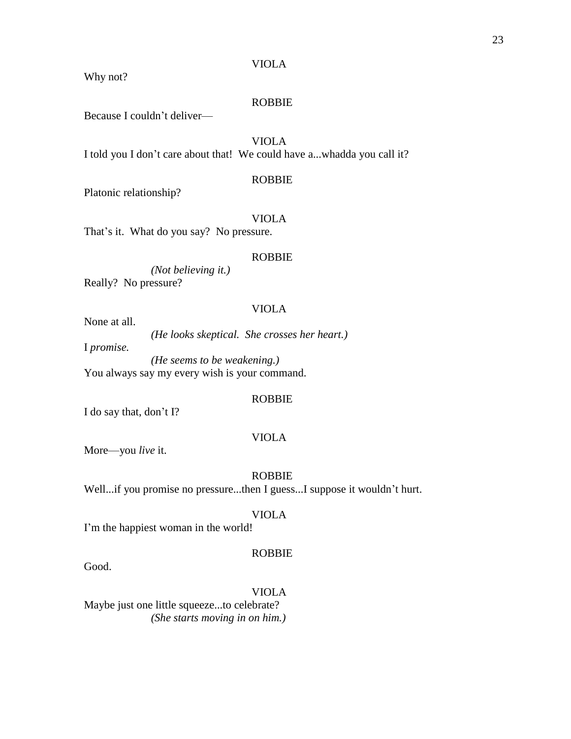VIOLA

Why not?

ROBBIE

Because I couldn't deliver—

VIOLA

I told you I don't care about that!  We could have a...whadda you call it?

ROBBIE

Platonic relationship?

VIOLA

That's it.  What do you say?  No pressure.

ROBBIE

*(Not believing it.)*

Really?  No pressure?

VIOLA

None at all.

*(He looks skeptical.  She crosses her heart.)*

I *promise.*

*(He seems to be weakening.)*

You always say my every wish is your command.

ROBBIE

I do say that, don't I?

VIOLA

More—you *live* it.

ROBBIE

Well...if you promise no pressure...then I guess...I suppose it wouldn't hurt.

VIOLA

I'm the happiest woman in the world!

ROBBIE

Good.

VIOLA

Maybe just one little squeeze...to celebrate?

*(She starts moving in on him.)*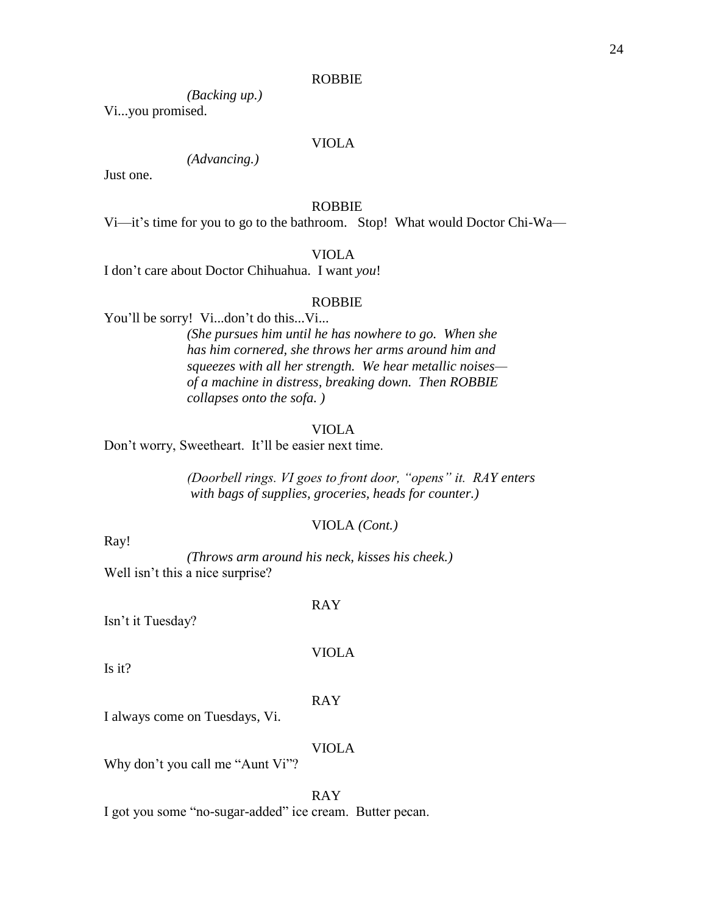ROBBIE

*(Backing up.)*

Vi...you promised.

VIOLA

*(Advancing.)*

Just one.

ROBBIE

Vi—it's time for you to go to the bathroom. Stop! What would Doctor Chi-Wa—

VIOLA

I don't care about Doctor Chihuahua. I want *you*!

ROBBIE

You'll be sorry! Vi...don't do this...Vi...

*(She pursues him until he has nowhere to go. When she has him cornered, she throws her arms around him and squeezes with all her strength. We hear metallic noises—of a machine in distress, breaking down. Then ROBBIE collapses onto the sofa. )*

VIOLA

Don't worry, Sweetheart. It'll be easier next time.

*(Doorbell rings. VI goes to front door, "opens" it. RAY enters with bags of supplies, groceries, heads for counter.)*

VIOLA *(Cont.)*

Ray!

*(Throws arm around his neck, kisses his cheek.)*

Well isn't this a nice surprise?

RAY

Isn't it Tuesday?

VIOLA

Is it?

RAY

I always come on Tuesdays, Vi.

VIOLA

Why don't you call me "Aunt Vi"?

RAY

I got you some "no-sugar-added" ice cream. Butter pecan.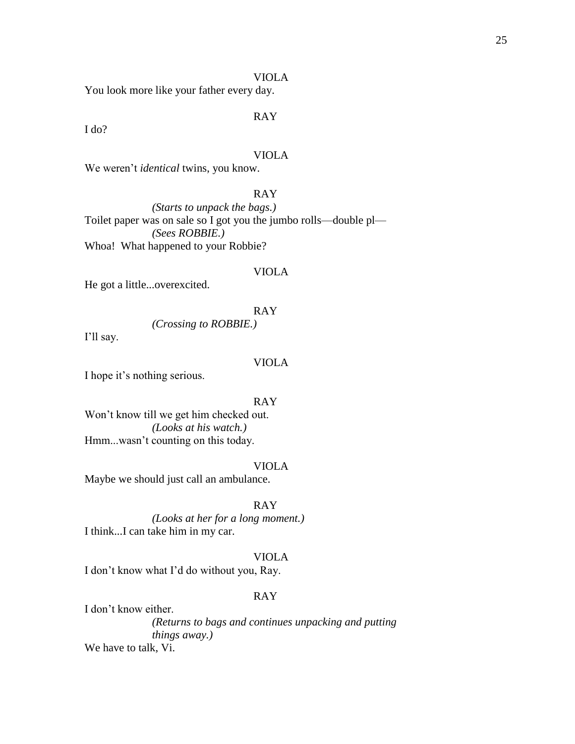VIOLA

You look more like your father every day.

RAY

I do?

VIOLA

We weren't *identical* twins, you know.

RAY

*(Starts to unpack the bags.)*

Toilet paper was on sale so I got you the jumbo rolls—double pl—

*(Sees ROBBIE.)*

Whoa!  What happened to your Robbie?

VIOLA

He got a little...overexcited.

RAY

*(Crossing to ROBBIE.)*

I'll say.

VIOLA

I hope it's nothing serious.

RAY

Won't know till we get him checked out.

*(Looks at his watch.)*

Hmm...wasn't counting on this today.

VIOLA

Maybe we should just call an ambulance.

RAY

*(Looks at her for a long moment.)*

I think...I can take him in my car.

VIOLA

I don't know what I'd do without you, Ray.

RAY

I don't know either.

*(Returns to bags and continues unpacking and putting things away.)*

We have to talk, Vi.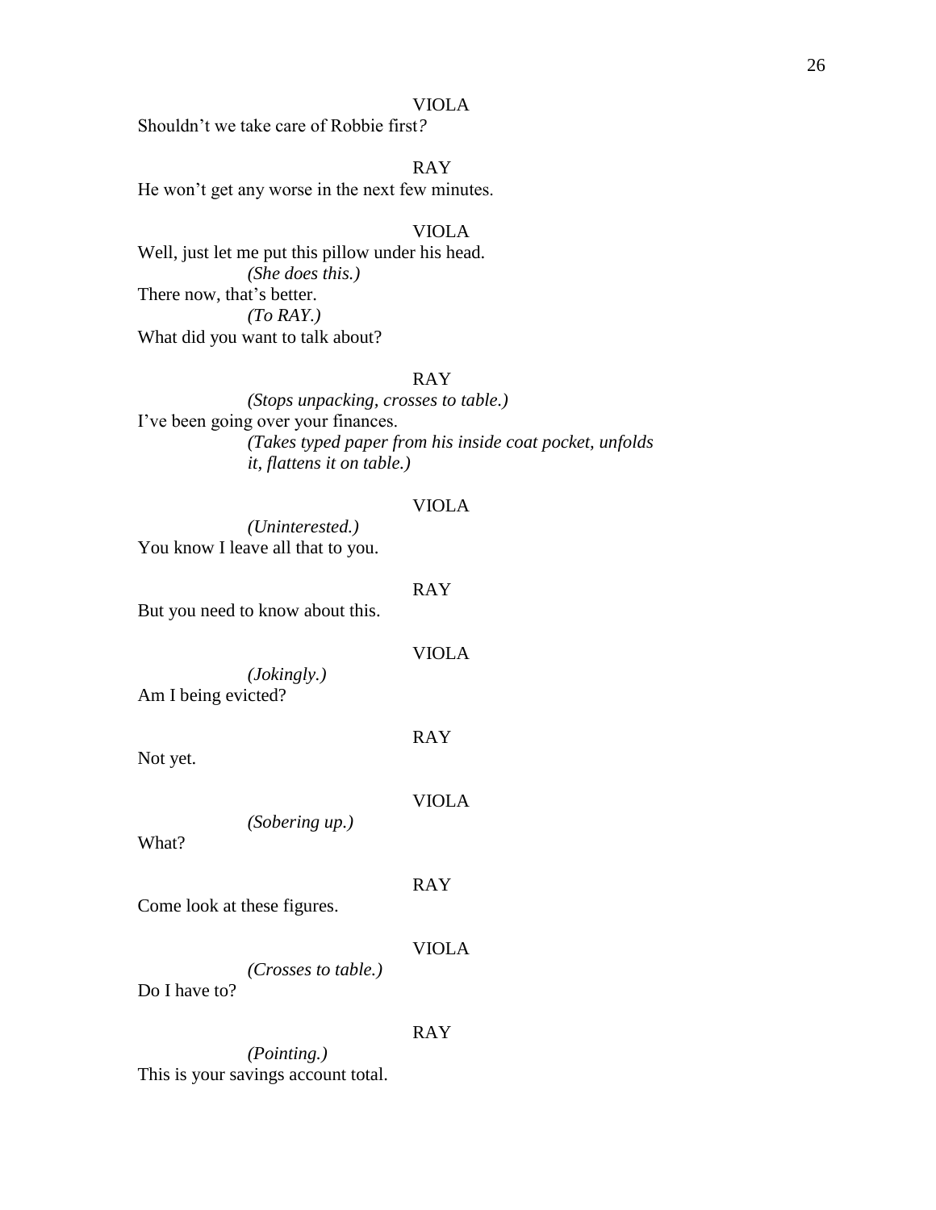VIOLA

Shouldn't we take care of Robbie first?

RAY

He won't get any worse in the next few minutes.

VIOLA

Well, just let me put this pillow under his head.

*(She does this.)*

There now, that's better.

*(To RAY.)*

What did you want to talk about?

RAY

*(Stops unpacking, crosses to table.)*

I've been going over your finances.

*(Takes typed paper from his inside coat pocket, unfolds it, flattens it on table.)*

VIOLA

*(Uninterested.)*

You know I leave all that to you.

RAY

But you need to know about this.

VIOLA

*(Jokingly.)*

Am I being evicted?

RAY

Not yet.

VIOLA

*(Sobering up.)*

What?

RAY

Come look at these figures.

VIOLA

*(Crosses to table.)*

Do I have to?

RAY

*(Pointing.)*

This is your savings account total.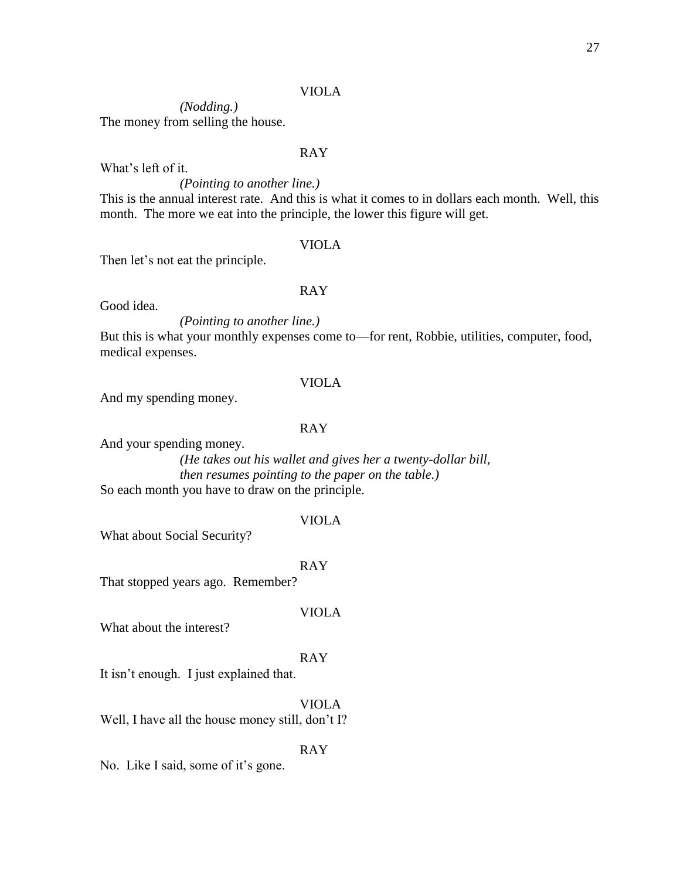VIOLA

*(Nodding.)*

The money from selling the house.

RAY

What's left of it.

*(Pointing to another line.)*

This is the annual interest rate. And this is what it comes to in dollars each month. Well, this month. The more we eat into the principle, the lower this figure will get.

VIOLA

Then let's not eat the principle.

RAY

Good idea.

*(Pointing to another line.)*

But this is what your monthly expenses come to—for rent, Robbie, utilities, computer, food, medical expenses.

VIOLA

And my spending money.

RAY

And your spending money.

*(He takes out his wallet and gives her a twenty-dollar bill, then resumes pointing to the paper on the table.)*

So each month you have to draw on the principle.

VIOLA

What about Social Security?

RAY

That stopped years ago. Remember?

VIOLA

What about the interest?

RAY

It isn't enough. I just explained that.

VIOLA

Well, I have all the house money still, don't I?

RAY

No. Like I said, some of it's gone.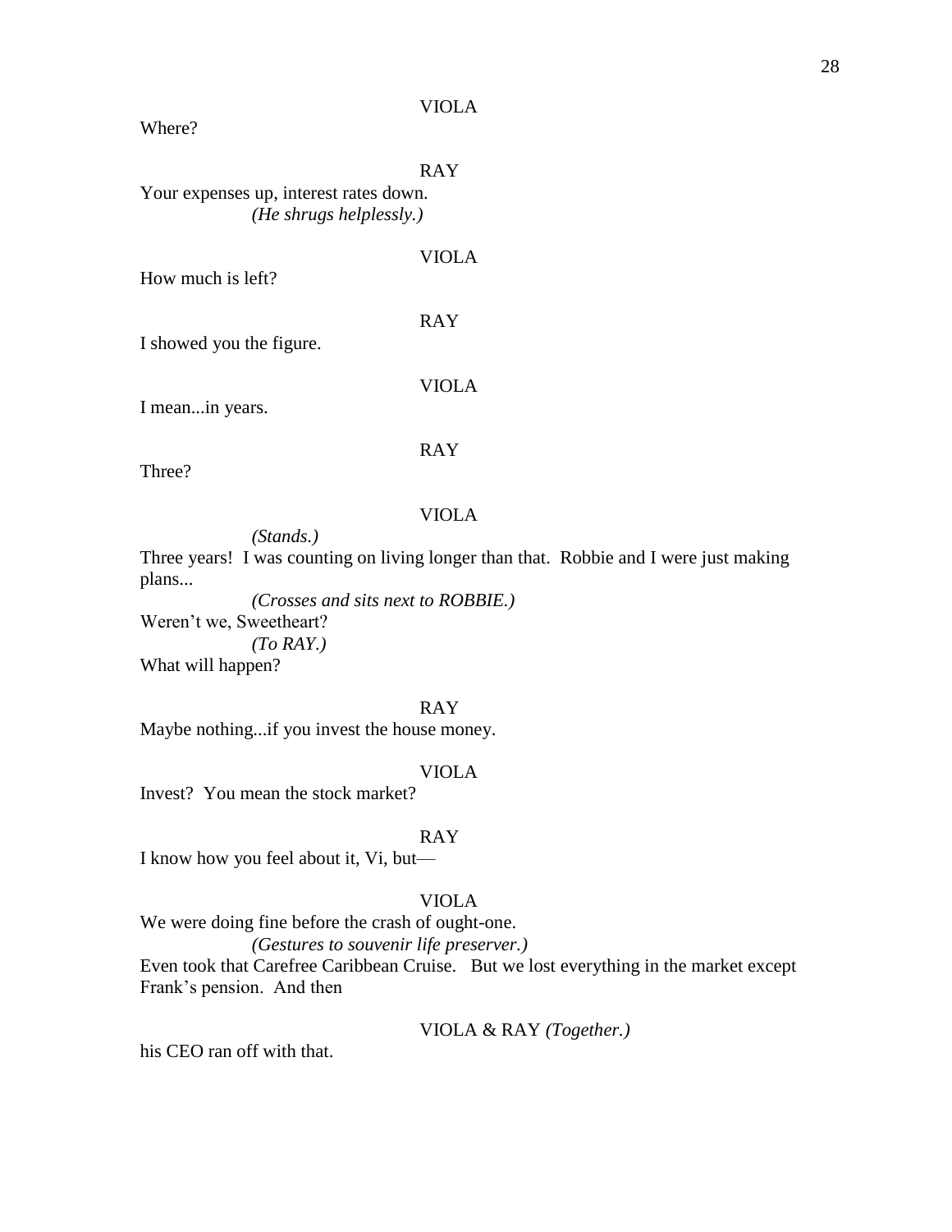VIOLA

Where?

RAY

Your expenses up, interest rates down.

*(He shrugs helplessly.)*

VIOLA

How much is left?

RAY

I showed you the figure.

VIOLA

I mean...in years.

RAY

Three?

VIOLA

*(Stands.)*

Three years!  I was counting on living longer than that.  Robbie and I were just making plans...

*(Crosses and sits next to ROBBIE.)*

Weren't we, Sweetheart?

*(To RAY.)*

What will happen?

RAY

Maybe nothing...if you invest the house money.

VIOLA

Invest?  You mean the stock market?

RAY

I know how you feel about it, Vi, but—

VIOLA

We were doing fine before the crash of ought-one.

*(Gestures to souvenir life preserver.)*

Even took that Carefree Caribbean Cruise.   But we lost everything in the market except Frank's pension.  And then

VIOLA & RAY *(Together.)*

his CEO ran off with that.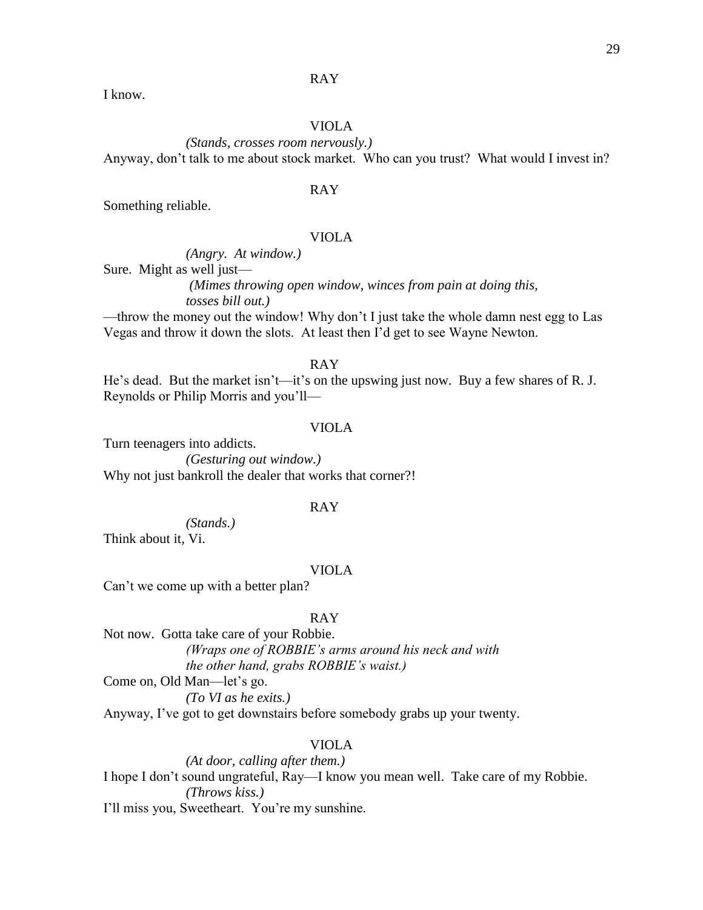RAY

I know.

VIOLA

*(Stands, crosses room nervously.)*

Anyway, don't talk to me about stock market. Who can you trust? What would I invest in?

RAY

Something reliable.

VIOLA

*(Angry. At window.)*

Sure. Might as well just—

*(Mimes throwing open window, winces from pain at doing this, tosses bill out.)*

—throw the money out the window! Why don't I just take the whole damn nest egg to Las Vegas and throw it down the slots. At least then I'd get to see Wayne Newton.

RAY

He's dead. But the market isn't—it's on the upswing just now. Buy a few shares of R. J. Reynolds or Philip Morris and you'll—

VIOLA

Turn teenagers into addicts.

*(Gesturing out window.)*

Why not just bankroll the dealer that works that corner?!

RAY

*(Stands.)*

Think about it, Vi.

VIOLA

Can't we come up with a better plan?

RAY

Not now. Gotta take care of your Robbie.

*(Wraps one of ROBBIE's arms around his neck and with the other hand, grabs ROBBIE's waist.)*

Come on, Old Man—let's go.

*(To VI as he exits.)*

Anyway, I've got to get downstairs before somebody grabs up your twenty.

VIOLA

*(At door, calling after them.)*

I hope I don't sound ungrateful, Ray—I know you mean well. Take care of my Robbie.

*(Throws kiss.)*

I'll miss you, Sweetheart. You're my sunshine.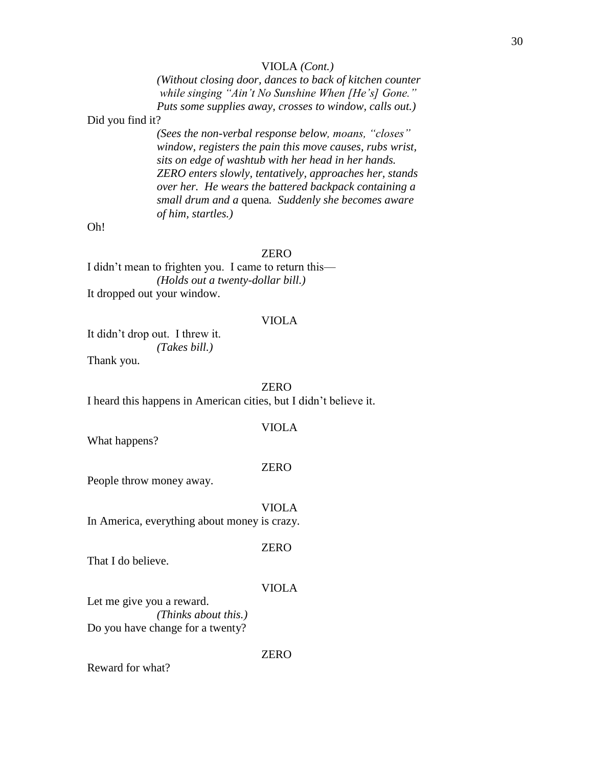VIOLA *(Cont.)*

*(Without closing door, dances to back of kitchen counter while singing "Ain't No Sunshine When [He's] Gone." Puts some supplies away, crosses to window, calls out.)*

Did you find it?

*(Sees the non-verbal response below, moans, "closes" window, registers the pain this move causes, rubs wrist, sits on edge of washtub with her head in her hands. ZERO enters slowly, tentatively, approaches her, stands over her. He wears the battered backpack containing a small drum and a* quena*. Suddenly she becomes aware of him, startles.)*

Oh!

ZERO

I didn't mean to frighten you. I came to return this—

*(Holds out a twenty-dollar bill.)*

It dropped out your window.

VIOLA

It didn't drop out. I threw it.

*(Takes bill.)*

Thank you.

ZERO

I heard this happens in American cities, but I didn't believe it.

VIOLA

What happens?

ZERO

People throw money away.

VIOLA

In America, everything about money is crazy.

ZERO

That I do believe.

VIOLA

Let me give you a reward.

*(Thinks about this.)*

Do you have change for a twenty?

ZERO

Reward for what?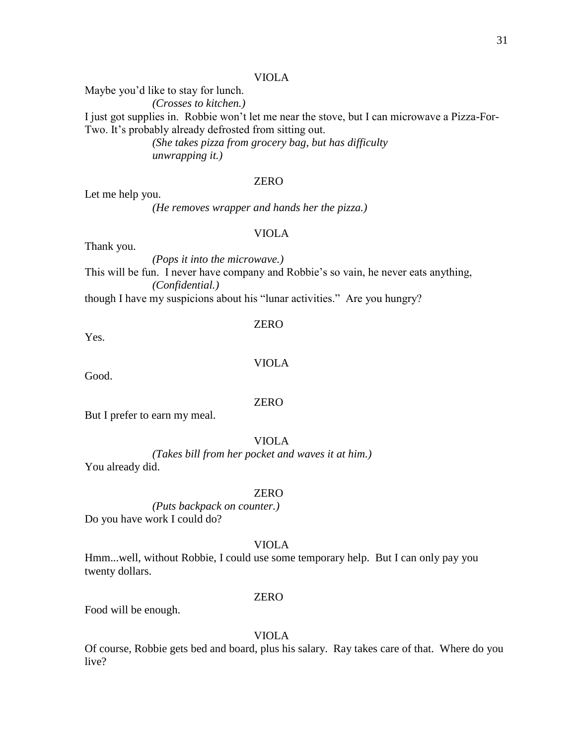VIOLA

Maybe you'd like to stay for lunch.

*(Crosses to kitchen.)*

I just got supplies in. Robbie won't let me near the stove, but I can microwave a Pizza-For-Two. It's probably already defrosted from sitting out.

*(She takes pizza from grocery bag, but has difficulty unwrapping it.)*

ZERO

Let me help you.

*(He removes wrapper and hands her the pizza.)*

VIOLA

Thank you.

*(Pops it into the microwave.)*

This will be fun. I never have company and Robbie's so vain, he never eats anything,

*(Confidential.)*

though I have my suspicions about his "lunar activities." Are you hungry?

ZERO

Yes.

VIOLA

Good.

ZERO

But I prefer to earn my meal.

VIOLA

*(Takes bill from her pocket and waves it at him.)*

You already did.

ZERO

*(Puts backpack on counter.)*

Do you have work I could do?

VIOLA

Hmm...well, without Robbie, I could use some temporary help. But I can only pay you twenty dollars.

ZERO

Food will be enough.

VIOLA

Of course, Robbie gets bed and board, plus his salary. Ray takes care of that. Where do you live?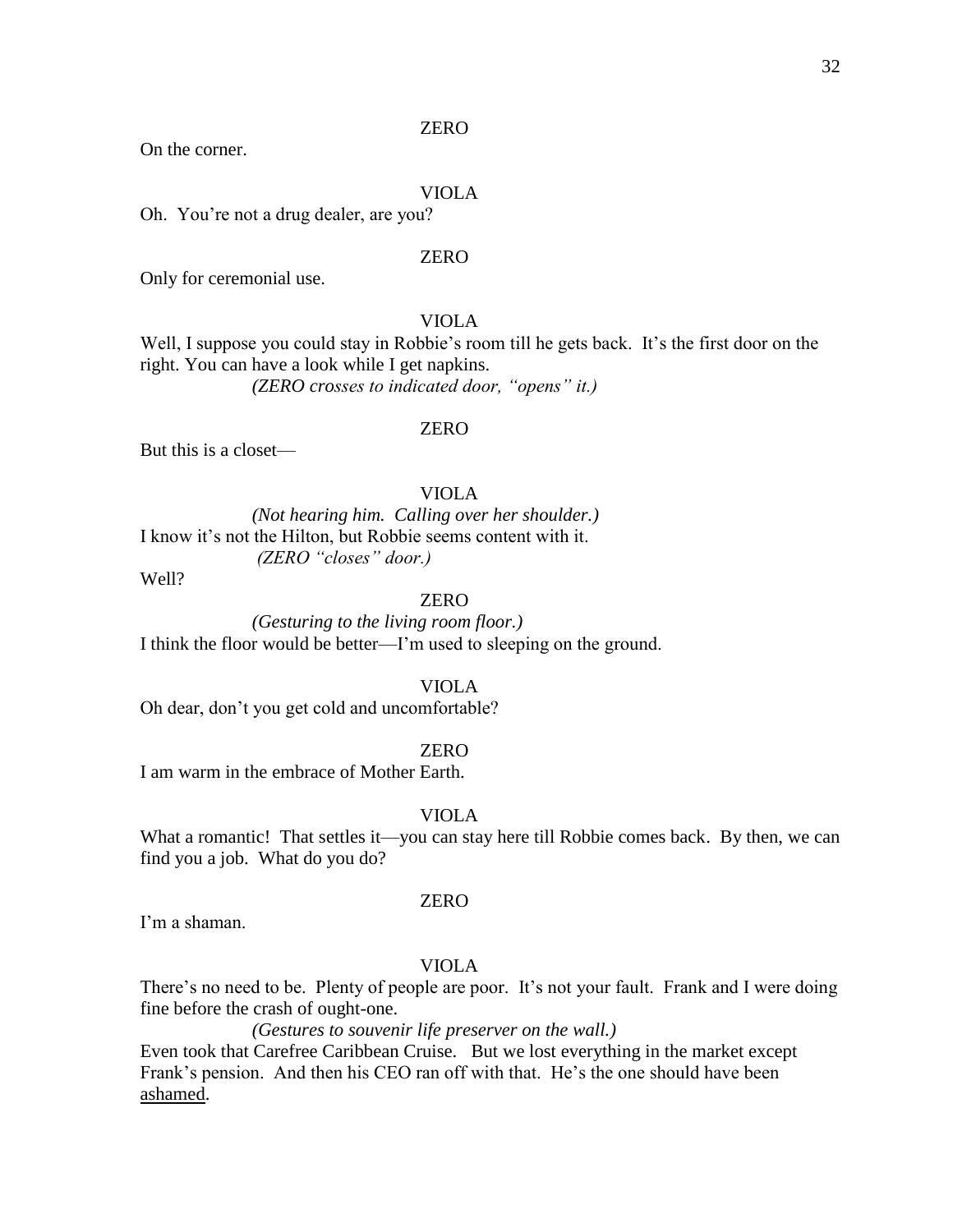ZERO

On the corner.

VIOLA

Oh. You're not a drug dealer, are you?

ZERO

Only for ceremonial use.

VIOLA

Well, I suppose you could stay in Robbie's room till he gets back. It's the first door on the right. You can have a look while I get napkins.

*(ZERO crosses to indicated door, "opens" it.)*

ZERO

But this is a closet—

VIOLA

*(Not hearing him. Calling over her shoulder.)*

I know it's not the Hilton, but Robbie seems content with it.

*(ZERO "closes" door.)*

Well?

ZERO

*(Gesturing to the living room floor.)*

I think the floor would be better—I'm used to sleeping on the ground.

VIOLA

Oh dear, don't you get cold and uncomfortable?

ZERO

I am warm in the embrace of Mother Earth.

VIOLA

What a romantic! That settles it—you can stay here till Robbie comes back. By then, we can find you a job. What do you do?

ZERO

I'm a shaman.

VIOLA

There's no need to be. Plenty of people are poor. It's not your fault. Frank and I were doing fine before the crash of ought-one.

*(Gestures to souvenir life preserver on the wall.)*

Even took that Carefree Caribbean Cruise. But we lost everything in the market except Frank's pension. And then his CEO ran off with that. He's the one should have been <u>ashamed</u>.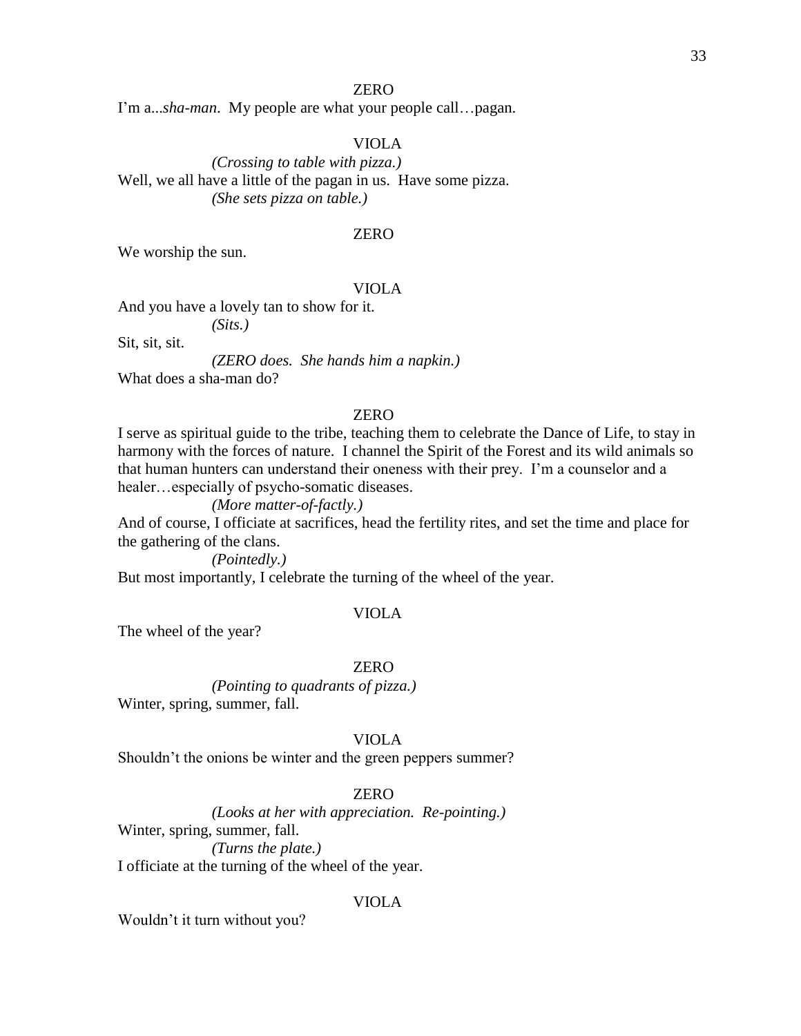ZERO

I'm a...*sha-man*. My people are what your people call…pagan.

VIOLA

*(Crossing to table with pizza.)*

Well, we all have a little of the pagan in us. Have some pizza.

*(She sets pizza on table.)*

ZERO

We worship the sun.

VIOLA

And you have a lovely tan to show for it.

*(Sits.)*

Sit, sit, sit.

*(ZERO does. She hands him a napkin.)*

What does a sha-man do?

ZERO

I serve as spiritual guide to the tribe, teaching them to celebrate the Dance of Life, to stay in harmony with the forces of nature. I channel the Spirit of the Forest and its wild animals so that human hunters can understand their oneness with their prey. I'm a counselor and a healer…especially of psycho-somatic diseases.

*(More matter-of-factly.)*

And of course, I officiate at sacrifices, head the fertility rites, and set the time and place for the gathering of the clans.

*(Pointedly.)*

But most importantly, I celebrate the turning of the wheel of the year.

VIOLA

The wheel of the year?

ZERO

*(Pointing to quadrants of pizza.)*

Winter, spring, summer, fall.

VIOLA

Shouldn't the onions be winter and the green peppers summer?

ZERO

*(Looks at her with appreciation. Re-pointing.)*

Winter, spring, summer, fall.

*(Turns the plate.)*

I officiate at the turning of the wheel of the year.

VIOLA

Wouldn't it turn without you?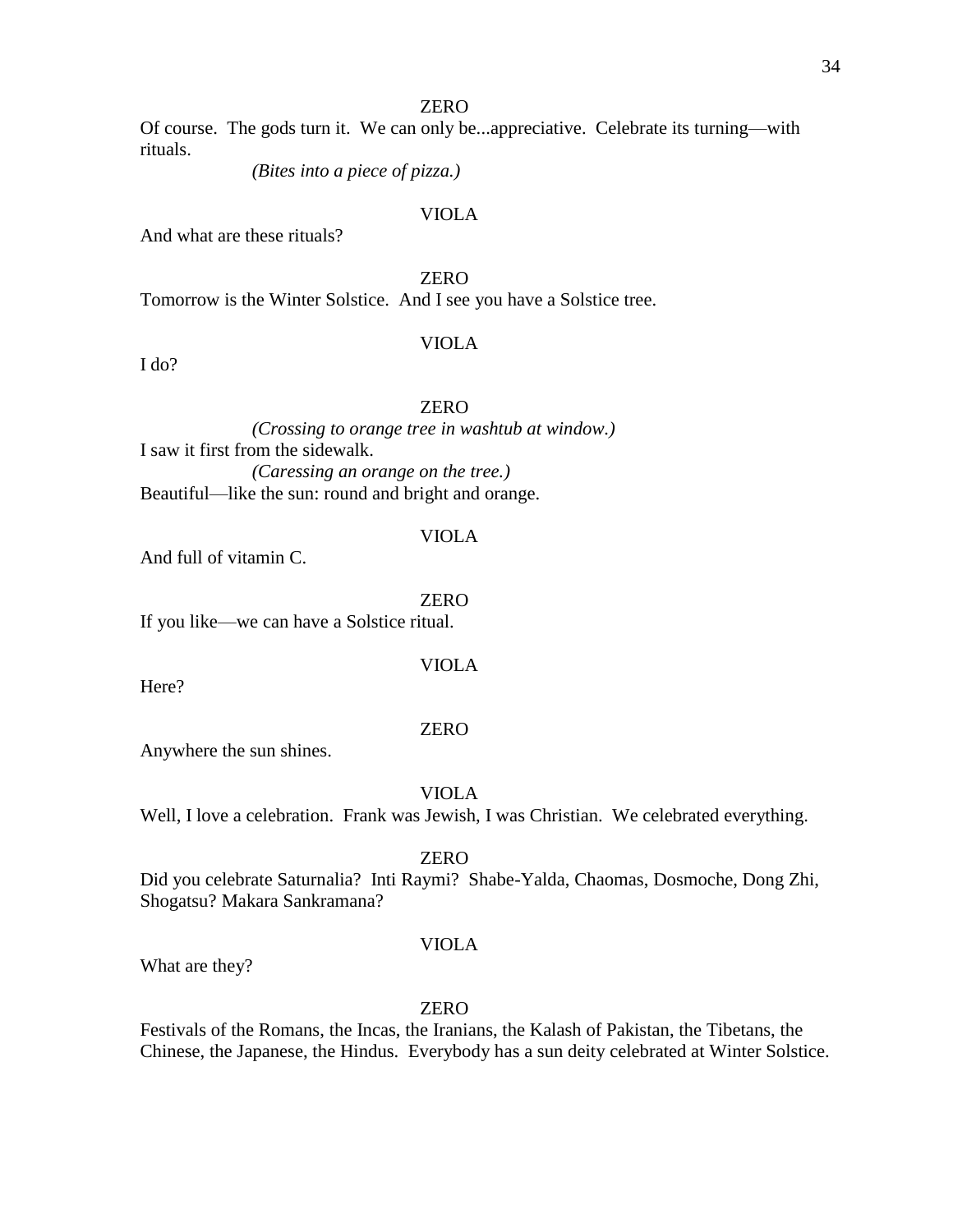ZERO

Of course. The gods turn it. We can only be...appreciative. Celebrate its turning—with rituals.

*(Bites into a piece of pizza.)*

VIOLA

And what are these rituals?

ZERO

Tomorrow is the Winter Solstice. And I see you have a Solstice tree.

VIOLA

I do?

ZERO

*(Crossing to orange tree in washtub at window.)*

I saw it first from the sidewalk.

*(Caressing an orange on the tree.)*

Beautiful—like the sun: round and bright and orange.

VIOLA

And full of vitamin C.

ZERO

If you like—we can have a Solstice ritual.

VIOLA

Here?

ZERO

Anywhere the sun shines.

VIOLA

Well, I love a celebration. Frank was Jewish, I was Christian. We celebrated everything.

ZERO

Did you celebrate Saturnalia? Inti Raymi? Shabe-Yalda, Chaomas, Dosmoche, Dong Zhi, Shogatsu? Makara Sankramana?

VIOLA

What are they?

ZERO

Festivals of the Romans, the Incas, the Iranians, the Kalash of Pakistan, the Tibetans, the Chinese, the Japanese, the Hindus. Everybody has a sun deity celebrated at Winter Solstice.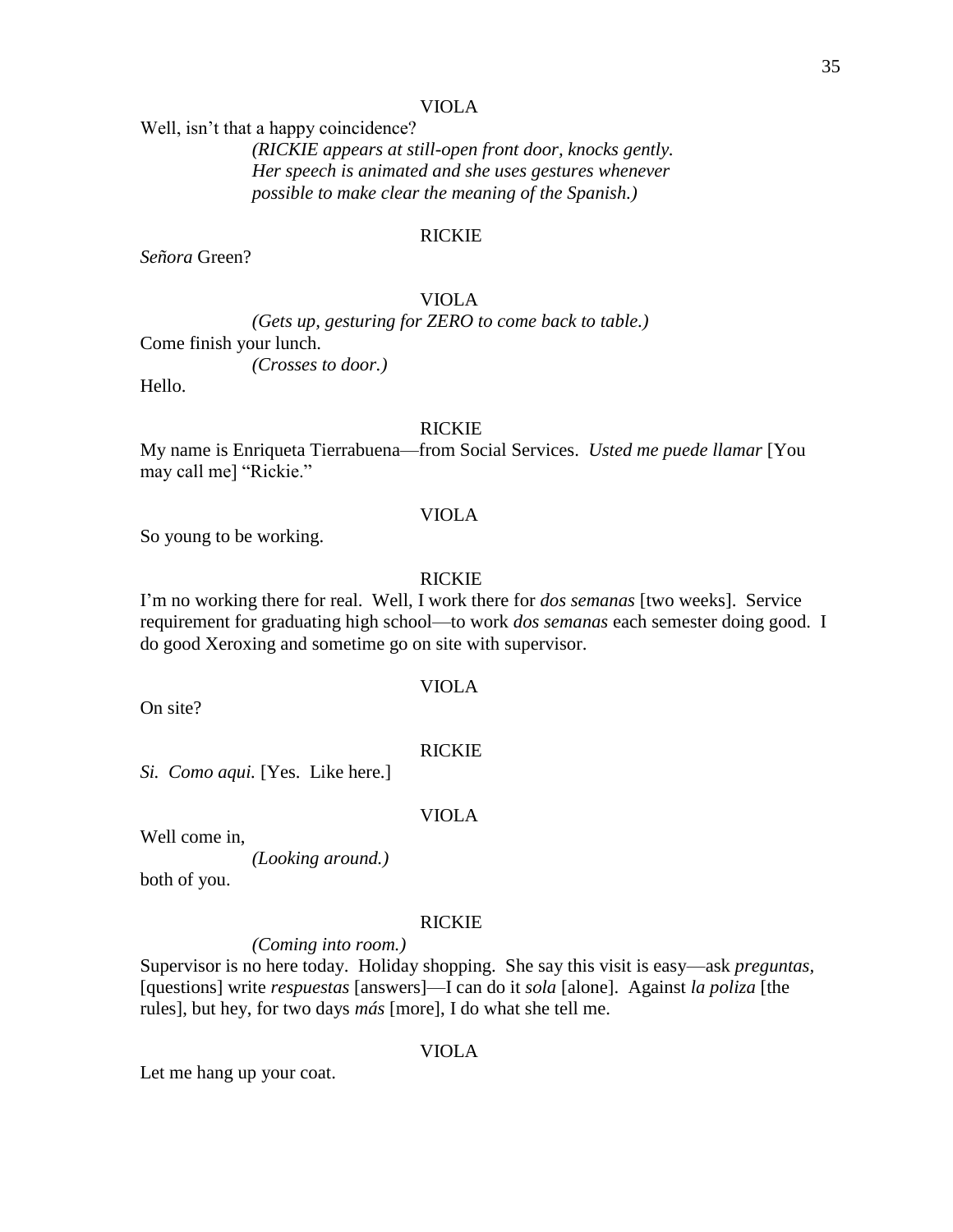VIOLA

Well, isn't that a happy coincidence?

*(RICKIE appears at still-open front door, knocks gently. Her speech is animated and she uses gestures whenever possible to make clear the meaning of the Spanish.)*

RICKIE

*Señora* Green?

VIOLA

*(Gets up, gesturing for ZERO to come back to table.)*

Come finish your lunch.

*(Crosses to door.)*

Hello.

RICKIE

My name is Enriqueta Tierrabuena—from Social Services. *Usted me puede llamar* [You may call me] "Rickie."

VIOLA

So young to be working.

RICKIE

I'm no working there for real. Well, I work there for *dos semanas* [two weeks]. Service requirement for graduating high school—to work *dos semanas* each semester doing good. I do good Xeroxing and sometime go on site with supervisor.

VIOLA

On site?

RICKIE

*Si. Como aqui.* [Yes. Like here.]

VIOLA

Well come in,

*(Looking around.)*

both of you.

RICKIE

*(Coming into room.)*

Supervisor is no here today. Holiday shopping. She say this visit is easy—ask *preguntas*, [questions] write *respuestas* [answers]—I can do it *sola* [alone]. Against *la poliza* [the rules], but hey, for two days *más* [more], I do what she tell me.

VIOLA

Let me hang up your coat.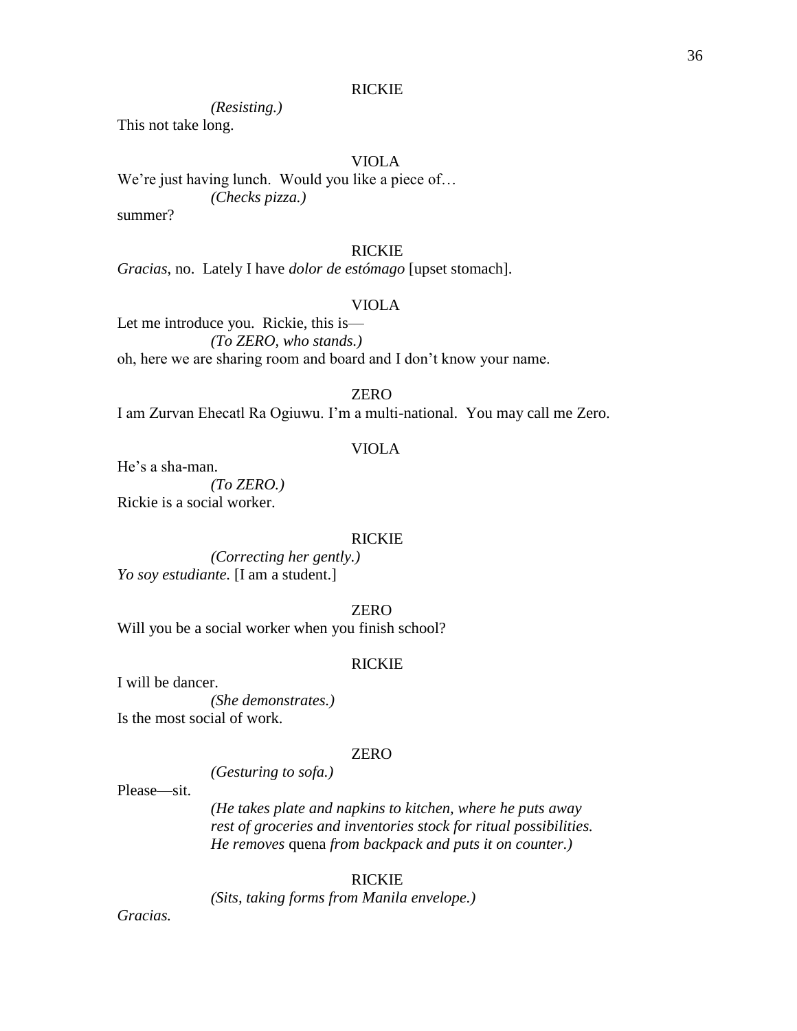RICKIE

*(Resisting.)*

This not take long.

VIOLA

We're just having lunch. Would you like a piece of…

*(Checks pizza.)*

summer?

RICKIE

*Gracias*, no. Lately I have *dolor de estómago* [upset stomach].

VIOLA

Let me introduce you. Rickie, this is—

*(To ZERO, who stands.)*

oh, here we are sharing room and board and I don't know your name.

ZERO

I am Zurvan Ehecatl Ra Ogiuwu. I'm a multi-national. You may call me Zero.

VIOLA

He's a sha-man.

*(To ZERO.)*

Rickie is a social worker.

RICKIE

*(Correcting her gently.)*

*Yo soy estudiante.* [I am a student.]

ZERO

Will you be a social worker when you finish school?

RICKIE

I will be dancer.

*(She demonstrates.)*

Is the most social of work.

ZERO

*(Gesturing to sofa.)*

Please—sit.

*(He takes plate and napkins to kitchen, where he puts away rest of groceries and inventories stock for ritual possibilities. He removes* quena *from backpack and puts it on counter.)*

RICKIE

*(Sits, taking forms from Manila envelope.)*

*Gracias.*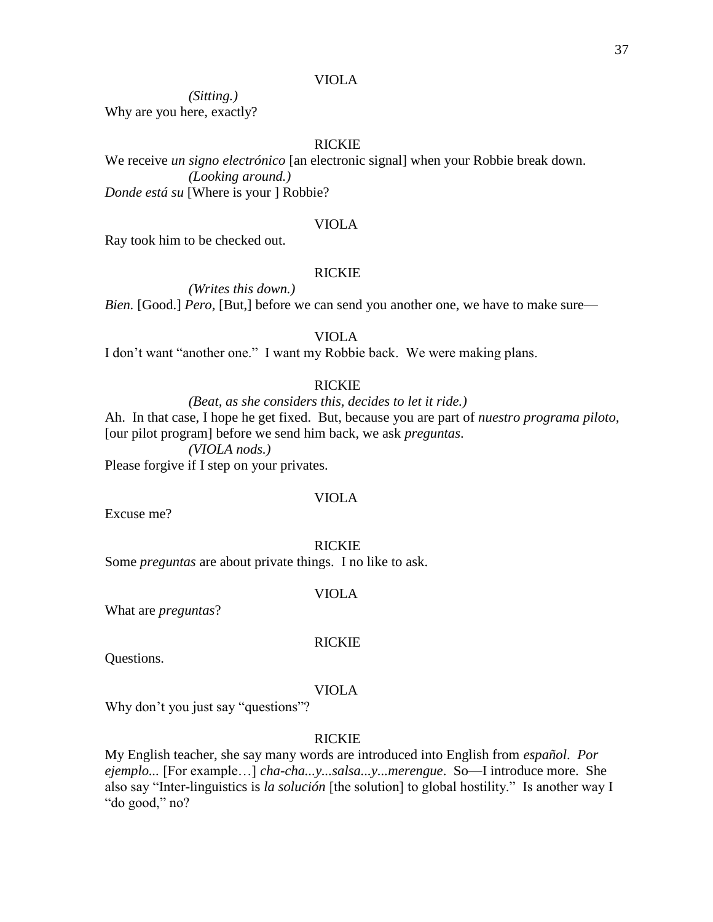VIOLA

*(Sitting.)*
Why are you here, exactly?

RICKIE

We receive *un signo electrónico* [an electronic signal] when your Robbie break down.
*(Looking around.)*
*Donde está su* [Where is your ] Robbie?

VIOLA

Ray took him to be checked out.

RICKIE

*(Writes this down.)*
*Bien.* [Good.] *Pero,* [But,] before we can send you another one, we have to make sure—

VIOLA

I don't want "another one." I want my Robbie back. We were making plans.

RICKIE

*(Beat, as she considers this, decides to let it ride.)*
Ah. In that case, I hope he get fixed. But, because you are part of *nuestro programa piloto,* [our pilot program] before we send him back, we ask *preguntas.*
*(VIOLA nods.)*
Please forgive if I step on your privates.

VIOLA

Excuse me?

RICKIE

Some *preguntas* are about private things. I no like to ask.

VIOLA

What are *preguntas*?

RICKIE

Questions.

VIOLA

Why don't you just say "questions"?

RICKIE

My English teacher, she say many words are introduced into English from *español*. *Por ejemplo...* [For example…] *cha-cha...y...salsa...y...merengue*. So—I introduce more. She also say "Inter-linguistics is *la solución* [the solution] to global hostility." Is another way I "do good," no?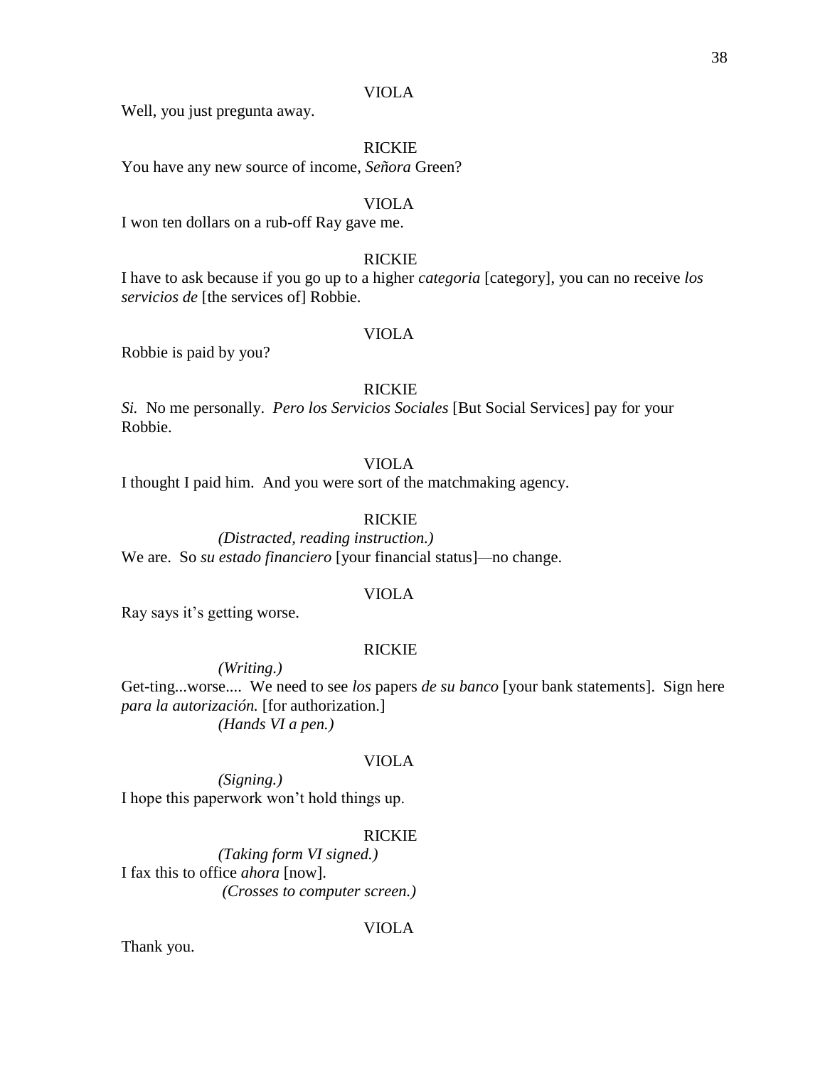VIOLA

Well, you just pregunta away.

RICKIE

You have any new source of income, *Señora* Green?

VIOLA

I won ten dollars on a rub-off Ray gave me.

RICKIE

I have to ask because if you go up to a higher *categoria* [category], you can no receive *los servicios de* [the services of] Robbie.

VIOLA

Robbie is paid by you?

RICKIE

*Si.* No me personally. *Pero los Servicios Sociales* [But Social Services] pay for your Robbie.

VIOLA

I thought I paid him. And you were sort of the matchmaking agency.

RICKIE

*(Distracted, reading instruction.)*

We are. So *su estado financiero* [your financial status]—no change.

VIOLA

Ray says it's getting worse.

RICKIE

*(Writing.)*

Get-ting...worse.... We need to see *los* papers *de su banco* [your bank statements]. Sign here *para la autorización.* [for authorization.]

*(Hands VI a pen.)*

VIOLA

*(Signing.)*

I hope this paperwork won't hold things up.

RICKIE

*(Taking form VI signed.)*

I fax this to office *ahora* [now].

*(Crosses to computer screen.)*

VIOLA

Thank you.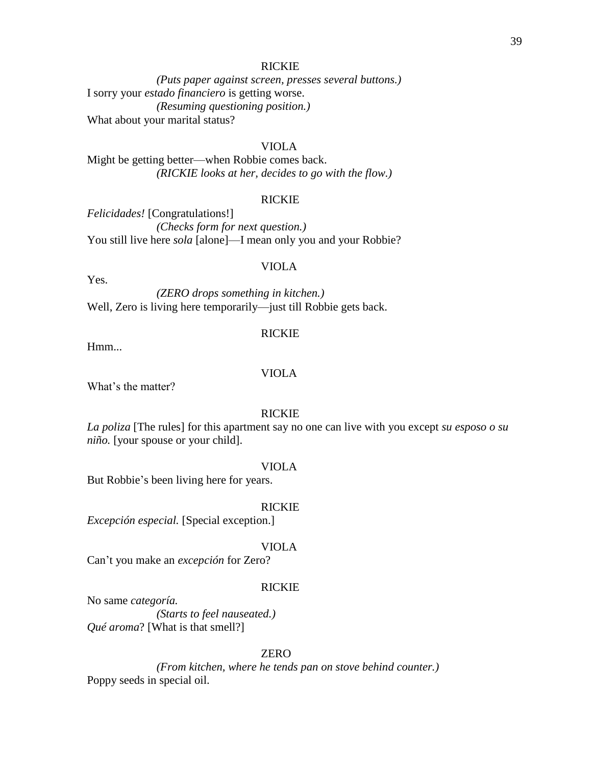RICKIE

*(Puts paper against screen, presses several buttons.)*

I sorry your *estado financiero* is getting worse.

*(Resuming questioning position.)*

What about your marital status?

VIOLA

Might be getting better—when Robbie comes back.

*(RICKIE looks at her, decides to go with the flow.)*

RICKIE

*Felicidades!* [Congratulations!]

*(Checks form for next question.)*

You still live here *sola* [alone]—I mean only you and your Robbie?

VIOLA

Yes.

*(ZERO drops something in kitchen.)*

Well, Zero is living here temporarily—just till Robbie gets back.

RICKIE

Hmm...

VIOLA

What's the matter?

RICKIE

*La poliza* [The rules] for this apartment say no one can live with you except *su esposo o su niño.* [your spouse or your child].

VIOLA

But Robbie's been living here for years.

RICKIE

*Excepción especial.* [Special exception.]

VIOLA

Can't you make an *excepción* for Zero?

RICKIE

No same *categoría.*

*(Starts to feel nauseated.)*

*Qué aroma*? [What is that smell?]

ZERO

*(From kitchen, where he tends pan on stove behind counter.)*

Poppy seeds in special oil.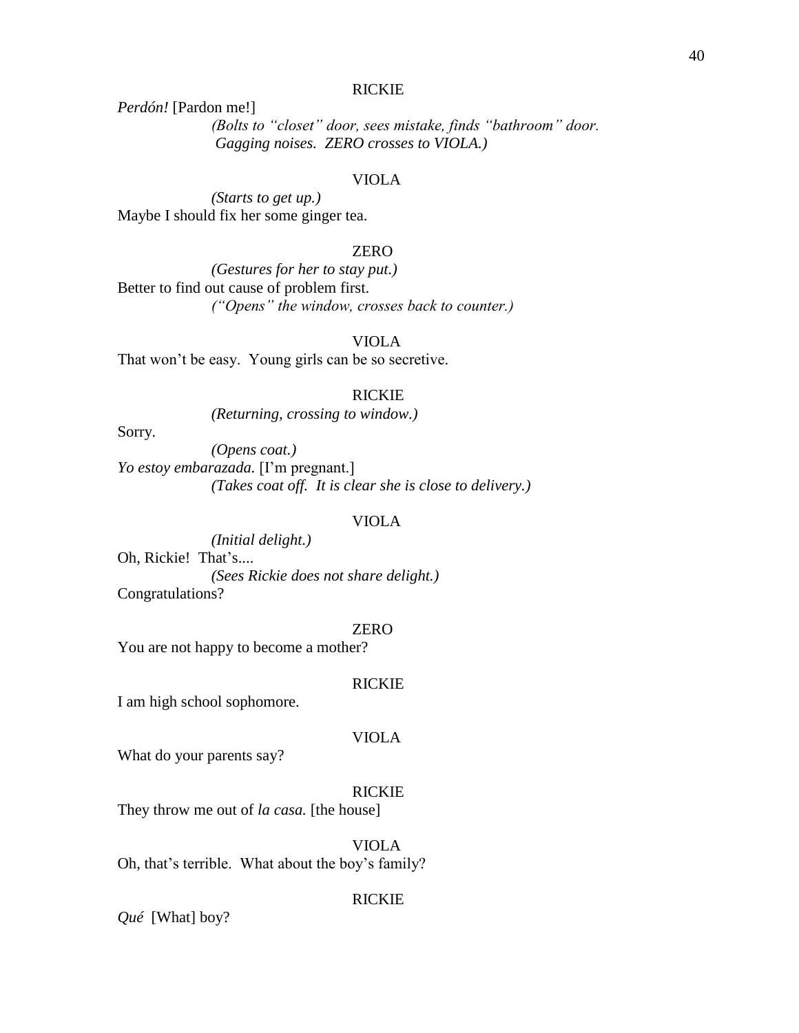RICKIE

*Perdón!* [Pardon me!]

*(Bolts to "closet" door, sees mistake, finds "bathroom" door. Gagging noises. ZERO crosses to VIOLA.)*

VIOLA

*(Starts to get up.)*

Maybe I should fix her some ginger tea.

ZERO

*(Gestures for her to stay put.)*

Better to find out cause of problem first.

*("Opens" the window, crosses back to counter.)*

VIOLA

That won't be easy. Young girls can be so secretive.

RICKIE

*(Returning, crossing to window.)*

Sorry.

*(Opens coat.)*

*Yo estoy embarazada.* [I'm pregnant.]

*(Takes coat off. It is clear she is close to delivery.)*

VIOLA

*(Initial delight.)*

Oh, Rickie! That's....

*(Sees Rickie does not share delight.)*

Congratulations?

ZERO

You are not happy to become a mother?

RICKIE

I am high school sophomore.

VIOLA

What do your parents say?

RICKIE

They throw me out of *la casa.* [the house]

VIOLA

Oh, that's terrible. What about the boy's family?

RICKIE

*Qué* [What] boy?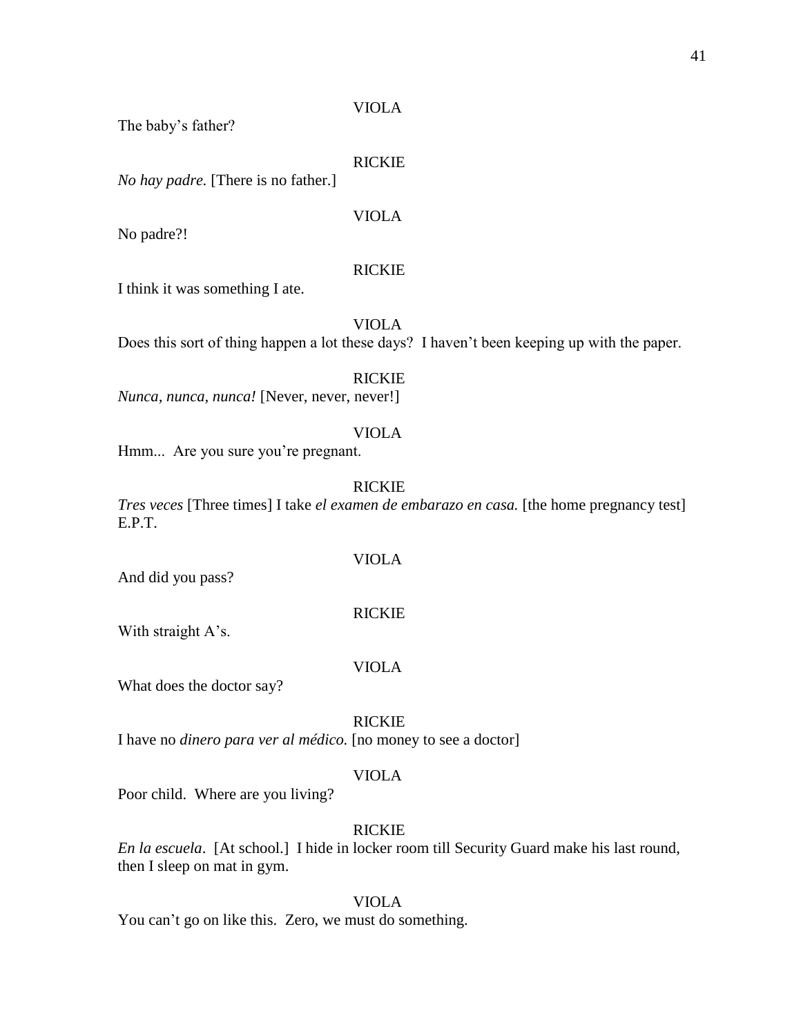VIOLA

The baby's father?

RICKIE

*No hay padre.* [There is no father.]

VIOLA

No padre?!

RICKIE

I think it was something I ate.

VIOLA

Does this sort of thing happen a lot these days? I haven't been keeping up with the paper.

RICKIE

*Nunca, nunca, nunca!* [Never, never, never!]

VIOLA

Hmm... Are you sure you're pregnant.

RICKIE

*Tres veces* [Three times] I take *el examen de embarazo en casa.* [the home pregnancy test] E.P.T.

VIOLA

And did you pass?

RICKIE

With straight A's.

VIOLA

What does the doctor say?

RICKIE

I have no *dinero para ver al médico.* [no money to see a doctor]

VIOLA

Poor child. Where are you living?

RICKIE

*En la escuela*. [At school.] I hide in locker room till Security Guard make his last round, then I sleep on mat in gym.

VIOLA

You can't go on like this. Zero, we must do something.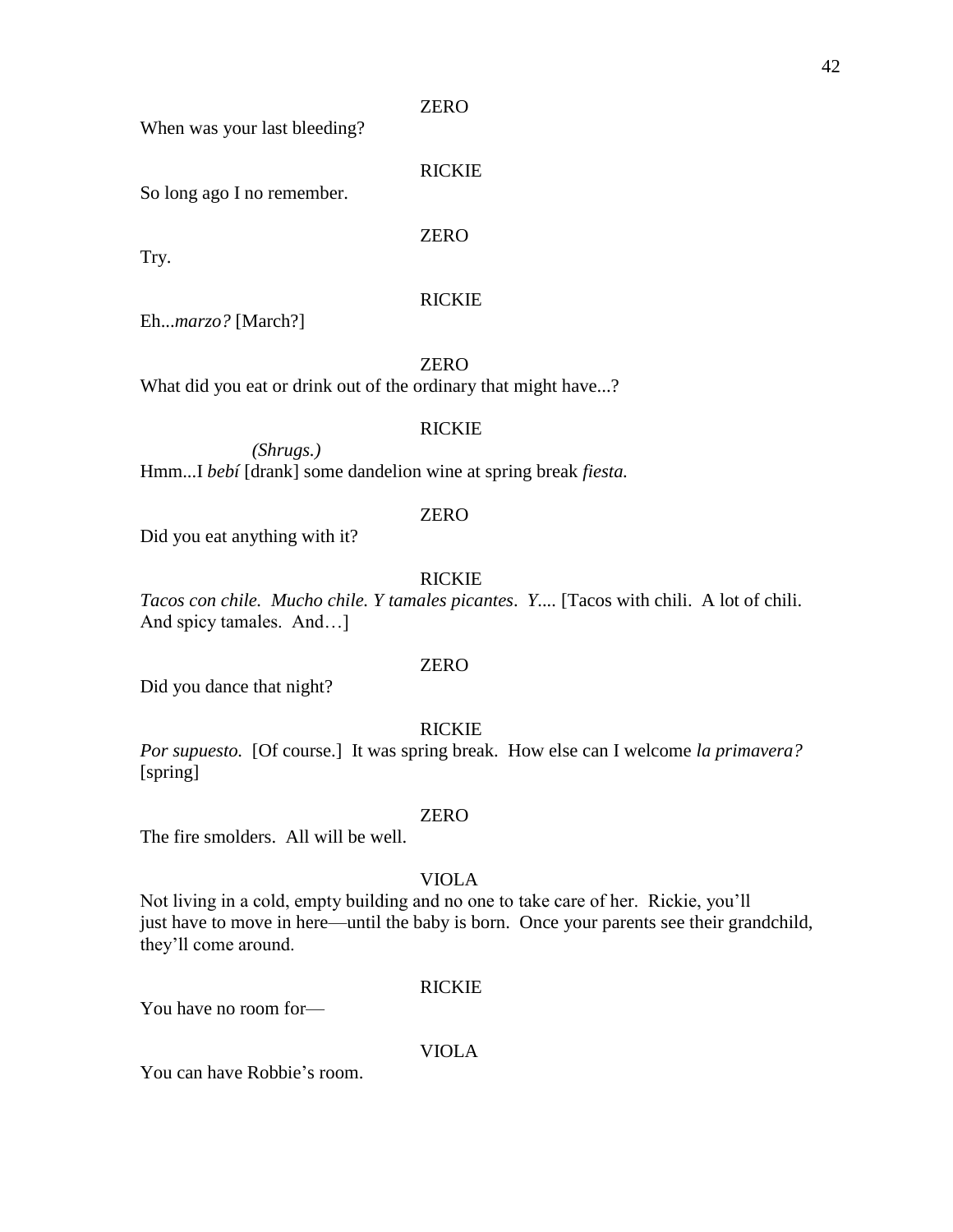ZERO

When was your last bleeding?

RICKIE

So long ago I no remember.

ZERO

Try.

RICKIE

Eh...*marzo?* [March?]

ZERO

What did you eat or drink out of the ordinary that might have...?

RICKIE

*(Shrugs.)*

Hmm...I *bebí* [drank] some dandelion wine at spring break *fiesta.*

ZERO

Did you eat anything with it?

RICKIE

*Tacos con chile. Mucho chile. Y tamales picantes. Y....* [Tacos with chili. A lot of chili. And spicy tamales. And…]

ZERO

Did you dance that night?

RICKIE

*Por supuesto.* [Of course.] It was spring break. How else can I welcome *la primavera?* [spring]

ZERO

The fire smolders. All will be well.

VIOLA

Not living in a cold, empty building and no one to take care of her. Rickie, you'll just have to move in here—until the baby is born. Once your parents see their grandchild, they'll come around.

RICKIE

You have no room for—

VIOLA

You can have Robbie's room.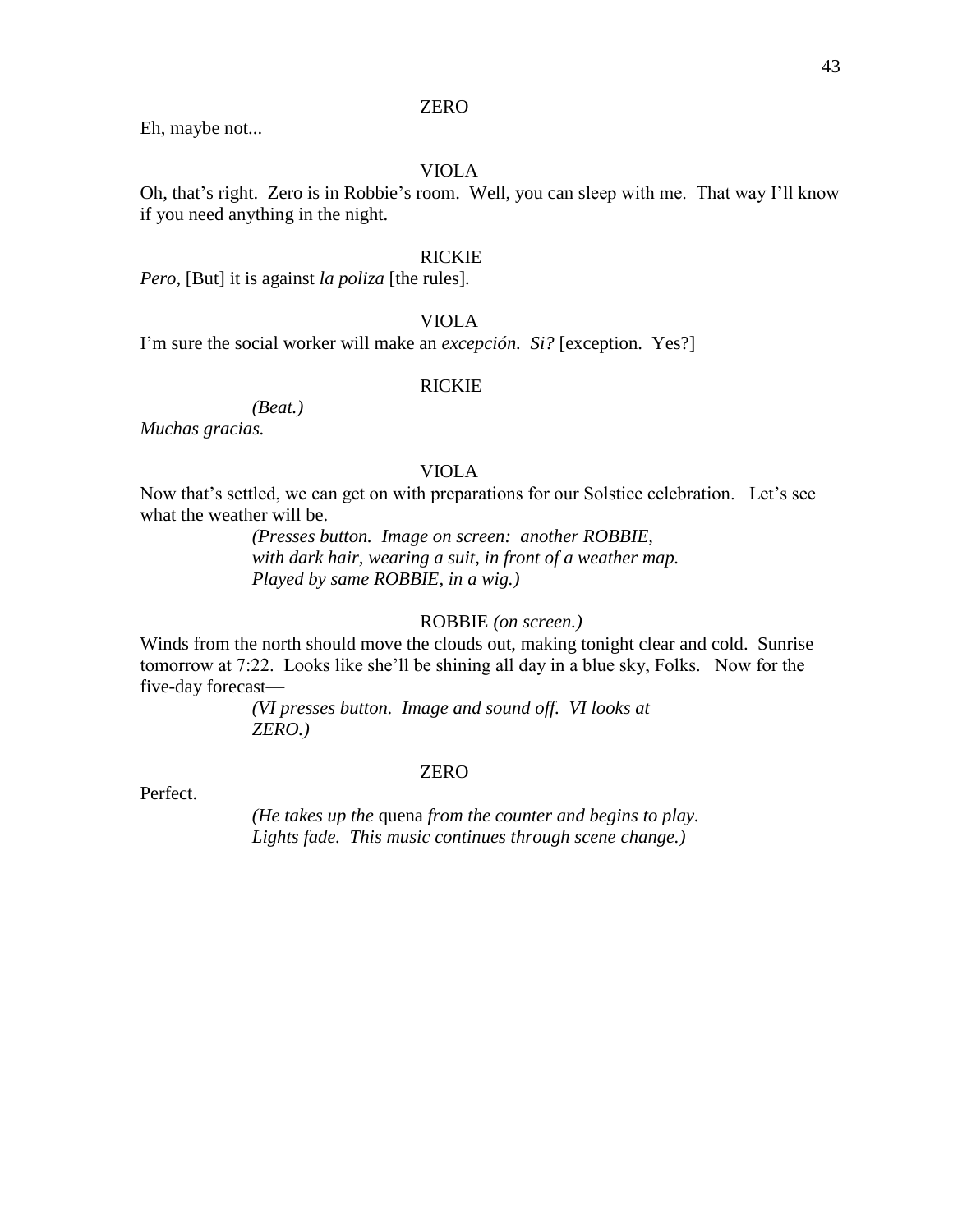ZERO

Eh, maybe not...

VIOLA

Oh, that's right. Zero is in Robbie's room. Well, you can sleep with me. That way I'll know if you need anything in the night.

RICKIE

*Pero,* [But] it is against *la poliza* [the rules].

VIOLA

I'm sure the social worker will make an *excepción. Si?* [exception. Yes?]

RICKIE

*(Beat.)*

*Muchas gracias.*

VIOLA

Now that's settled, we can get on with preparations for our Solstice celebration. Let's see what the weather will be.

*(Presses button. Image on screen: another ROBBIE, with dark hair, wearing a suit, in front of a weather map. Played by same ROBBIE, in a wig.)*

ROBBIE *(on screen.)*

Winds from the north should move the clouds out, making tonight clear and cold. Sunrise tomorrow at 7:22. Looks like she'll be shining all day in a blue sky, Folks. Now for the five-day forecast—

*(VI presses button. Image and sound off. VI looks at ZERO.)*

ZERO

Perfect.

*(He takes up the* quena *from the counter and begins to play. Lights fade. This music continues through scene change.)*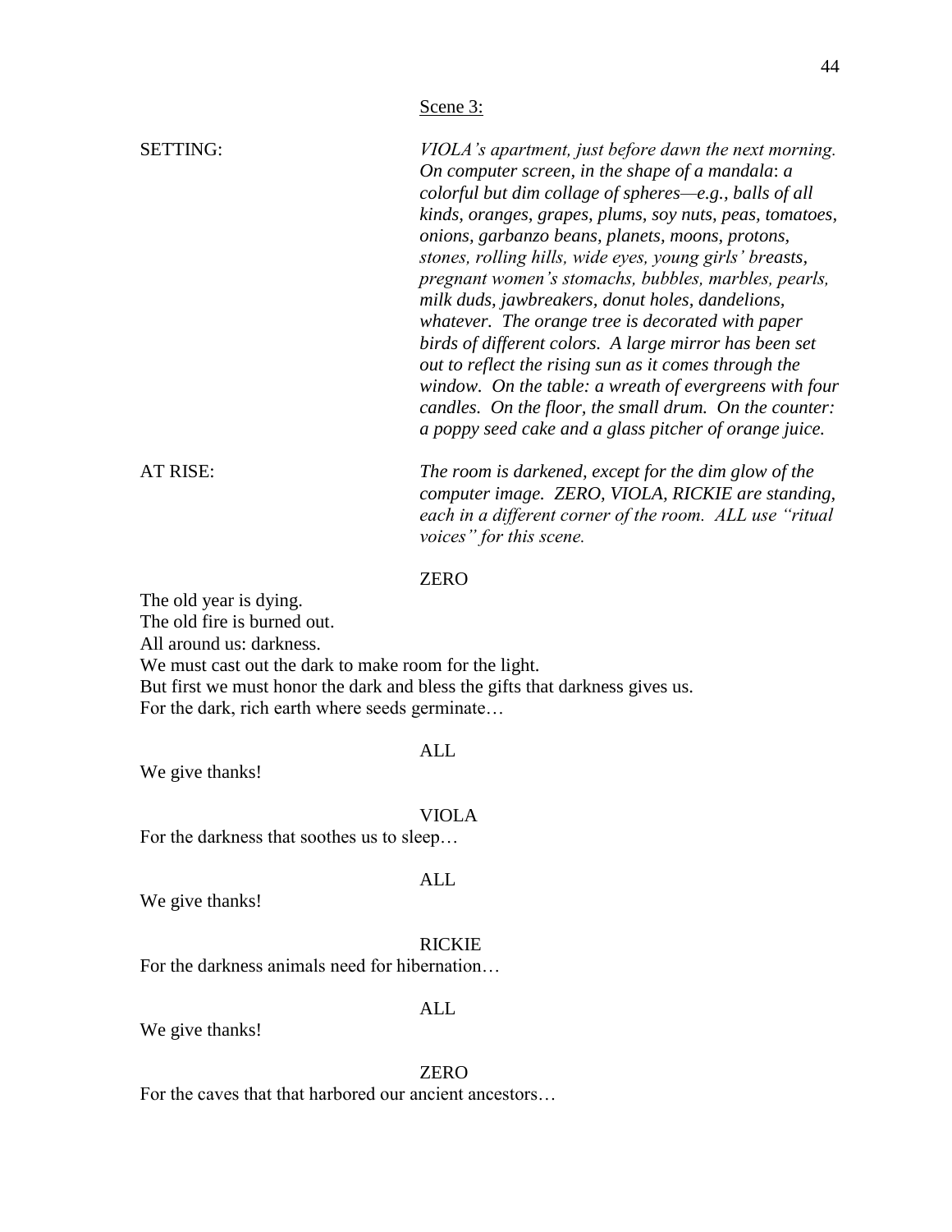Scene 3:

SETTING: *VIOLA's apartment, just before dawn the next morning. On computer screen, in the shape of a mandala: a colorful but dim collage of spheres—e.g., balls of all kinds, oranges, grapes, plums, soy nuts, peas, tomatoes, onions, garbanzo beans, planets, moons, protons, stones, rolling hills, wide eyes, young girls' breasts, pregnant women's stomachs, bubbles, marbles, pearls, milk duds, jawbreakers, donut holes, dandelions, whatever. The orange tree is decorated with paper birds of different colors. A large mirror has been set out to reflect the rising sun as it comes through the window. On the table: a wreath of evergreens with four candles. On the floor, the small drum. On the counter: a poppy seed cake and a glass pitcher of orange juice.*

AT RISE: *The room is darkened, except for the dim glow of the computer image. ZERO, VIOLA, RICKIE are standing, each in a different corner of the room. ALL use "ritual voices" for this scene.*

ZERO

The old year is dying.
The old fire is burned out.
All around us: darkness.
We must cast out the dark to make room for the light.
But first we must honor the dark and bless the gifts that darkness gives us.
For the dark, rich earth where seeds germinate…

ALL

We give thanks!

VIOLA

For the darkness that soothes us to sleep…

ALL

We give thanks!

RICKIE

For the darkness animals need for hibernation…

ALL

We give thanks!

ZERO

For the caves that that harbored our ancient ancestors…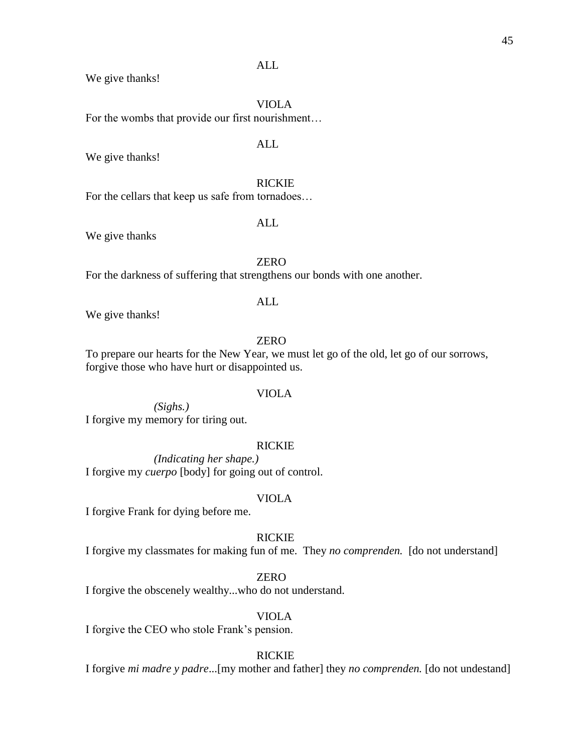ALL

We give thanks!

VIOLA

For the wombs that provide our first nourishment…

ALL

We give thanks!

RICKIE

For the cellars that keep us safe from tornadoes…

ALL

We give thanks

ZERO

For the darkness of suffering that strengthens our bonds with one another.

ALL

We give thanks!

ZERO

To prepare our hearts for the New Year, we must let go of the old, let go of our sorrows, forgive those who have hurt or disappointed us.

VIOLA

*(Sighs.)*

I forgive my memory for tiring out.

RICKIE

*(Indicating her shape.)*

I forgive my *cuerpo* [body] for going out of control.

VIOLA

I forgive Frank for dying before me.

RICKIE

I forgive my classmates for making fun of me. They *no comprenden.* [do not understand]

ZERO

I forgive the obscenely wealthy...who do not understand.

VIOLA

I forgive the CEO who stole Frank's pension.

RICKIE

I forgive *mi madre y padre*...[my mother and father] they *no comprenden.* [do not undestand]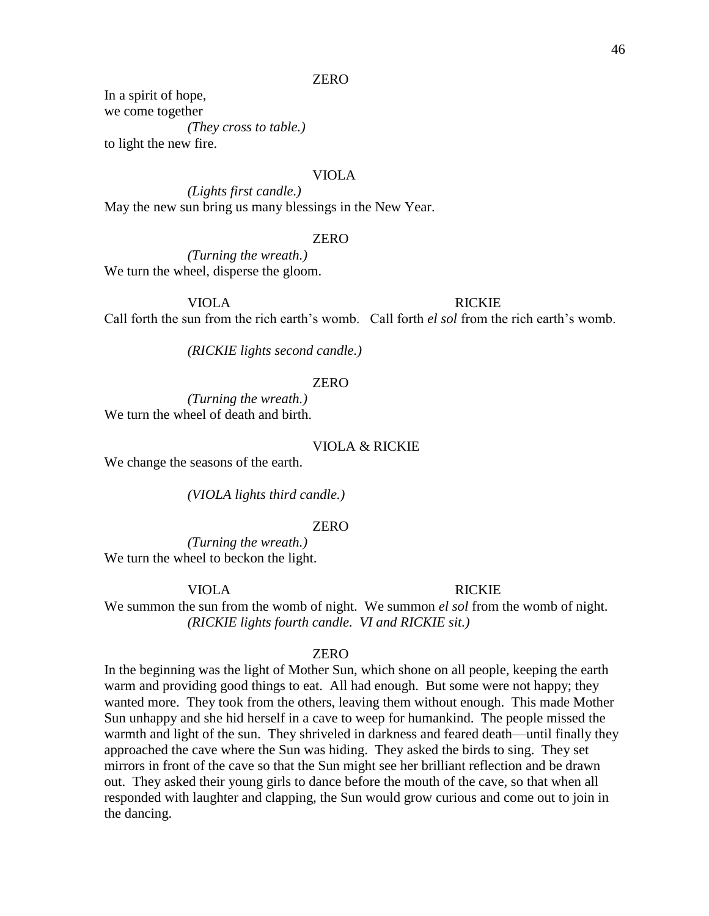ZERO

In a spirit of hope,
we come together
*(They cross to table.)*
to light the new fire.

VIOLA

*(Lights first candle.)*
May the new sun bring us many blessings in the New Year.

ZERO

*(Turning the wreath.)*
We turn the wheel, disperse the gloom.

| VIOLA | RICKIE |
|---|---|
| Call forth the sun from the rich earth's womb. | Call forth *el sol* from the rich earth's womb. |

*(RICKIE lights second candle.)*

ZERO

*(Turning the wreath.)*
We turn the wheel of death and birth.

VIOLA & RICKIE

We change the seasons of the earth.

*(VIOLA lights third candle.)*

ZERO

*(Turning the wreath.)*
We turn the wheel to beckon the light.

| VIOLA | RICKIE |
|---|---|
| We summon the sun from the womb of night. | We summon *el sol* from the womb of night. |

*(RICKIE lights fourth candle. VI and RICKIE sit.)*

ZERO

In the beginning was the light of Mother Sun, which shone on all people, keeping the earth warm and providing good things to eat. All had enough. But some were not happy; they wanted more. They took from the others, leaving them without enough. This made Mother Sun unhappy and she hid herself in a cave to weep for humankind. The people missed the warmth and light of the sun. They shriveled in darkness and feared death—until finally they approached the cave where the Sun was hiding. They asked the birds to sing. They set mirrors in front of the cave so that the Sun might see her brilliant reflection and be drawn out. They asked their young girls to dance before the mouth of the cave, so that when all responded with laughter and clapping, the Sun would grow curious and come out to join in the dancing.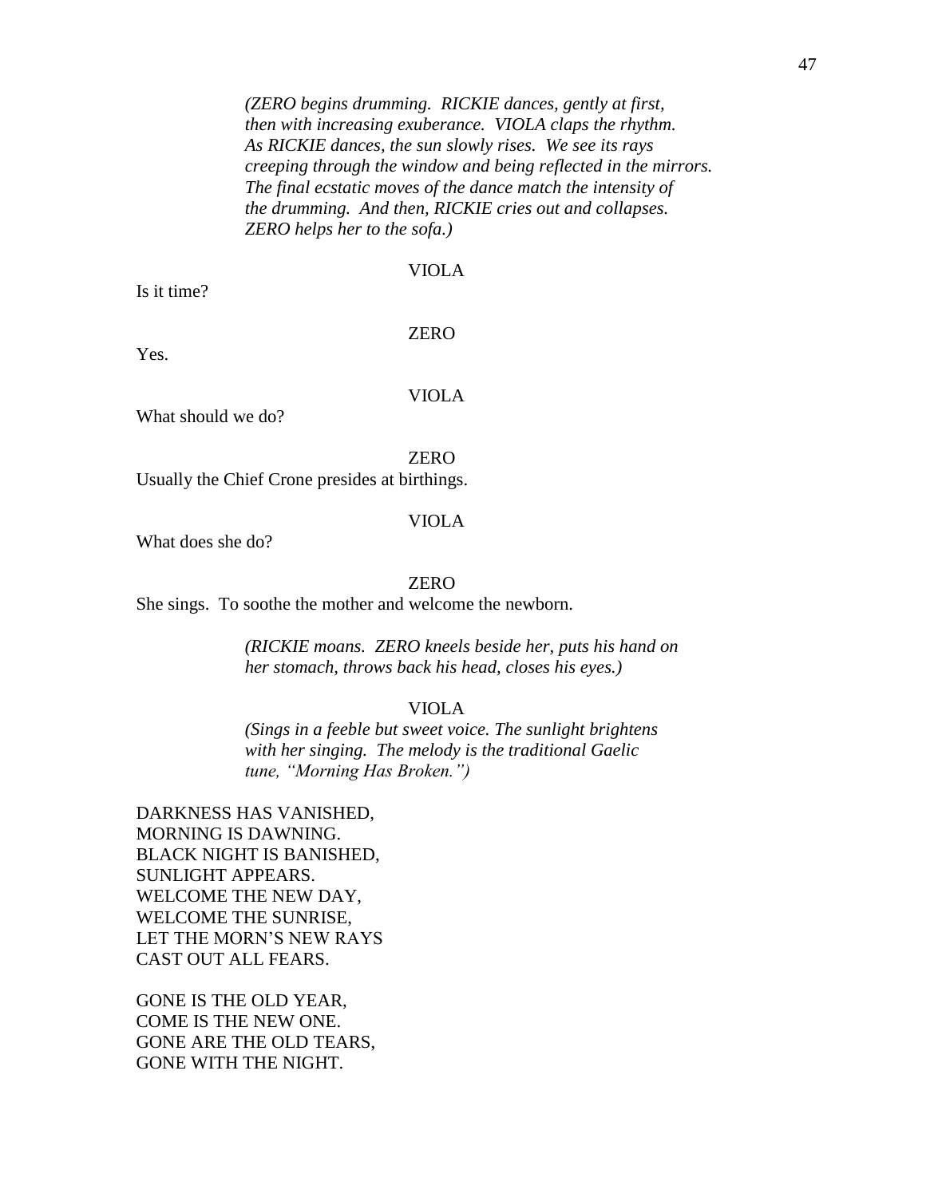*(ZERO begins drumming. RICKIE dances, gently at first, then with increasing exuberance. VIOLA claps the rhythm. As RICKIE dances, the sun slowly rises. We see its rays creeping through the window and being reflected in the mirrors. The final ecstatic moves of the dance match the intensity of the drumming. And then, RICKIE cries out and collapses. ZERO helps her to the sofa.)*

VIOLA

Is it time?

ZERO

Yes.

VIOLA

What should we do?

ZERO

Usually the Chief Crone presides at birthings.

VIOLA

What does she do?

ZERO

She sings. To soothe the mother and welcome the newborn.

*(RICKIE moans. ZERO kneels beside her, puts his hand on her stomach, throws back his head, closes his eyes.)*

VIOLA

*(Sings in a feeble but sweet voice. The sunlight brightens with her singing. The melody is the traditional Gaelic tune, "Morning Has Broken.")*

DARKNESS HAS VANISHED,
MORNING IS DAWNING.
BLACK NIGHT IS BANISHED,
SUNLIGHT APPEARS.
WELCOME THE NEW DAY,
WELCOME THE SUNRISE,
LET THE MORN'S NEW RAYS
CAST OUT ALL FEARS.

GONE IS THE OLD YEAR,
COME IS THE NEW ONE.
GONE ARE THE OLD TEARS,
GONE WITH THE NIGHT.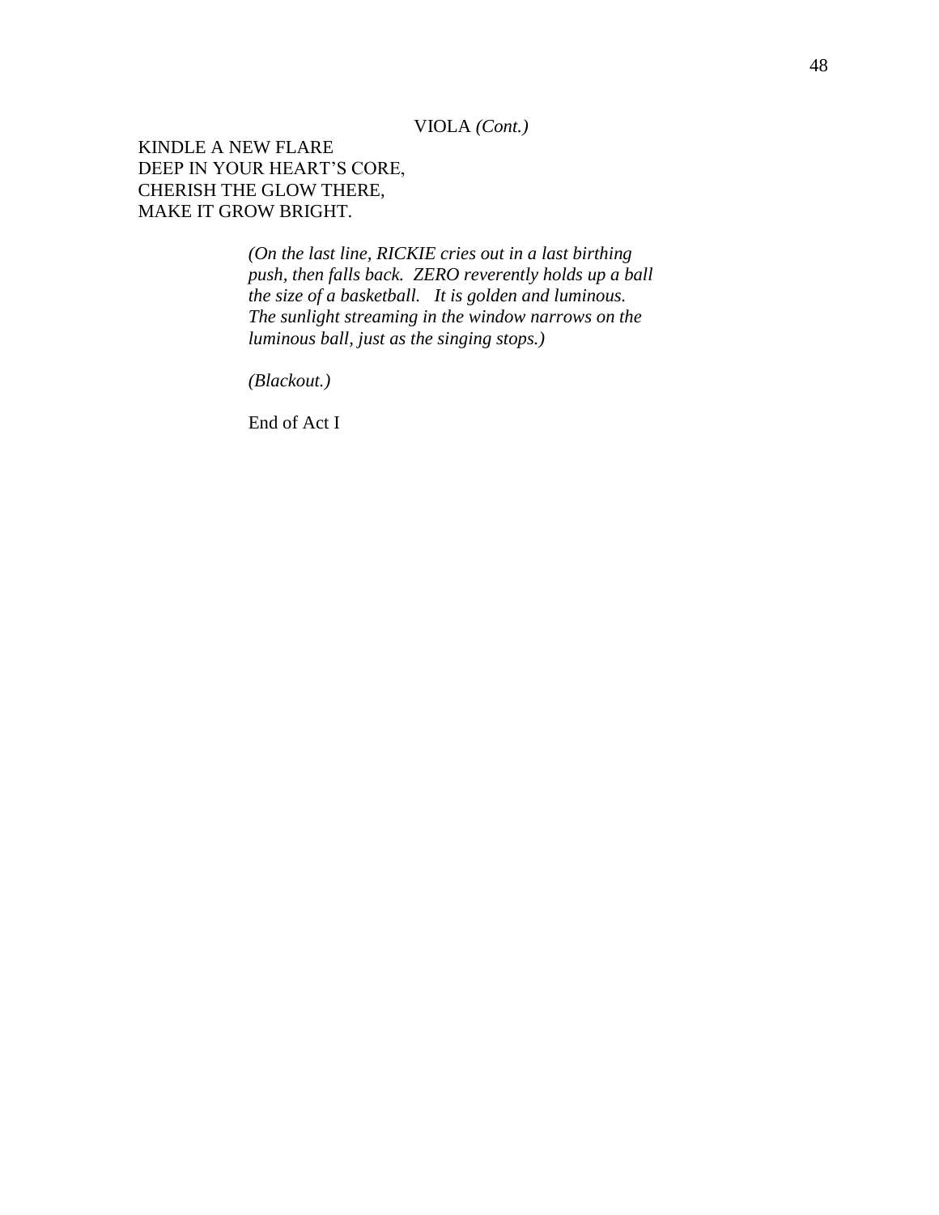VIOLA *(Cont.)*

KINDLE A NEW FLARE
DEEP IN YOUR HEART'S CORE,
CHERISH THE GLOW THERE,
MAKE IT GROW BRIGHT.

*(On the last line, RICKIE cries out in a last birthing push, then falls back. ZERO reverently holds up a ball the size of a basketball. It is golden and luminous. The sunlight streaming in the window narrows on the luminous ball, just as the singing stops.)*

*(Blackout.)*

End of Act I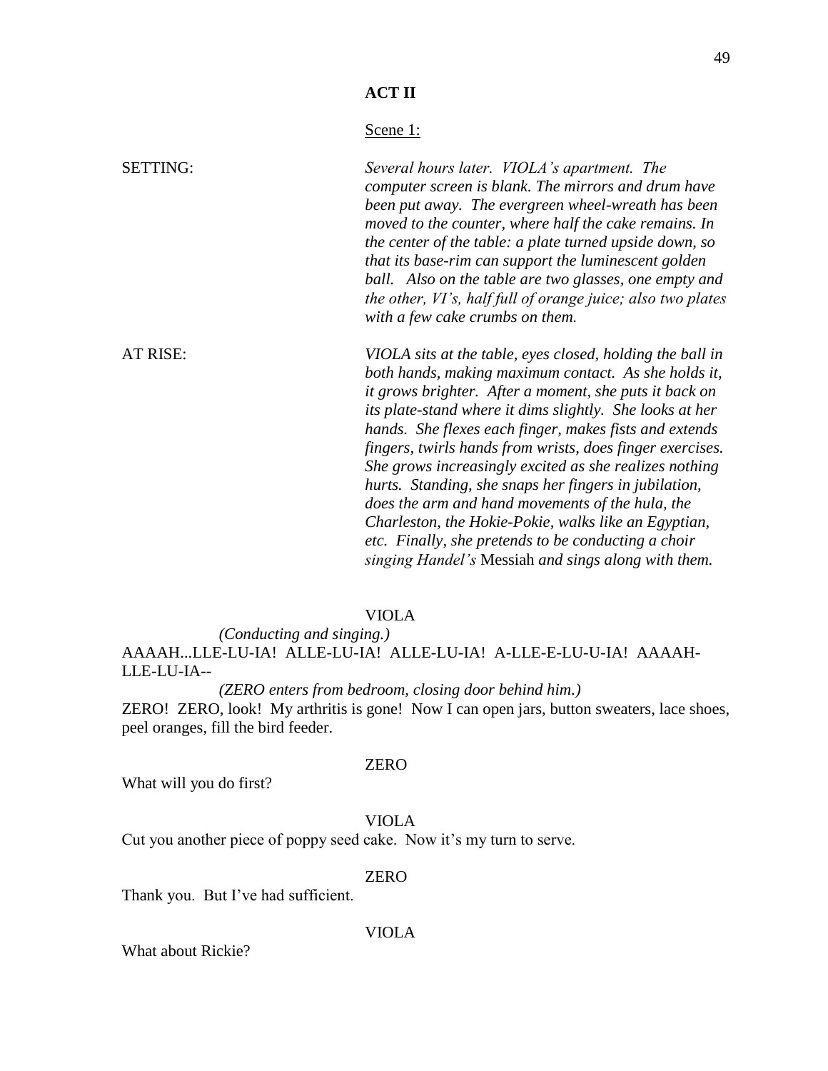**ACT II**

Scene 1:

SETTING: *Several hours later. VIOLA's apartment. The computer screen is blank. The mirrors and drum have been put away. The evergreen wheel-wreath has been moved to the counter, where half the cake remains. In the center of the table: a plate turned upside down, so that its base-rim can support the luminescent golden ball. Also on the table are two glasses, one empty and the other, VI's, half full of orange juice; also two plates with a few cake crumbs on them.*

AT RISE: *VIOLA sits at the table, eyes closed, holding the ball in both hands, making maximum contact. As she holds it, it grows brighter. After a moment, she puts it back on its plate-stand where it dims slightly. She looks at her hands. She flexes each finger, makes fists and extends fingers, twirls hands from wrists, does finger exercises. She grows increasingly excited as she realizes nothing hurts. Standing, she snaps her fingers in jubilation, does the arm and hand movements of the hula, the Charleston, the Hokie-Pokie, walks like an Egyptian, etc. Finally, she pretends to be conducting a choir singing Handel's* Messiah *and sings along with them.*

VIOLA

*(Conducting and singing.)*

AAAAH...LLE-LU-IA! ALLE-LU-IA! ALLE-LU-IA! A-LLE-E-LU-U-IA! AAAAH-LLE-LU-IA--

*(ZERO enters from bedroom, closing door behind him.)*

ZERO! ZERO, look! My arthritis is gone! Now I can open jars, button sweaters, lace shoes, peel oranges, fill the bird feeder.

ZERO

What will you do first?

VIOLA

Cut you another piece of poppy seed cake. Now it's my turn to serve.

ZERO

Thank you. But I've had sufficient.

VIOLA

What about Rickie?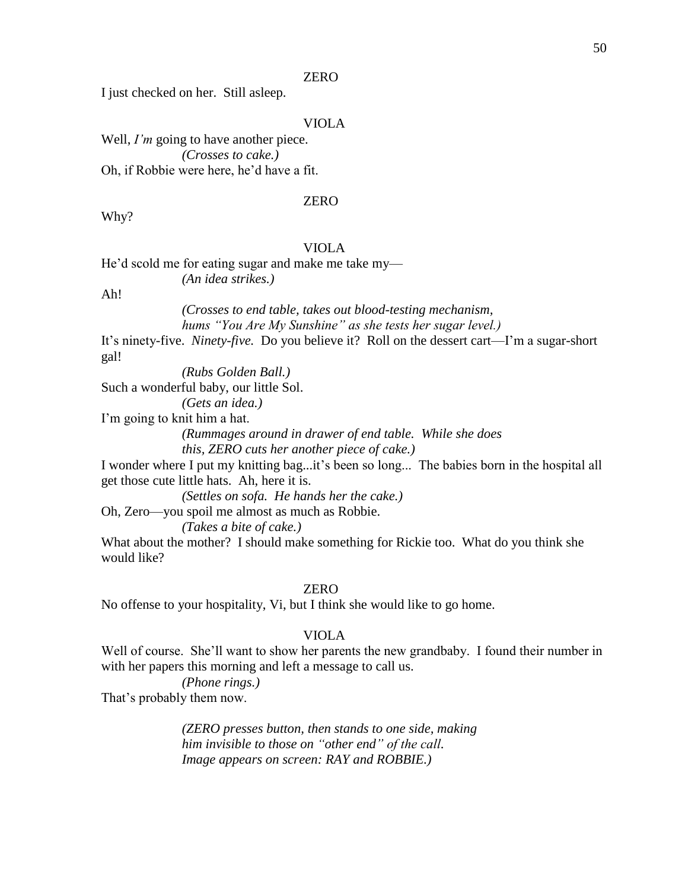ZERO

I just checked on her. Still asleep.

VIOLA

Well, *I'm* going to have another piece.

*(Crosses to cake.)*

Oh, if Robbie were here, he'd have a fit.

ZERO

Why?

VIOLA

He'd scold me for eating sugar and make me take my—

*(An idea strikes.)*

Ah!

*(Crosses to end table, takes out blood-testing mechanism, hums "You Are My Sunshine" as she tests her sugar level.)*

It's ninety-five. *Ninety-five.* Do you believe it? Roll on the dessert cart—I'm a sugar-short gal!

*(Rubs Golden Ball.)*

Such a wonderful baby, our little Sol.

*(Gets an idea.)*

I'm going to knit him a hat.

*(Rummages around in drawer of end table. While she does this, ZERO cuts her another piece of cake.)*

I wonder where I put my knitting bag...it's been so long... The babies born in the hospital all get those cute little hats. Ah, here it is.

*(Settles on sofa. He hands her the cake.)*

Oh, Zero—you spoil me almost as much as Robbie.

*(Takes a bite of cake.)*

What about the mother? I should make something for Rickie too. What do you think she would like?

ZERO

No offense to your hospitality, Vi, but I think she would like to go home.

VIOLA

Well of course. She'll want to show her parents the new grandbaby. I found their number in with her papers this morning and left a message to call us.

*(Phone rings.)*

That's probably them now.

*(ZERO presses button, then stands to one side, making him invisible to those on "other end" of the call. Image appears on screen: RAY and ROBBIE.)*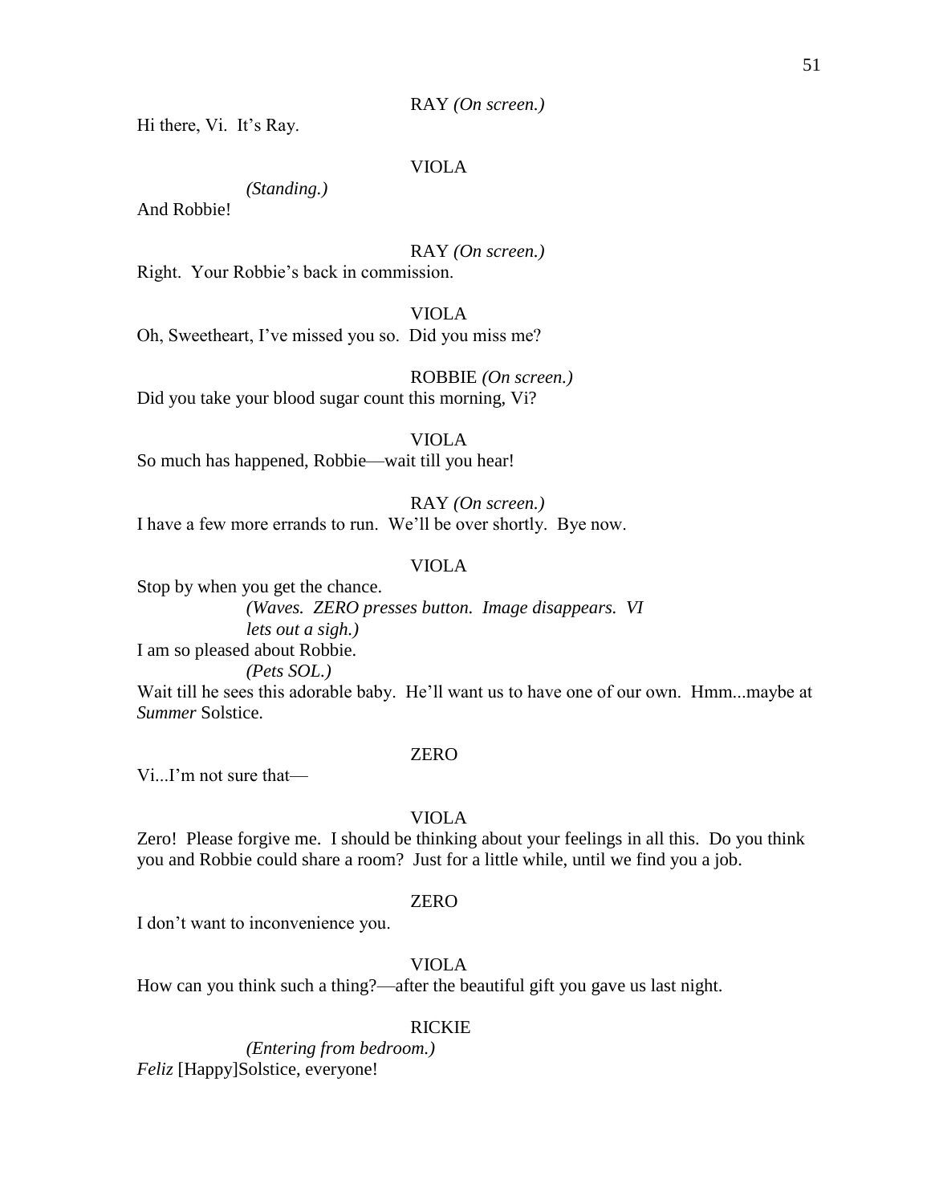RAY *(On screen.)*

Hi there, Vi. It's Ray.

VIOLA

*(Standing.)*

And Robbie!

RAY *(On screen.)*

Right. Your Robbie's back in commission.

VIOLA

Oh, Sweetheart, I've missed you so. Did you miss me?

ROBBIE *(On screen.)*

Did you take your blood sugar count this morning, Vi?

VIOLA

So much has happened, Robbie—wait till you hear!

RAY *(On screen.)*

I have a few more errands to run. We'll be over shortly. Bye now.

VIOLA

Stop by when you get the chance.

*(Waves. ZERO presses button. Image disappears. VI lets out a sigh.)*

I am so pleased about Robbie.

*(Pets SOL.)*

Wait till he sees this adorable baby. He'll want us to have one of our own. Hmm...maybe at *Summer* Solstice.

ZERO

Vi...I'm not sure that—

VIOLA

Zero! Please forgive me. I should be thinking about your feelings in all this. Do you think you and Robbie could share a room? Just for a little while, until we find you a job.

ZERO

I don't want to inconvenience you.

VIOLA

How can you think such a thing?—after the beautiful gift you gave us last night.

RICKIE

*(Entering from bedroom.)*

*Feliz* [Happy]Solstice, everyone!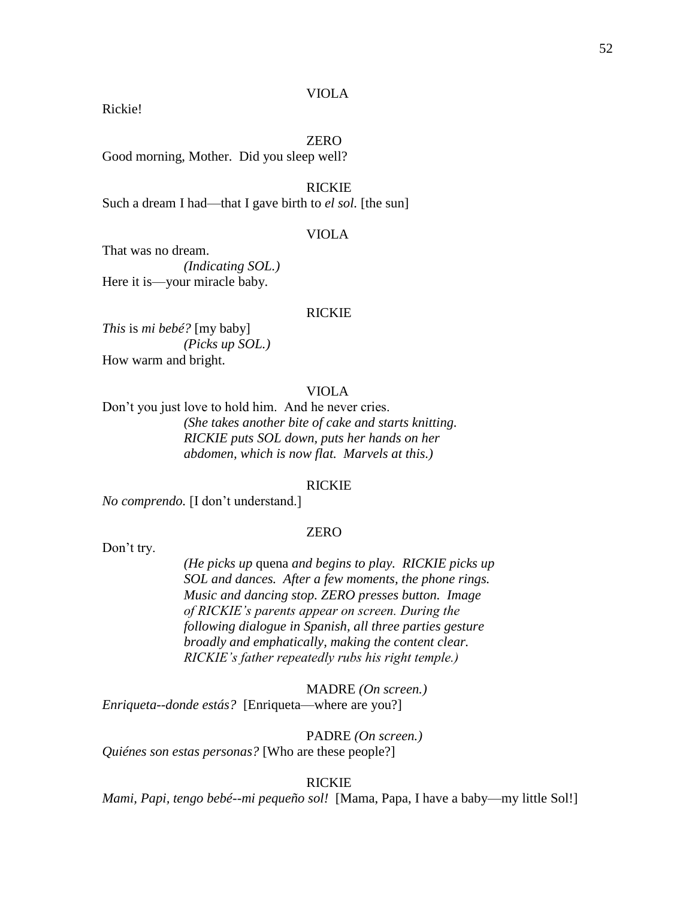VIOLA

Rickie!

ZERO

Good morning, Mother. Did you sleep well?

RICKIE

Such a dream I had—that I gave birth to *el sol.* [the sun]

VIOLA

That was no dream.

*(Indicating SOL.)*

Here it is—your miracle baby.

RICKIE

*This* is *mi bebé?* [my baby]

*(Picks up SOL.)*

How warm and bright.

VIOLA

Don't you just love to hold him. And he never cries.

*(She takes another bite of cake and starts knitting. RICKIE puts SOL down, puts her hands on her abdomen, which is now flat. Marvels at this.)*

RICKIE

*No comprendo.* [I don't understand.]

ZERO

Don't try.

*(He picks up* quena *and begins to play. RICKIE picks up SOL and dances. After a few moments, the phone rings. Music and dancing stop. ZERO presses button. Image of RICKIE's parents appear on screen. During the following dialogue in Spanish, all three parties gesture broadly and emphatically, making the content clear. RICKIE's father repeatedly rubs his right temple.)*

MADRE *(On screen.)*

*Enriqueta--donde estás?* [Enriqueta—where are you?]

PADRE *(On screen.)*

*Quiénes son estas personas?* [Who are these people?]

RICKIE

*Mami, Papi, tengo bebé--mi pequeño sol!* [Mama, Papa, I have a baby—my little Sol!]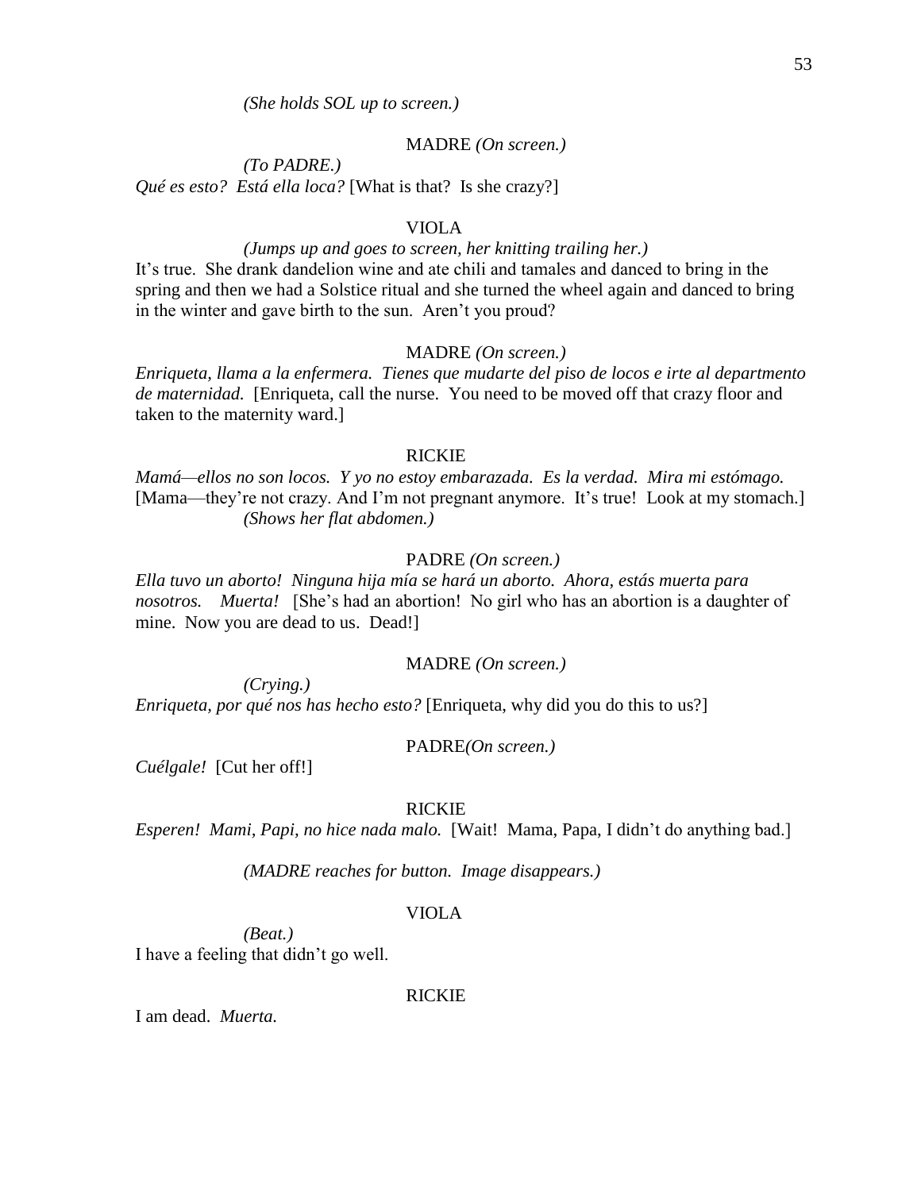*(She holds SOL up to screen.)*

MADRE *(On screen.)*

*(To PADRE.)*

*Qué es esto? Está ella loca?* [What is that? Is she crazy?]

VIOLA

*(Jumps up and goes to screen, her knitting trailing her.)*

It's true. She drank dandelion wine and ate chili and tamales and danced to bring in the spring and then we had a Solstice ritual and she turned the wheel again and danced to bring in the winter and gave birth to the sun. Aren't you proud?

MADRE *(On screen.)*

*Enriqueta, llama a la enfermera. Tienes que mudarte del piso de locos e irte al departmento de maternidad.* [Enriqueta, call the nurse. You need to be moved off that crazy floor and taken to the maternity ward.]

RICKIE

*Mamá—ellos no son locos. Y yo no estoy embarazada. Es la verdad. Mira mi estómago.* [Mama—they're not crazy. And I'm not pregnant anymore. It's true! Look at my stomach.]

*(Shows her flat abdomen.)*

PADRE *(On screen.)*

*Ella tuvo un aborto! Ninguna hija mía se hará un aborto. Ahora, estás muerta para nosotros. Muerta!* [She's had an abortion! No girl who has an abortion is a daughter of mine. Now you are dead to us. Dead!]

MADRE *(On screen.)*

*(Crying.)*

*Enriqueta, por qué nos has hecho esto?* [Enriqueta, why did you do this to us?]

PADRE*(On screen.)*

*Cuélgale!* [Cut her off!]

RICKIE

*Esperen! Mami, Papi, no hice nada malo.* [Wait! Mama, Papa, I didn't do anything bad.]

*(MADRE reaches for button. Image disappears.)*

VIOLA

*(Beat.)*

I have a feeling that didn't go well.

RICKIE

I am dead. *Muerta.*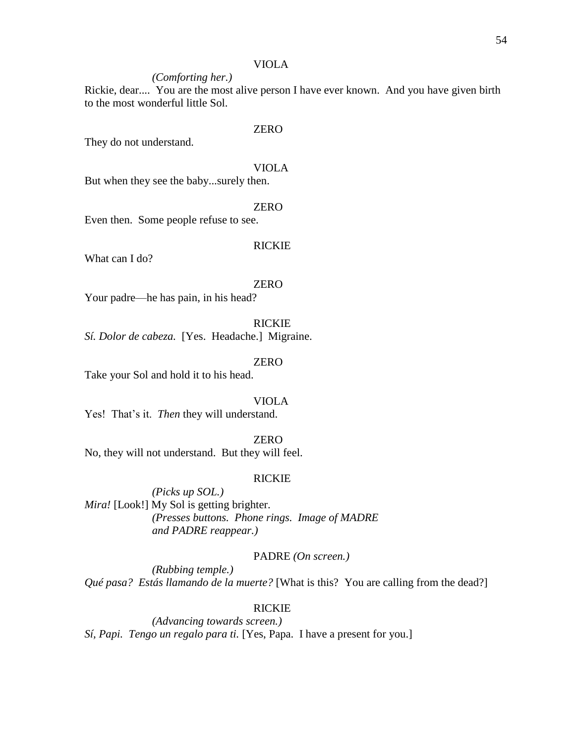VIOLA

*(Comforting her.)*

Rickie, dear.... You are the most alive person I have ever known. And you have given birth to the most wonderful little Sol.

ZERO

They do not understand.

VIOLA

But when they see the baby...surely then.

ZERO

Even then. Some people refuse to see.

RICKIE

What can I do?

ZERO

Your padre—he has pain, in his head?

RICKIE

*Sí. Dolor de cabeza.* [Yes. Headache.] Migraine.

ZERO

Take your Sol and hold it to his head.

VIOLA

Yes! That's it. *Then* they will understand.

ZERO

No, they will not understand. But they will feel.

RICKIE

*(Picks up SOL.)*

*Mira!* [Look!] My Sol is getting brighter.

*(Presses buttons. Phone rings. Image of MADRE and PADRE reappear.)*

PADRE *(On screen.)*

*(Rubbing temple.)*

*Qué pasa? Estás llamando de la muerte?* [What is this? You are calling from the dead?]

RICKIE

*(Advancing towards screen.)*

*Sí, Papi. Tengo un regalo para ti.* [Yes, Papa. I have a present for you.]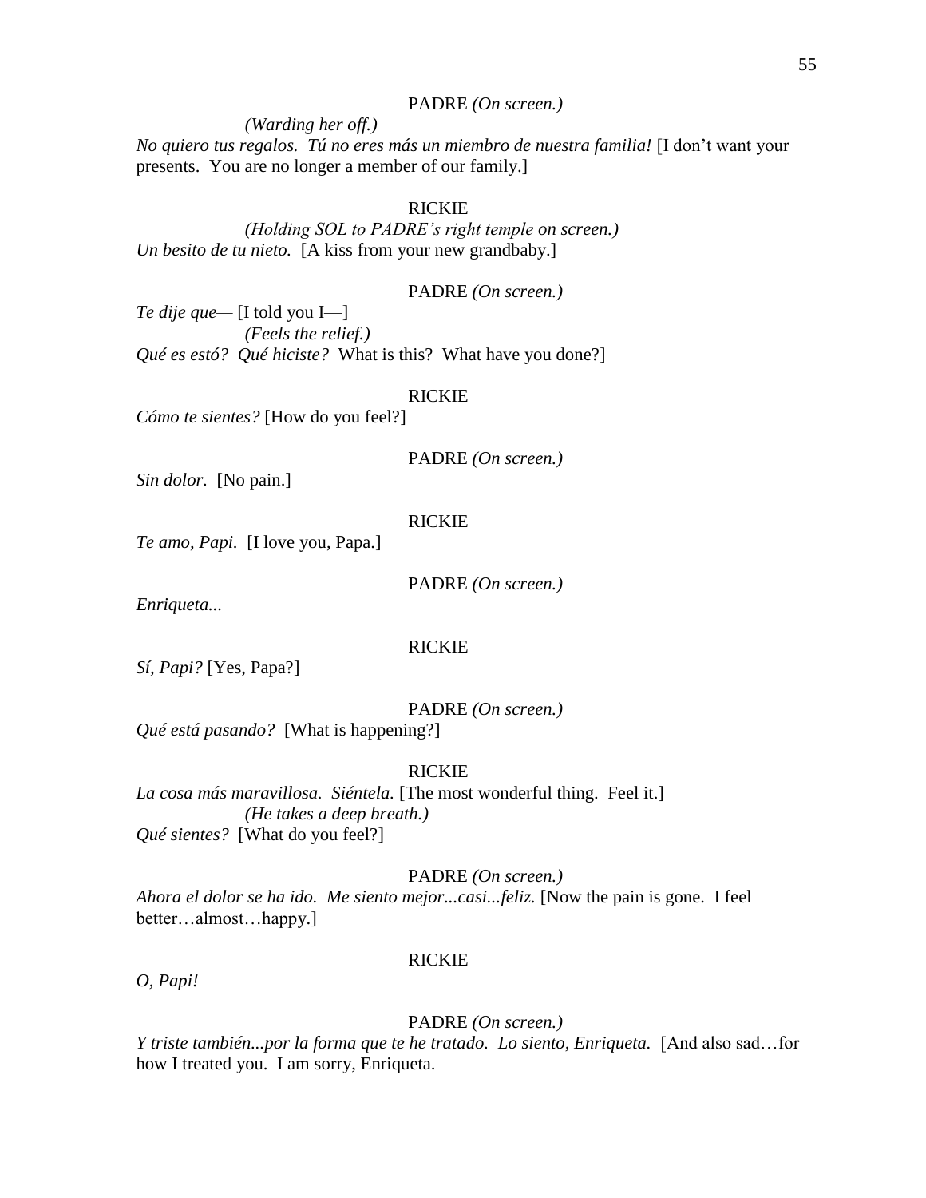PADRE *(On screen.)*

*(Warding her off.)*

*No quiero tus regalos. Tú no eres más un miembro de nuestra familia!* [I don't want your presents. You are no longer a member of our family.]

RICKIE

*(Holding SOL to PADRE's right temple on screen.)*

*Un besito de tu nieto.* [A kiss from your new grandbaby.]

PADRE *(On screen.)*

*Te dije que—* [I told you I—]

*(Feels the relief.)*

*Qué es estó? Qué hiciste?* What is this? What have you done?]

RICKIE

*Cómo te sientes?* [How do you feel?]

PADRE *(On screen.)*

*Sin dolor.* [No pain.]

RICKIE

*Te amo, Papi.* [I love you, Papa.]

PADRE *(On screen.)*

*Enriqueta...*

RICKIE

*Sí, Papi?* [Yes, Papa?]

PADRE *(On screen.)*

*Qué está pasando?* [What is happening?]

RICKIE

*La cosa más maravillosa. Siéntela.* [The most wonderful thing. Feel it.]

*(He takes a deep breath.)*

*Qué sientes?* [What do you feel?]

PADRE *(On screen.)*

*Ahora el dolor se ha ido. Me siento mejor...casi...feliz.* [Now the pain is gone. I feel better…almost…happy.]

RICKIE

*O, Papi!*

PADRE *(On screen.)*

*Y triste también...por la forma que te he tratado. Lo siento, Enriqueta.* [And also sad…for how I treated you. I am sorry, Enriqueta.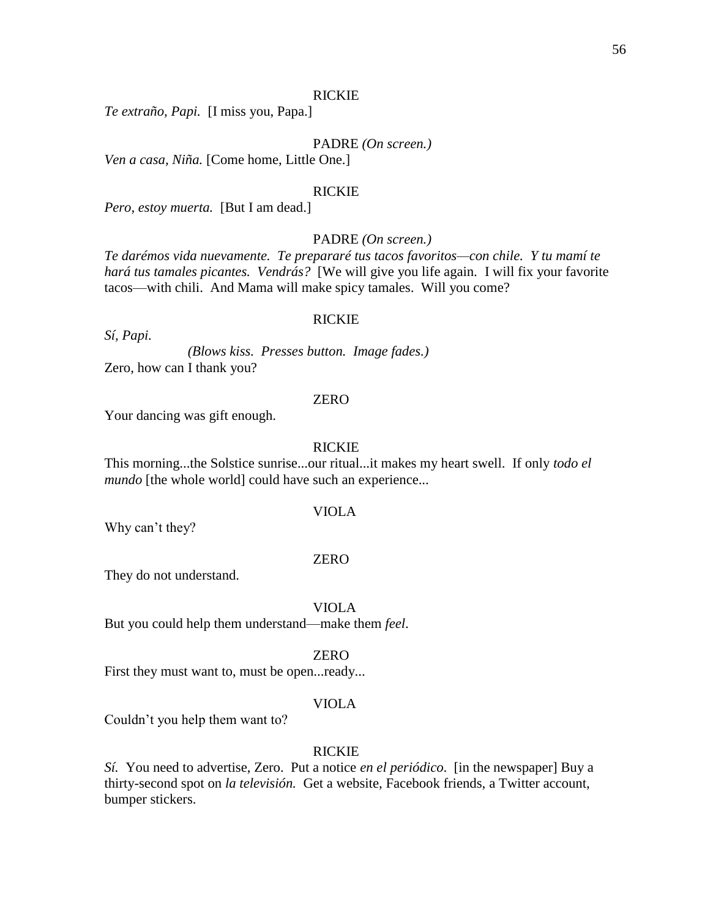RICKIE

*Te extraño, Papi.* [I miss you, Papa.]

PADRE *(On screen.)*

*Ven a casa, Niña.* [Come home, Little One.]

RICKIE

*Pero, estoy muerta.* [But I am dead.]

PADRE *(On screen.)*

*Te darémos vida nuevamente. Te prepararé tus tacos favoritos—con chile. Y tu mamí te hará tus tamales picantes. Vendrás?* [We will give you life again. I will fix your favorite tacos—with chili. And Mama will make spicy tamales. Will you come?

RICKIE

*Sí, Papi.*

*(Blows kiss. Presses button. Image fades.)*

Zero, how can I thank you?

ZERO

Your dancing was gift enough.

RICKIE

This morning...the Solstice sunrise...our ritual...it makes my heart swell. If only *todo el mundo* [the whole world] could have such an experience...

VIOLA

Why can't they?

ZERO

They do not understand.

VIOLA

But you could help them understand—make them *feel*.

ZERO

First they must want to, must be open...ready...

VIOLA

Couldn't you help them want to?

RICKIE

*Sí.* You need to advertise, Zero. Put a notice *en el periódico*. [in the newspaper] Buy a thirty-second spot on *la televisión.* Get a website, Facebook friends, a Twitter account, bumper stickers.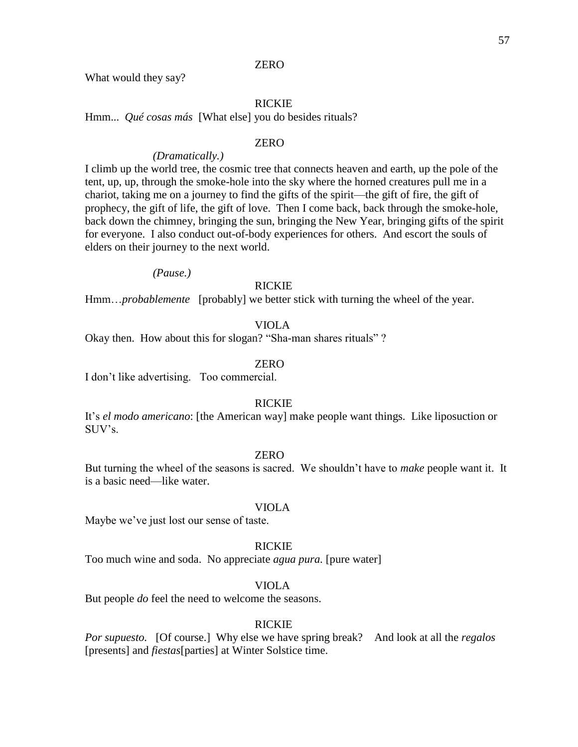ZERO

What would they say?

RICKIE

Hmm... *Qué cosas más* [What else] you do besides rituals?

ZERO

*(Dramatically.)*

I climb up the world tree, the cosmic tree that connects heaven and earth, up the pole of the tent, up, up, through the smoke-hole into the sky where the horned creatures pull me in a chariot, taking me on a journey to find the gifts of the spirit—the gift of fire, the gift of prophecy, the gift of life, the gift of love. Then I come back, back through the smoke-hole, back down the chimney, bringing the sun, bringing the New Year, bringing gifts of the spirit for everyone. I also conduct out-of-body experiences for others. And escort the souls of elders on their journey to the next world.

*(Pause.)*

RICKIE

Hmm…*probablemente* [probably] we better stick with turning the wheel of the year.

VIOLA

Okay then. How about this for slogan? "Sha-man shares rituals" ?

ZERO

I don't like advertising. Too commercial.

RICKIE

It's *el modo americano*: [the American way] make people want things. Like liposuction or SUV's.

ZERO

But turning the wheel of the seasons is sacred. We shouldn't have to *make* people want it. It is a basic need—like water.

VIOLA

Maybe we've just lost our sense of taste.

RICKIE

Too much wine and soda. No appreciate *agua pura.* [pure water]

VIOLA

But people *do* feel the need to welcome the seasons.

RICKIE

*Por supuesto.* [Of course.] Why else we have spring break? And look at all the *regalos* [presents] and *fiestas*[parties] at Winter Solstice time.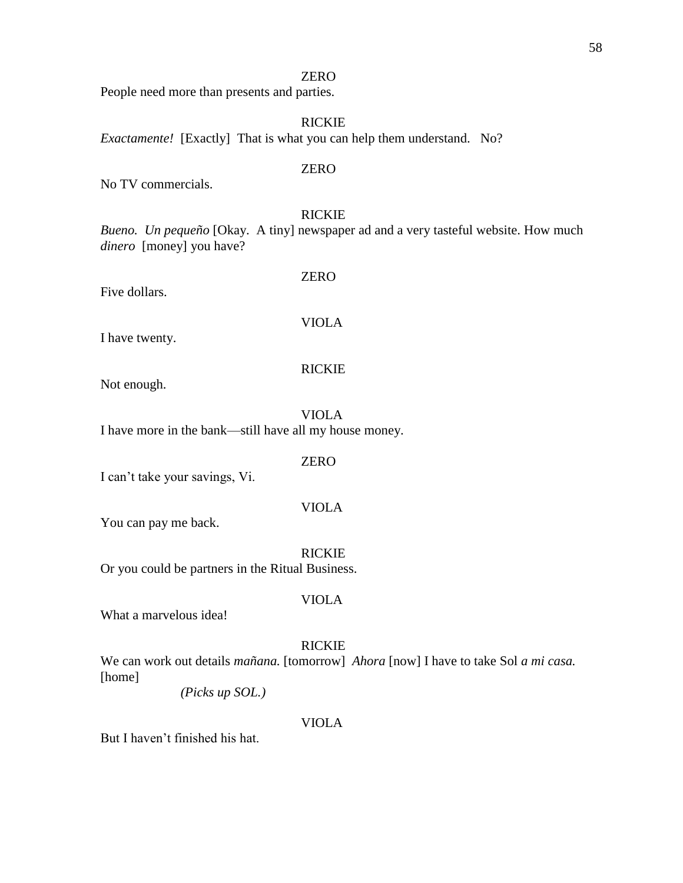ZERO

People need more than presents and parties.

RICKIE

*Exactamente!* [Exactly] That is what you can help them understand. No?

ZERO

No TV commercials.

RICKIE

*Bueno. Un pequeño* [Okay. A tiny] newspaper ad and a very tasteful website. How much *dinero* [money] you have?

ZERO

Five dollars.

VIOLA

I have twenty.

RICKIE

Not enough.

VIOLA

I have more in the bank—still have all my house money.

ZERO

I can't take your savings, Vi.

VIOLA

You can pay me back.

RICKIE

Or you could be partners in the Ritual Business.

VIOLA

What a marvelous idea!

RICKIE

We can work out details *mañana.* [tomorrow] *Ahora* [now] I have to take Sol *a mi casa.* [home]

*(Picks up SOL.)*

VIOLA

But I haven't finished his hat.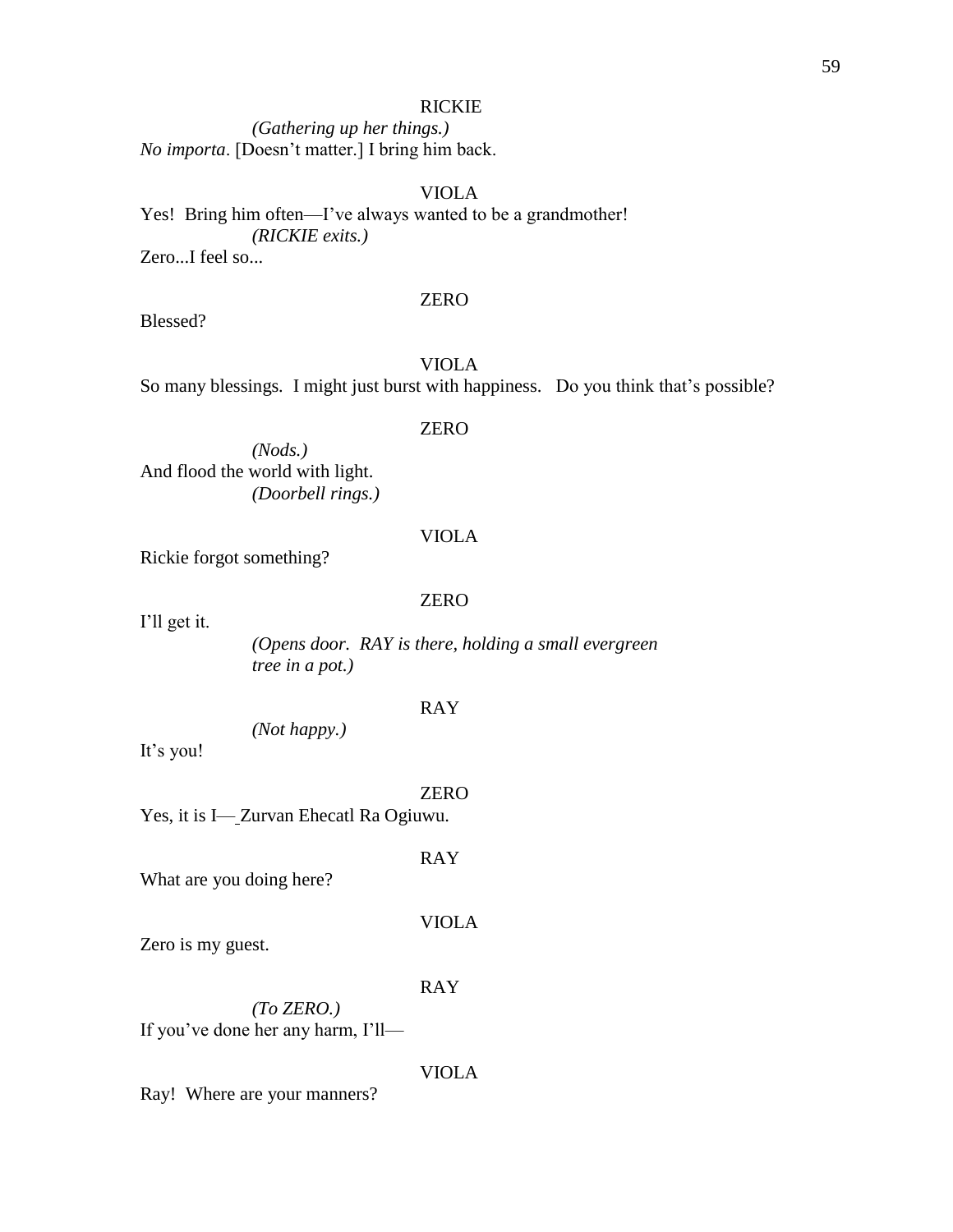RICKIE

*(Gathering up her things.)*

*No importa*. [Doesn't matter.] I bring him back.

VIOLA

Yes! Bring him often—I've always wanted to be a grandmother!

*(RICKIE exits.)*

Zero...I feel so...

ZERO

Blessed?

VIOLA

So many blessings. I might just burst with happiness. Do you think that's possible?

ZERO

*(Nods.)*

And flood the world with light.

*(Doorbell rings.)*

VIOLA

Rickie forgot something?

ZERO

I'll get it.

*(Opens door. RAY is there, holding a small evergreen tree in a pot.)*

RAY

*(Not happy.)*

It's you!

ZERO

Yes, it is I— Zurvan Ehecatl Ra Ogiuwu.

RAY

What are you doing here?

VIOLA

Zero is my guest.

RAY

*(To ZERO.)*

If you've done her any harm, I'll—

VIOLA

Ray! Where are your manners?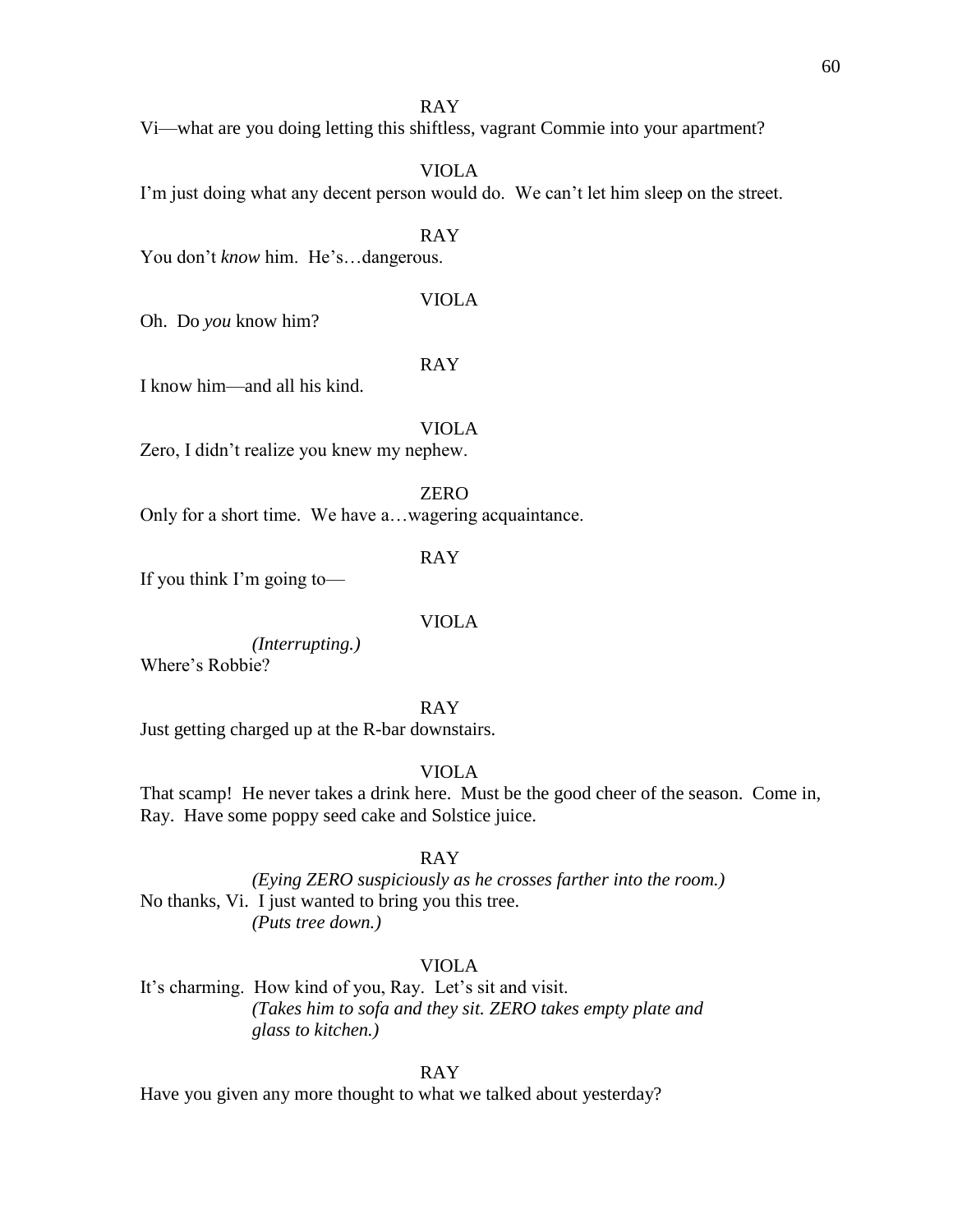RAY

Vi—what are you doing letting this shiftless, vagrant Commie into your apartment?

VIOLA

I'm just doing what any decent person would do. We can't let him sleep on the street.

RAY

You don't *know* him. He's…dangerous.

VIOLA

Oh. Do *you* know him?

RAY

I know him—and all his kind.

VIOLA

Zero, I didn't realize you knew my nephew.

ZERO

Only for a short time. We have a…wagering acquaintance.

RAY

If you think I'm going to—

VIOLA

*(Interrupting.)*

Where's Robbie?

RAY

Just getting charged up at the R-bar downstairs.

VIOLA

That scamp! He never takes a drink here. Must be the good cheer of the season. Come in, Ray. Have some poppy seed cake and Solstice juice.

RAY

*(Eying ZERO suspiciously as he crosses farther into the room.)*

No thanks, Vi. I just wanted to bring you this tree.

*(Puts tree down.)*

VIOLA

It's charming. How kind of you, Ray. Let's sit and visit.

*(Takes him to sofa and they sit. ZERO takes empty plate and glass to kitchen.)*

RAY

Have you given any more thought to what we talked about yesterday?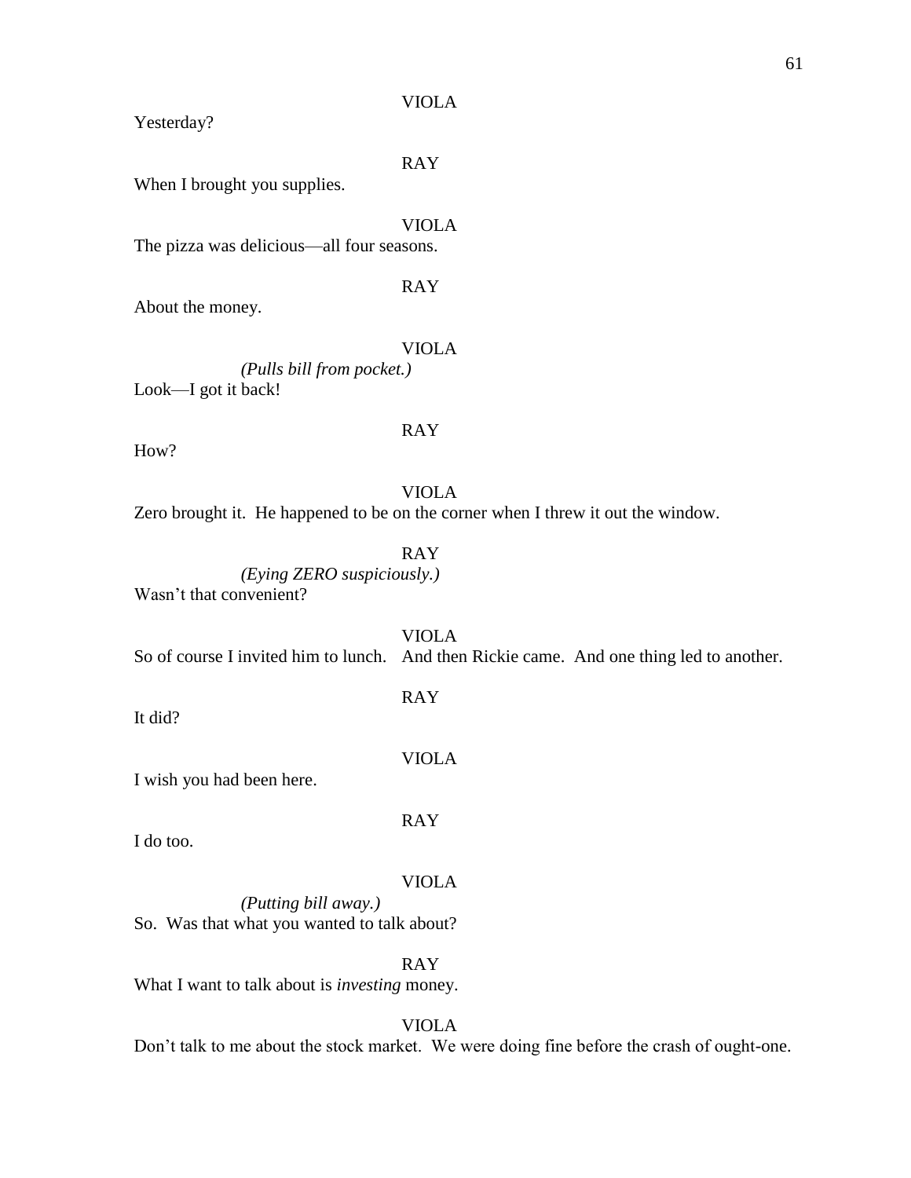VIOLA

Yesterday?

RAY

When I brought you supplies.

VIOLA

The pizza was delicious—all four seasons.

RAY

About the money.

VIOLA

*(Pulls bill from pocket.)*

Look—I got it back!

RAY

How?

VIOLA

Zero brought it. He happened to be on the corner when I threw it out the window.

RAY

*(Eying ZERO suspiciously.)*

Wasn't that convenient?

VIOLA

So of course I invited him to lunch. And then Rickie came. And one thing led to another.

RAY

It did?

VIOLA

I wish you had been here.

RAY

I do too.

VIOLA

*(Putting bill away.)*

So. Was that what you wanted to talk about?

RAY

What I want to talk about is *investing* money.

VIOLA

Don't talk to me about the stock market. We were doing fine before the crash of ought-one.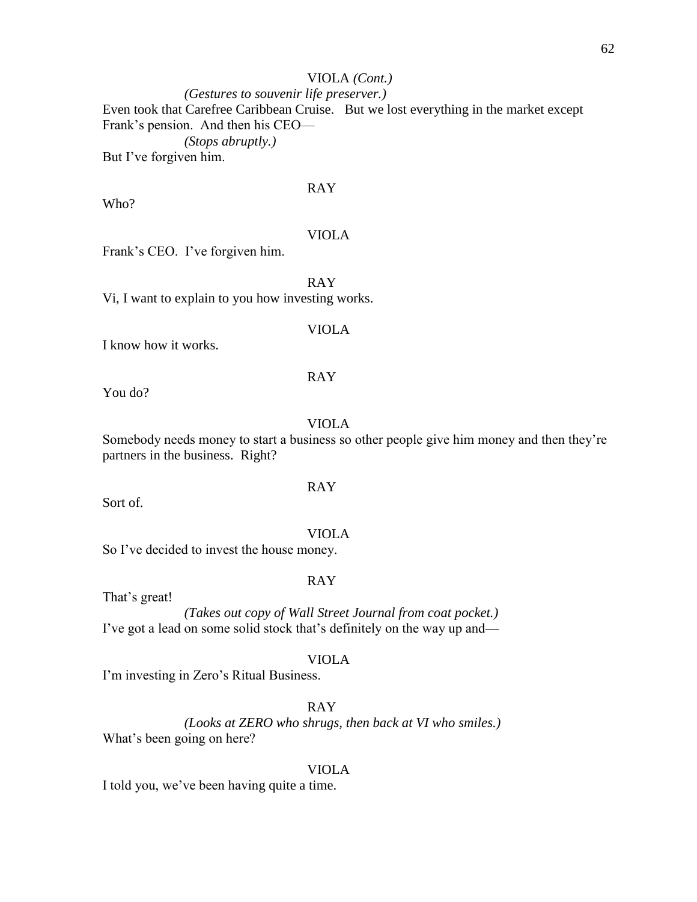VIOLA *(Cont.)*

*(Gestures to souvenir life preserver.)*

Even took that Carefree Caribbean Cruise. But we lost everything in the market except Frank's pension. And then his CEO—

*(Stops abruptly.)*

But I've forgiven him.

RAY

Who?

VIOLA

Frank's CEO. I've forgiven him.

RAY

Vi, I want to explain to you how investing works.

VIOLA

I know how it works.

RAY

You do?

VIOLA

Somebody needs money to start a business so other people give him money and then they're partners in the business. Right?

RAY

Sort of.

VIOLA

So I've decided to invest the house money.

RAY

That's great!

*(Takes out copy of Wall Street Journal from coat pocket.)*

I've got a lead on some solid stock that's definitely on the way up and—

VIOLA

I'm investing in Zero's Ritual Business.

RAY

*(Looks at ZERO who shrugs, then back at VI who smiles.)*

What's been going on here?

VIOLA

I told you, we've been having quite a time.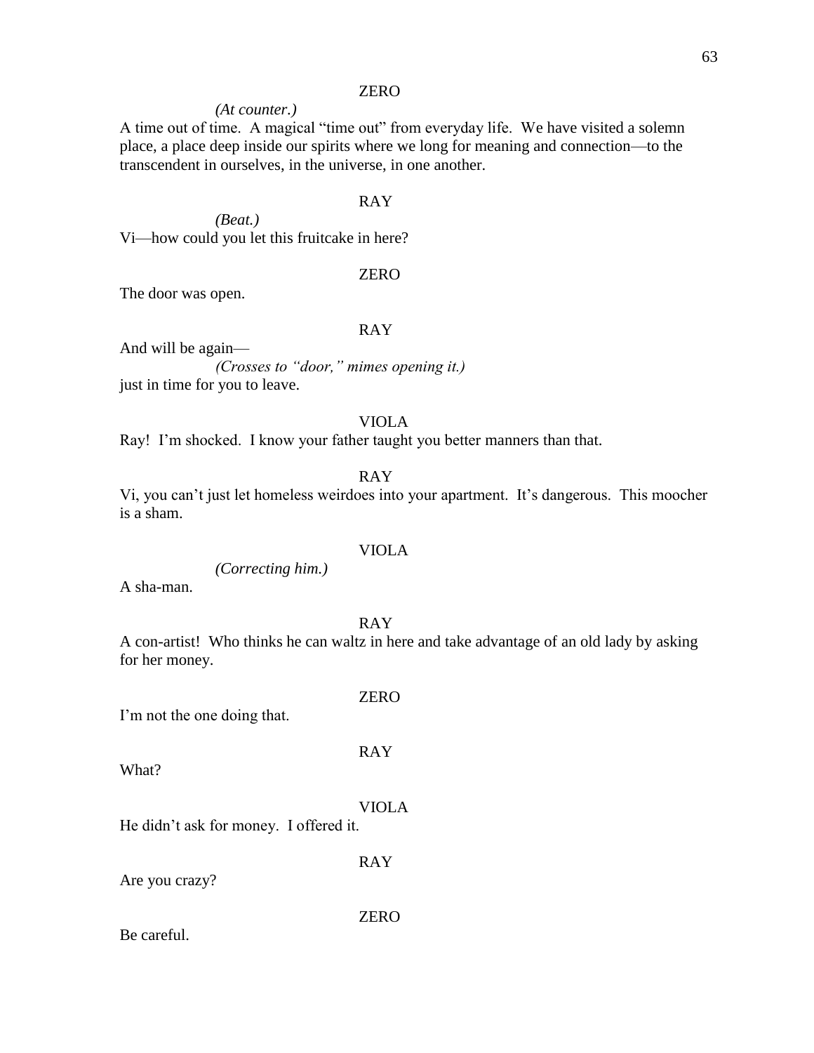ZERO

*(At counter.)*

A time out of time. A magical "time out" from everyday life. We have visited a solemn place, a place deep inside our spirits where we long for meaning and connection—to the transcendent in ourselves, in the universe, in one another.

RAY

*(Beat.)*

Vi—how could you let this fruitcake in here?

ZERO

The door was open.

RAY

And will be again—

*(Crosses to "door," mimes opening it.)*

just in time for you to leave.

VIOLA

Ray! I'm shocked. I know your father taught you better manners than that.

RAY

Vi, you can't just let homeless weirdoes into your apartment. It's dangerous. This moocher is a sham.

VIOLA

*(Correcting him.)*

A sha-man.

RAY

A con-artist! Who thinks he can waltz in here and take advantage of an old lady by asking for her money.

ZERO

I'm not the one doing that.

RAY

What?

VIOLA

He didn't ask for money. I offered it.

RAY

Are you crazy?

ZERO

Be careful.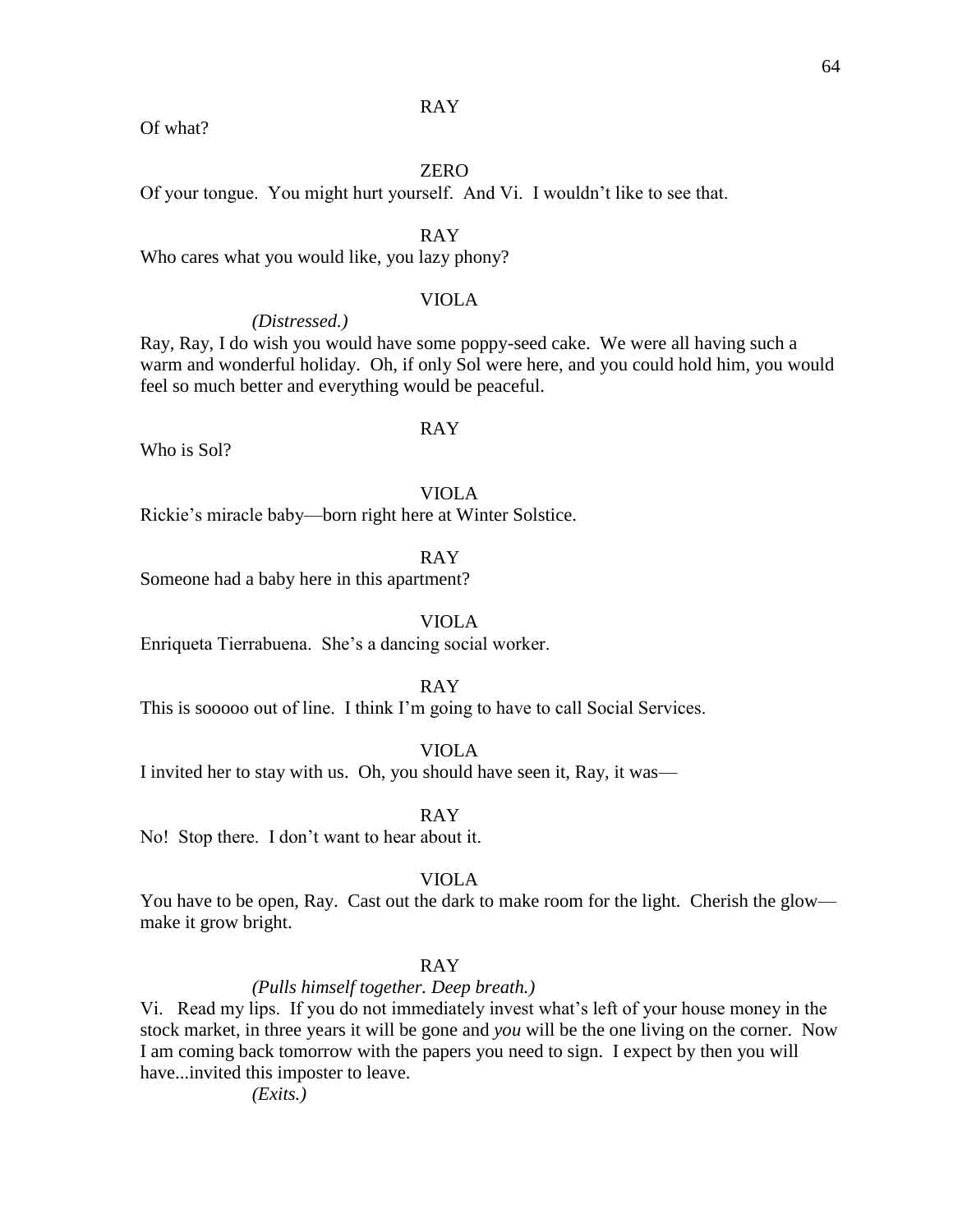RAY

Of what?

ZERO

Of your tongue. You might hurt yourself. And Vi. I wouldn't like to see that.

RAY

Who cares what you would like, you lazy phony?

VIOLA

*(Distressed.)*

Ray, Ray, I do wish you would have some poppy-seed cake. We were all having such a warm and wonderful holiday. Oh, if only Sol were here, and you could hold him, you would feel so much better and everything would be peaceful.

RAY

Who is Sol?

VIOLA

Rickie's miracle baby—born right here at Winter Solstice.

RAY

Someone had a baby here in this apartment?

VIOLA

Enriqueta Tierrabuena. She's a dancing social worker.

RAY

This is sooooo out of line. I think I'm going to have to call Social Services.

VIOLA

I invited her to stay with us. Oh, you should have seen it, Ray, it was—

RAY

No! Stop there. I don't want to hear about it.

VIOLA

You have to be open, Ray. Cast out the dark to make room for the light. Cherish the glow—make it grow bright.

RAY

*(Pulls himself together. Deep breath.)*

Vi. Read my lips. If you do not immediately invest what's left of your house money in the stock market, in three years it will be gone and *you* will be the one living on the corner. Now I am coming back tomorrow with the papers you need to sign. I expect by then you will have...invited this imposter to leave.

*(Exits.)*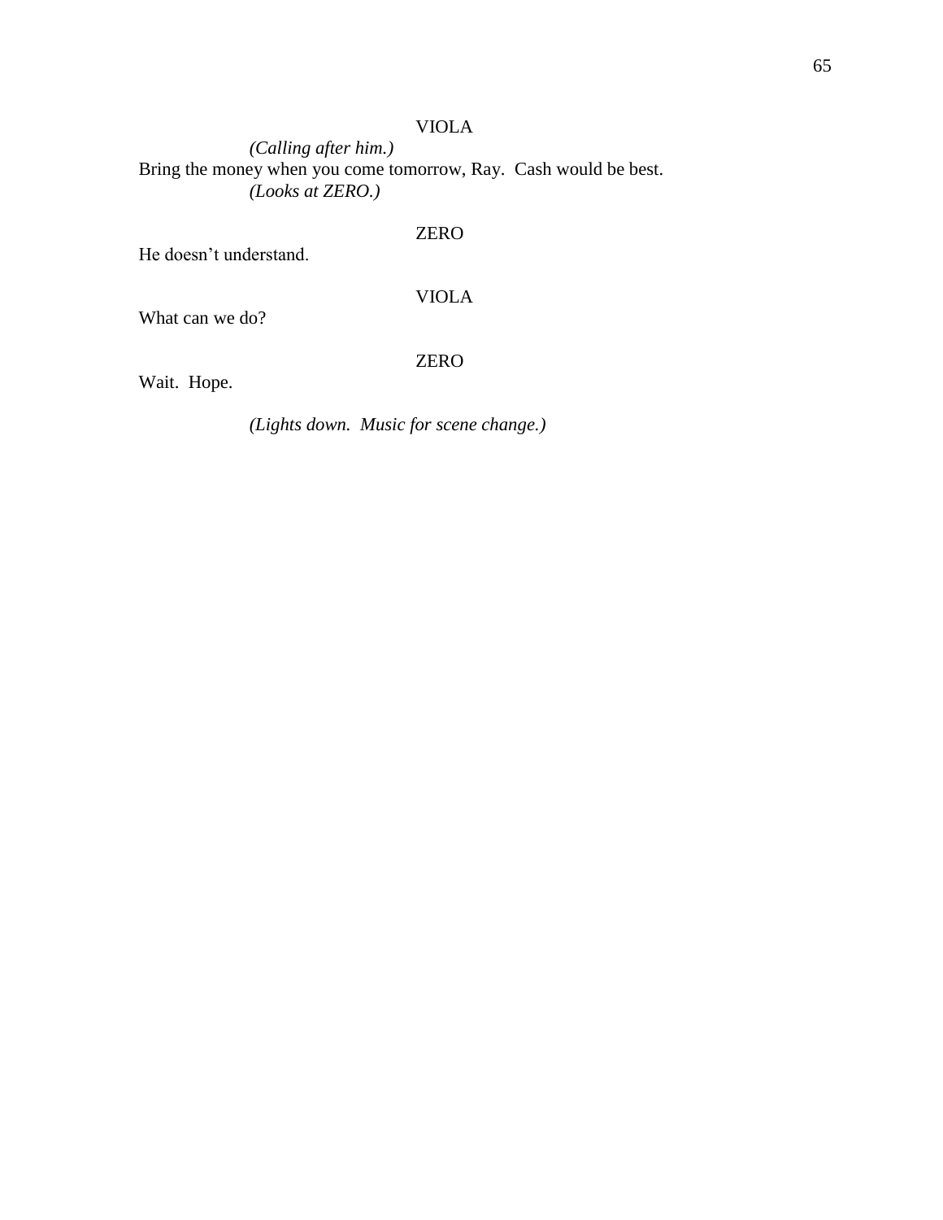VIOLA

*(Calling after him.)*

Bring the money when you come tomorrow, Ray.  Cash would be best.

*(Looks at ZERO.)*

ZERO

He doesn't understand.

VIOLA

What can we do?

ZERO

Wait.  Hope.

*(Lights down.  Music for scene change.)*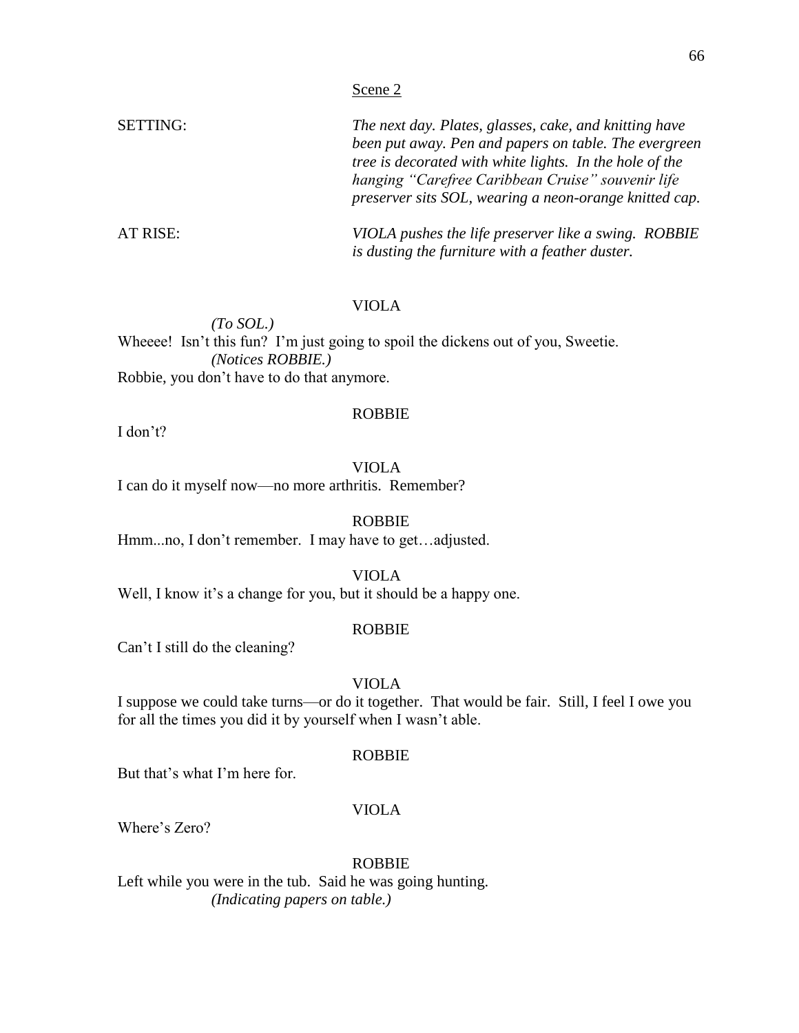Scene 2

SETTING: *The next day. Plates, glasses, cake, and knitting have been put away. Pen and papers on table. The evergreen tree is decorated with white lights. In the hole of the hanging "Carefree Caribbean Cruise" souvenir life preserver sits SOL, wearing a neon-orange knitted cap.*

AT RISE: *VIOLA pushes the life preserver like a swing. ROBBIE is dusting the furniture with a feather duster.*

VIOLA

*(To SOL.)*

Wheeee! Isn't this fun? I'm just going to spoil the dickens out of you, Sweetie.

*(Notices ROBBIE.)*

Robbie, you don't have to do that anymore.

ROBBIE

I don't?

VIOLA

I can do it myself now—no more arthritis. Remember?

ROBBIE

Hmm...no, I don't remember. I may have to get…adjusted.

VIOLA

Well, I know it's a change for you, but it should be a happy one.

ROBBIE

Can't I still do the cleaning?

VIOLA

I suppose we could take turns—or do it together. That would be fair. Still, I feel I owe you for all the times you did it by yourself when I wasn't able.

ROBBIE

But that's what I'm here for.

VIOLA

Where's Zero?

ROBBIE

Left while you were in the tub. Said he was going hunting.

*(Indicating papers on table.)*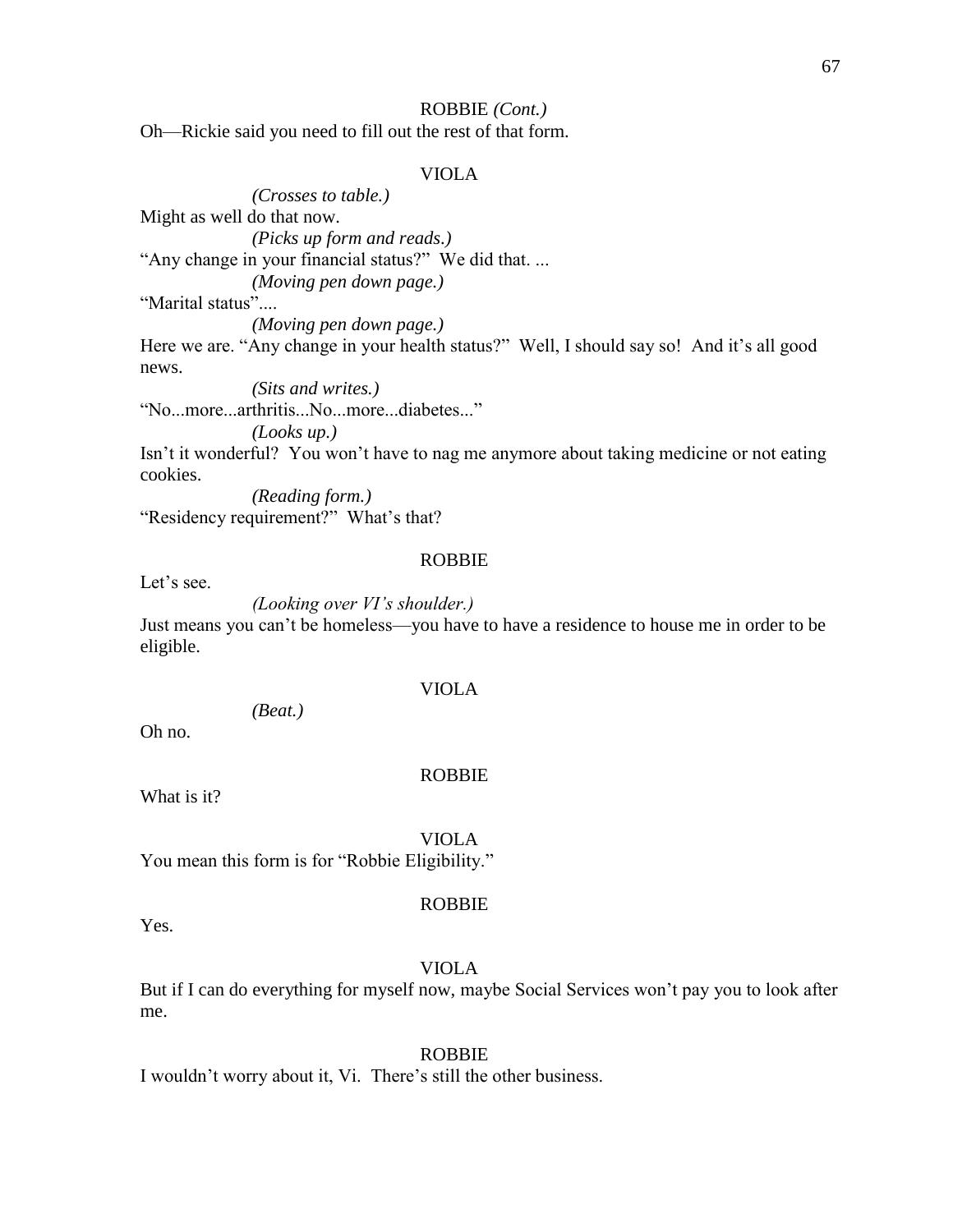ROBBIE *(Cont.)*

Oh—Rickie said you need to fill out the rest of that form.

VIOLA

*(Crosses to table.)*

Might as well do that now.

*(Picks up form and reads.)*

"Any change in your financial status?" We did that. ...

*(Moving pen down page.)*

"Marital status"....

*(Moving pen down page.)*

Here we are. "Any change in your health status?" Well, I should say so! And it's all good news.

*(Sits and writes.)*

"No...more...arthritis...No...more...diabetes..."

*(Looks up.)*

Isn't it wonderful? You won't have to nag me anymore about taking medicine or not eating cookies.

*(Reading form.)*

"Residency requirement?" What's that?

ROBBIE

Let's see.

*(Looking over VI's shoulder.)*

Just means you can't be homeless—you have to have a residence to house me in order to be eligible.

VIOLA

*(Beat.)*

Oh no.

ROBBIE

What is it?

VIOLA

You mean this form is for "Robbie Eligibility."

ROBBIE

Yes.

VIOLA

But if I can do everything for myself now, maybe Social Services won't pay you to look after me.

ROBBIE

I wouldn't worry about it, Vi. There's still the other business.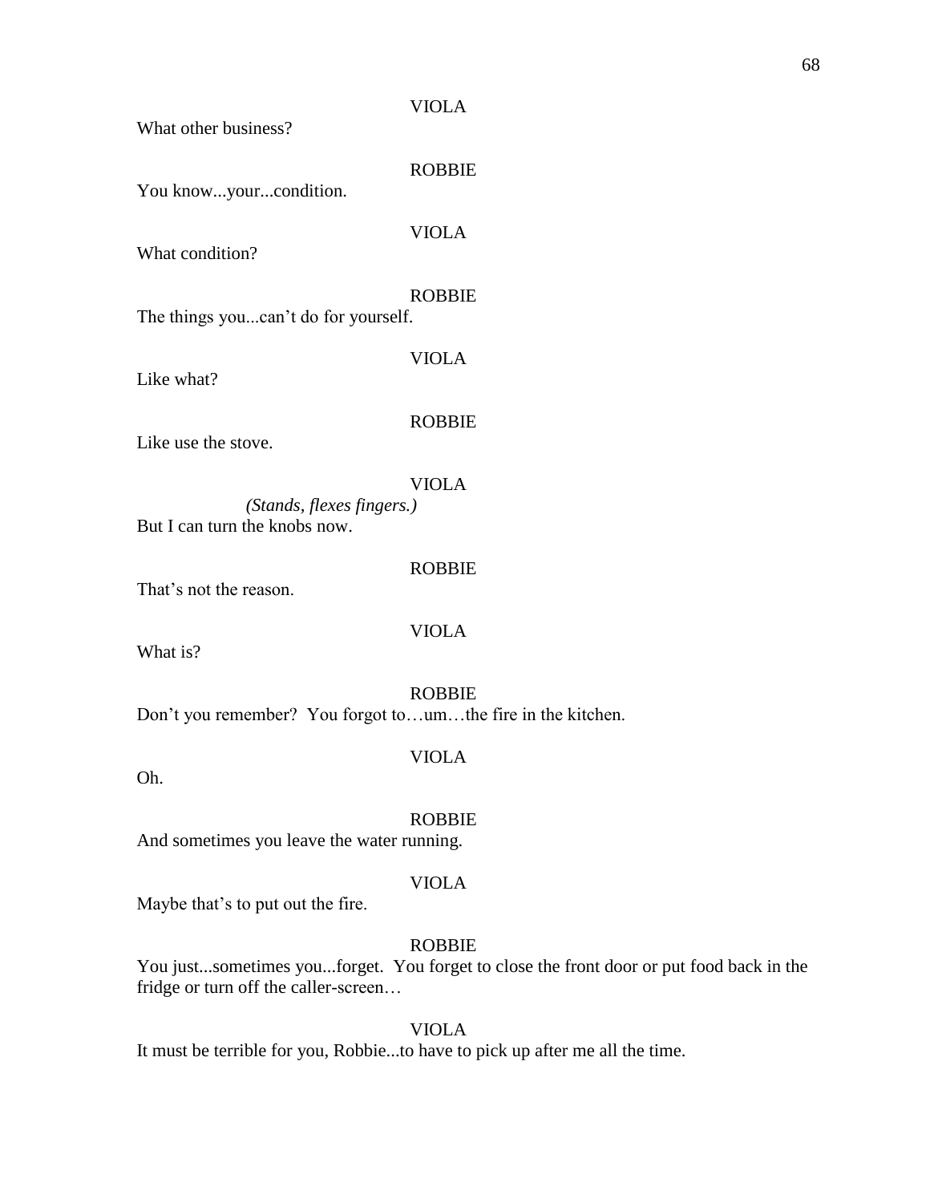VIOLA

What other business?

ROBBIE

You know...your...condition.

VIOLA

What condition?

ROBBIE

The things you...can't do for yourself.

VIOLA

Like what?

ROBBIE

Like use the stove.

VIOLA

*(Stands, flexes fingers.)*

But I can turn the knobs now.

ROBBIE

That's not the reason.

VIOLA

What is?

ROBBIE

Don't you remember? You forgot to…um…the fire in the kitchen.

VIOLA

Oh.

ROBBIE

And sometimes you leave the water running.

VIOLA

Maybe that's to put out the fire.

ROBBIE

You just...sometimes you...forget. You forget to close the front door or put food back in the fridge or turn off the caller-screen…

VIOLA

It must be terrible for you, Robbie...to have to pick up after me all the time.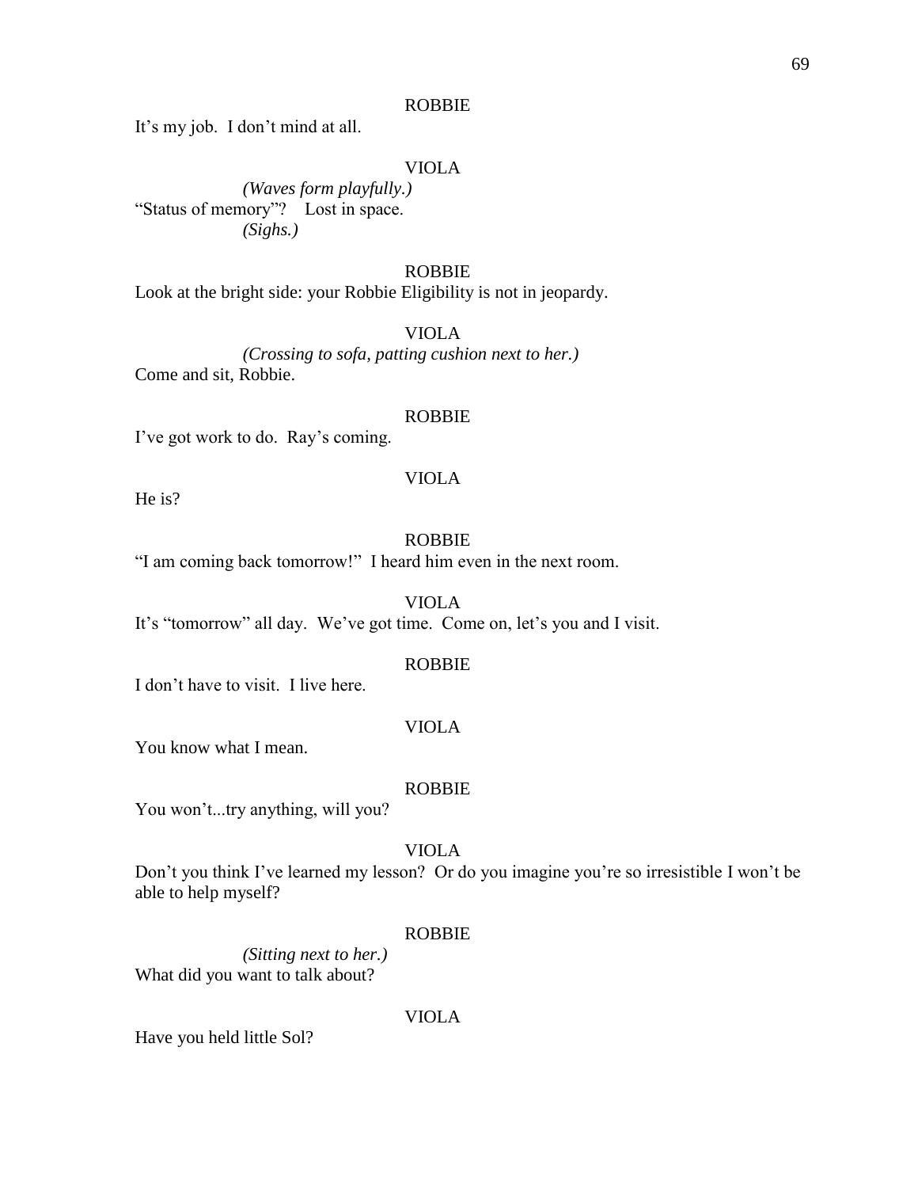ROBBIE

It's my job. I don't mind at all.

VIOLA

*(Waves form playfully.)*

"Status of memory"? Lost in space.

*(Sighs.)*

ROBBIE

Look at the bright side: your Robbie Eligibility is not in jeopardy.

VIOLA

*(Crossing to sofa, patting cushion next to her.)*

Come and sit, Robbie.

ROBBIE

I've got work to do. Ray's coming.

VIOLA

He is?

ROBBIE

"I am coming back tomorrow!" I heard him even in the next room.

VIOLA

It's "tomorrow" all day. We've got time. Come on, let's you and I visit.

ROBBIE

I don't have to visit. I live here.

VIOLA

You know what I mean.

ROBBIE

You won't...try anything, will you?

VIOLA

Don't you think I've learned my lesson? Or do you imagine you're so irresistible I won't be able to help myself?

ROBBIE

*(Sitting next to her.)*

What did you want to talk about?

VIOLA

Have you held little Sol?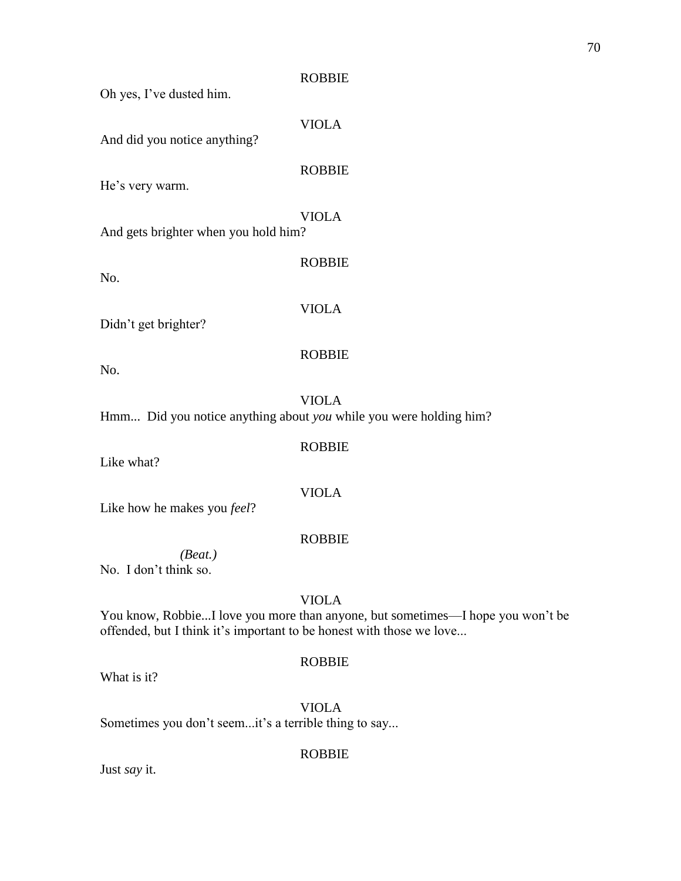ROBBIE

Oh yes, I've dusted him.

VIOLA

And did you notice anything?

ROBBIE

He's very warm.

VIOLA

And gets brighter when you hold him?

ROBBIE

No.

VIOLA

Didn't get brighter?

ROBBIE

No.

VIOLA

Hmm... Did you notice anything about *you* while you were holding him?

ROBBIE

Like what?

VIOLA

Like how he makes you *feel*?

ROBBIE

*(Beat.)*

No. I don't think so.

VIOLA

You know, Robbie...I love you more than anyone, but sometimes—I hope you won't be offended, but I think it's important to be honest with those we love...

ROBBIE

What is it?

VIOLA

Sometimes you don't seem...it's a terrible thing to say...

ROBBIE

Just *say* it.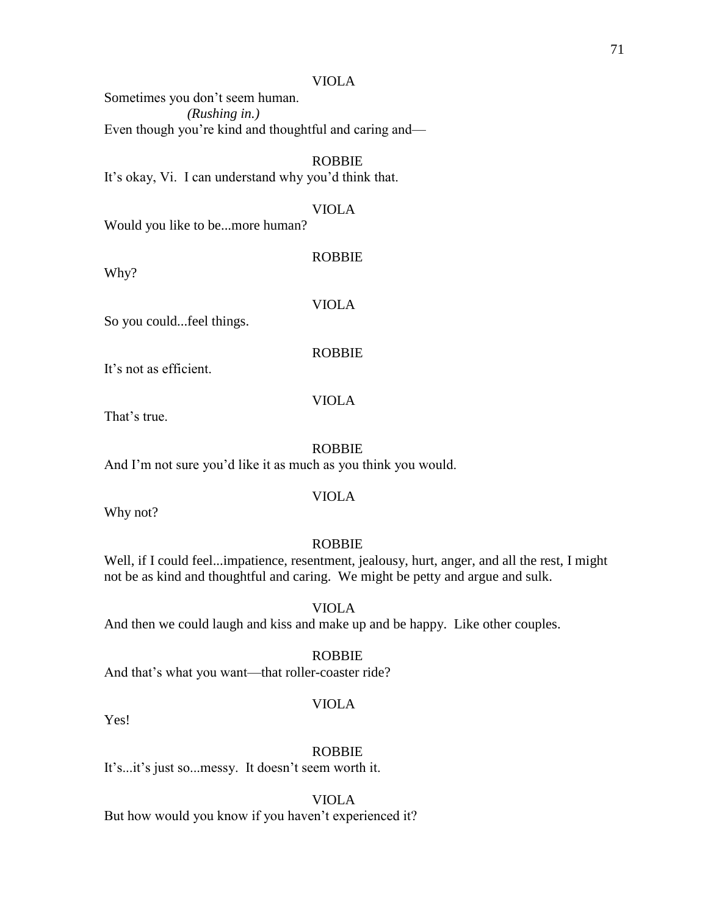VIOLA

Sometimes you don't seem human.

*(Rushing in.)*

Even though you're kind and thoughtful and caring and—

ROBBIE

It's okay, Vi. I can understand why you'd think that.

VIOLA

Would you like to be...more human?

ROBBIE

Why?

VIOLA

So you could...feel things.

ROBBIE

It's not as efficient.

VIOLA

That's true.

ROBBIE

And I'm not sure you'd like it as much as you think you would.

VIOLA

Why not?

ROBBIE

Well, if I could feel...impatience, resentment, jealousy, hurt, anger, and all the rest, I might not be as kind and thoughtful and caring. We might be petty and argue and sulk.

VIOLA

And then we could laugh and kiss and make up and be happy. Like other couples.

ROBBIE

And that's what you want—that roller-coaster ride?

VIOLA

Yes!

ROBBIE

It's...it's just so...messy. It doesn't seem worth it.

VIOLA

But how would you know if you haven't experienced it?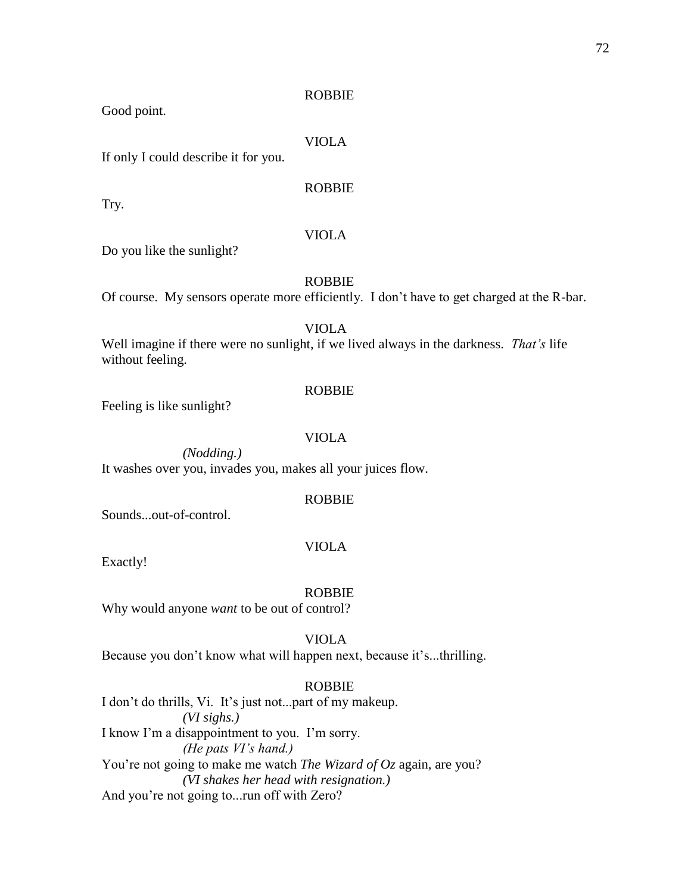ROBBIE

Good point.

VIOLA

If only I could describe it for you.

ROBBIE

Try.

VIOLA

Do you like the sunlight?

ROBBIE

Of course. My sensors operate more efficiently. I don't have to get charged at the R-bar.

VIOLA

Well imagine if there were no sunlight, if we lived always in the darkness. *That's* life without feeling.

ROBBIE

Feeling is like sunlight?

VIOLA

*(Nodding.)*

It washes over you, invades you, makes all your juices flow.

ROBBIE

Sounds...out-of-control.

VIOLA

Exactly!

ROBBIE

Why would anyone *want* to be out of control?

VIOLA

Because you don't know what will happen next, because it's...thrilling.

ROBBIE

I don't do thrills, Vi. It's just not...part of my makeup.

*(VI sighs.)*

I know I'm a disappointment to you. I'm sorry.

*(He pats VI's hand.)*

You're not going to make me watch *The Wizard of Oz* again, are you?

*(VI shakes her head with resignation.)*

And you're not going to...run off with Zero?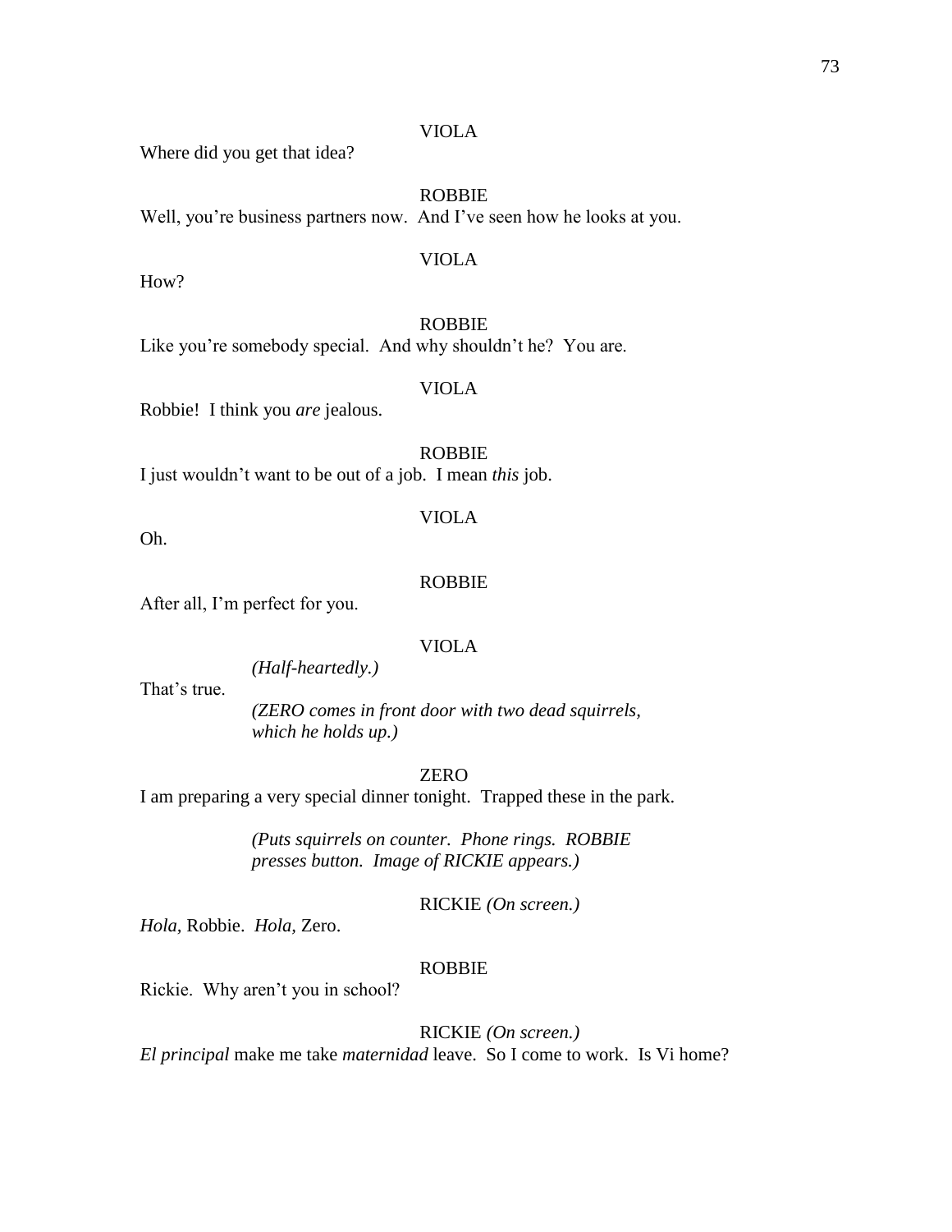VIOLA

Where did you get that idea?

ROBBIE

Well, you're business partners now. And I've seen how he looks at you.

VIOLA

How?

ROBBIE

Like you're somebody special. And why shouldn't he? You are.

VIOLA

Robbie! I think you *are* jealous.

ROBBIE

I just wouldn't want to be out of a job. I mean *this* job.

VIOLA

Oh.

ROBBIE

After all, I'm perfect for you.

VIOLA

*(Half-heartedly.)*

That's true.

*(ZERO comes in front door with two dead squirrels, which he holds up.)*

ZERO

I am preparing a very special dinner tonight. Trapped these in the park.

*(Puts squirrels on counter. Phone rings. ROBBIE presses button. Image of RICKIE appears.)*

RICKIE *(On screen.)*

*Hola,* Robbie. *Hola,* Zero.

ROBBIE

Rickie. Why aren't you in school?

RICKIE *(On screen.)*

*El principal* make me take *maternidad* leave. So I come to work. Is Vi home?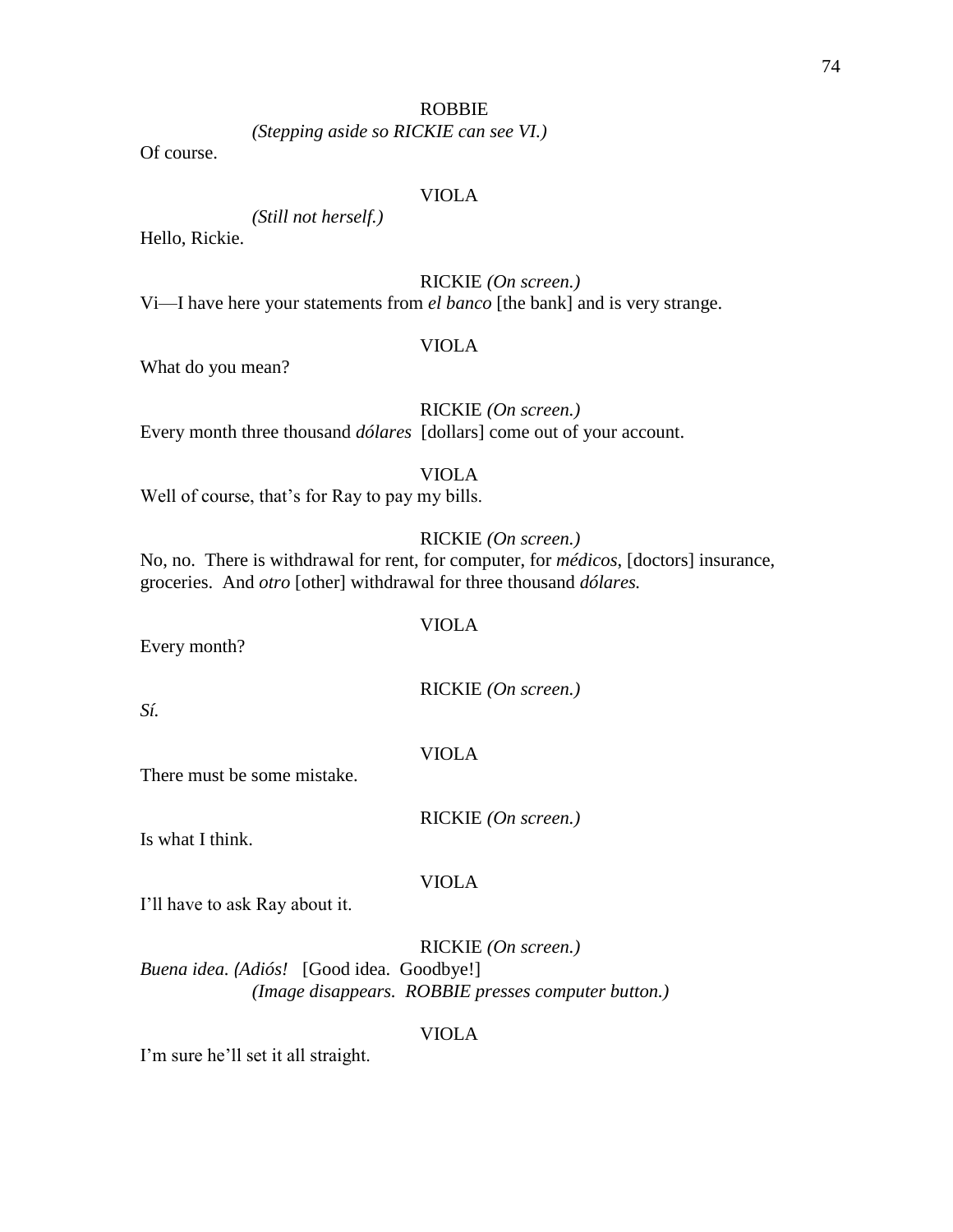ROBBIE

*(Stepping aside so RICKIE can see VI.)*

Of course.

VIOLA

*(Still not herself.)*

Hello, Rickie.

RICKIE *(On screen.)*

Vi—I have here your statements from *el banco* [the bank] and is very strange.

VIOLA

What do you mean?

RICKIE *(On screen.)*

Every month three thousand *dólares* [dollars] come out of your account.

VIOLA

Well of course, that's for Ray to pay my bills.

RICKIE *(On screen.)*

No, no. There is withdrawal for rent, for computer, for *médicos*, [doctors] insurance, groceries. And *otro* [other] withdrawal for three thousand *dólares.*

VIOLA

Every month?

RICKIE *(On screen.)*

*Sí.*

VIOLA

There must be some mistake.

RICKIE *(On screen.)*

Is what I think.

VIOLA

I'll have to ask Ray about it.

RICKIE *(On screen.)*

*Buena idea. (Adiós!* [Good idea. Goodbye!]

*(Image disappears. ROBBIE presses computer button.)*

VIOLA

I'm sure he'll set it all straight.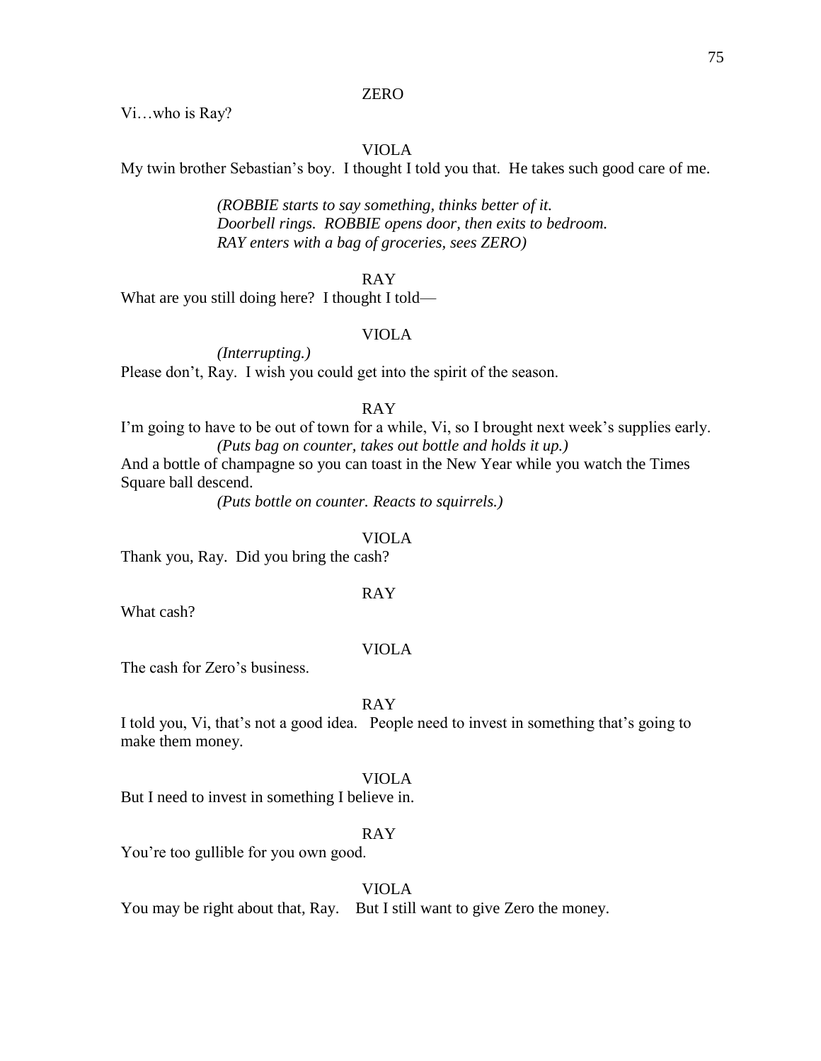ZERO

Vi…who is Ray?

VIOLA

My twin brother Sebastian's boy. I thought I told you that. He takes such good care of me.

*(ROBBIE starts to say something, thinks better of it. Doorbell rings. ROBBIE opens door, then exits to bedroom. RAY enters with a bag of groceries, sees ZERO)*

RAY

What are you still doing here? I thought I told—

VIOLA

*(Interrupting.)*

Please don't, Ray. I wish you could get into the spirit of the season.

RAY

I'm going to have to be out of town for a while, Vi, so I brought next week's supplies early.

*(Puts bag on counter, takes out bottle and holds it up.)*

And a bottle of champagne so you can toast in the New Year while you watch the Times Square ball descend.

*(Puts bottle on counter. Reacts to squirrels.)*

VIOLA

Thank you, Ray. Did you bring the cash?

RAY

What cash?

VIOLA

The cash for Zero's business.

RAY

I told you, Vi, that's not a good idea. People need to invest in something that's going to make them money.

VIOLA

But I need to invest in something I believe in.

RAY

You're too gullible for you own good.

VIOLA

You may be right about that, Ray. But I still want to give Zero the money.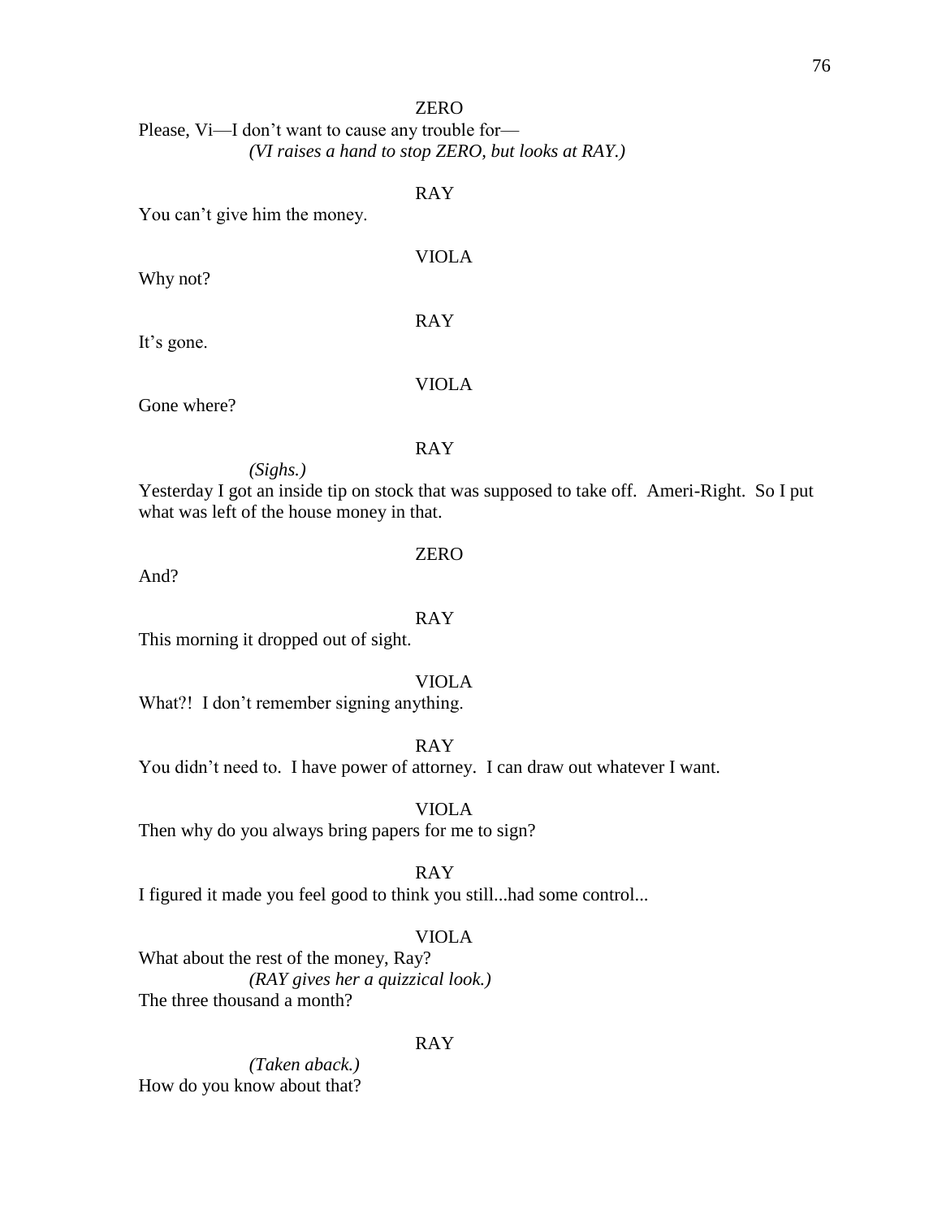ZERO

Please, Vi—I don't want to cause any trouble for—

*(VI raises a hand to stop ZERO, but looks at RAY.)*

RAY

You can't give him the money.

VIOLA

Why not?

RAY

It's gone.

VIOLA

Gone where?

RAY

*(Sighs.)*

Yesterday I got an inside tip on stock that was supposed to take off. Ameri-Right. So I put what was left of the house money in that.

ZERO

And?

RAY

This morning it dropped out of sight.

VIOLA

What?! I don't remember signing anything.

RAY

You didn't need to. I have power of attorney. I can draw out whatever I want.

VIOLA

Then why do you always bring papers for me to sign?

RAY

I figured it made you feel good to think you still...had some control...

VIOLA

What about the rest of the money, Ray?

*(RAY gives her a quizzical look.)*

The three thousand a month?

RAY

*(Taken aback.)*

How do you know about that?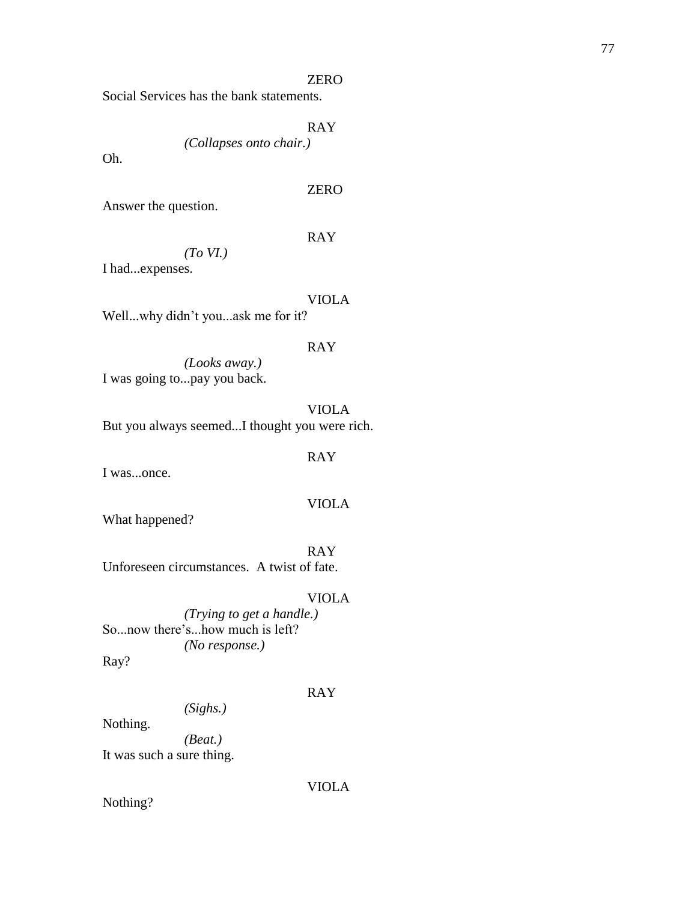ZERO

Social Services has the bank statements.

RAY

*(Collapses onto chair.)*

Oh.

ZERO

Answer the question.

RAY

*(To VI.)*

I had...expenses.

VIOLA

Well...why didn't you...ask me for it?

RAY

*(Looks away.)*

I was going to...pay you back.

VIOLA

But you always seemed...I thought you were rich.

RAY

I was...once.

VIOLA

What happened?

RAY

Unforeseen circumstances. A twist of fate.

VIOLA

*(Trying to get a handle.)*

So...now there's...how much is left?

*(No response.)*

Ray?

RAY

*(Sighs.)*

Nothing.

*(Beat.)*

It was such a sure thing.

VIOLA

Nothing?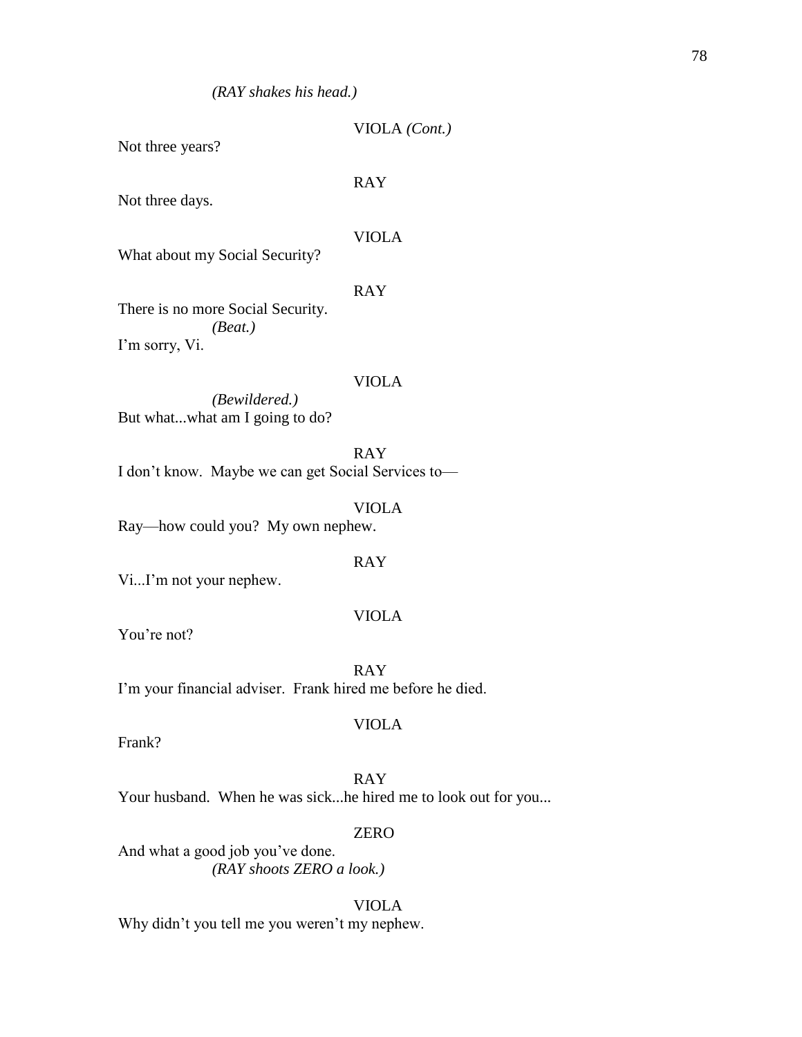*(RAY shakes his head.)*

VIOLA *(Cont.)*

Not three years?

RAY

Not three days.

VIOLA

What about my Social Security?

RAY

There is no more Social Security.

*(Beat.)*

I'm sorry, Vi.

VIOLA

*(Bewildered.)*

But what...what am I going to do?

RAY

I don't know. Maybe we can get Social Services to—

VIOLA

Ray—how could you? My own nephew.

RAY

Vi...I'm not your nephew.

VIOLA

You're not?

RAY

I'm your financial adviser. Frank hired me before he died.

VIOLA

Frank?

RAY

Your husband. When he was sick...he hired me to look out for you...

ZERO

And what a good job you've done.

*(RAY shoots ZERO a look.)*

VIOLA

Why didn't you tell me you weren't my nephew.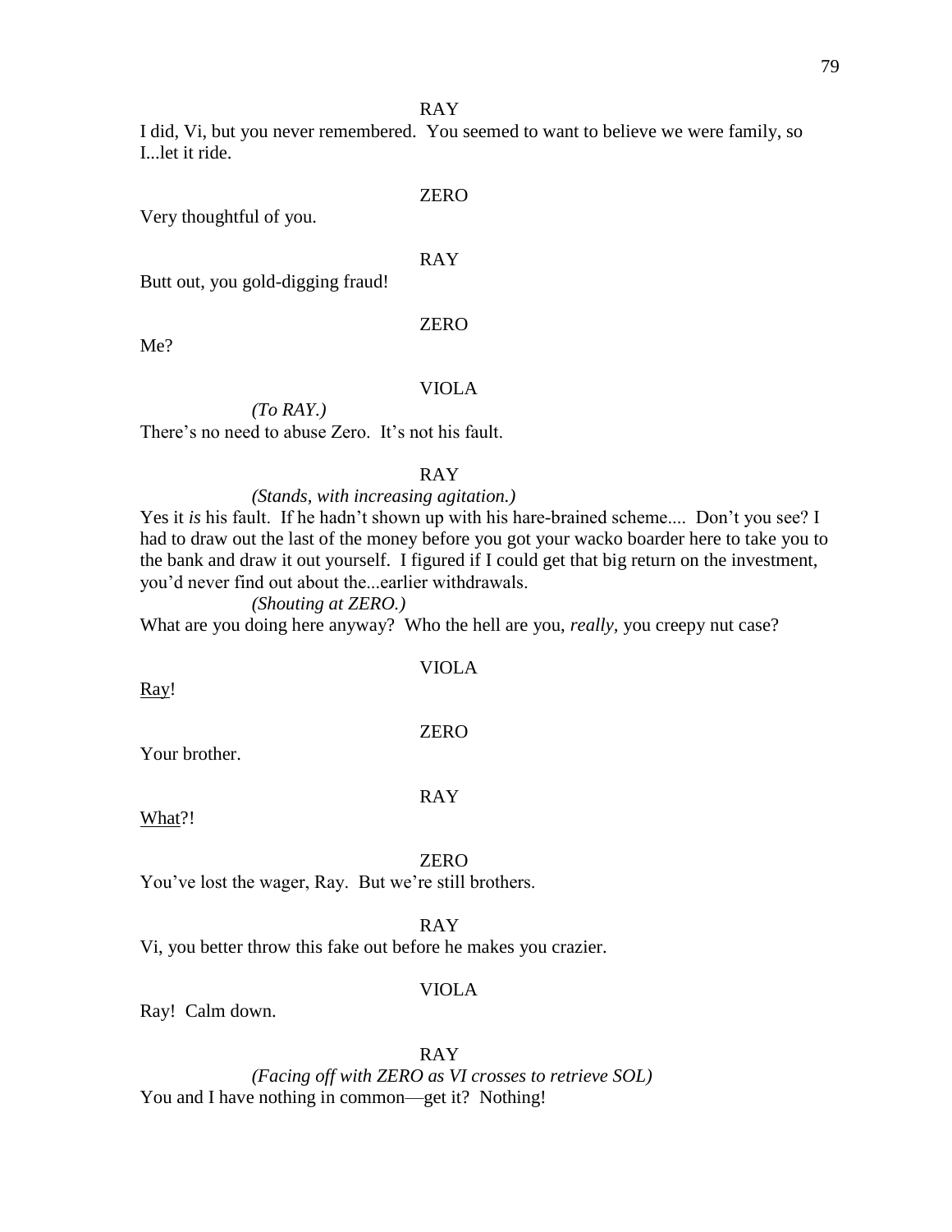RAY

I did, Vi, but you never remembered. You seemed to want to believe we were family, so I...let it ride.

ZERO

Very thoughtful of you.

RAY

Butt out, you gold-digging fraud!

ZERO

Me?

VIOLA

*(To RAY.)*

There's no need to abuse Zero. It's not his fault.

RAY

*(Stands, with increasing agitation.)*

Yes it *is* his fault. If he hadn't shown up with his hare-brained scheme.... Don't you see? I had to draw out the last of the money before you got your wacko boarder here to take you to the bank and draw it out yourself. I figured if I could get that big return on the investment, you'd never find out about the...earlier withdrawals.

*(Shouting at ZERO.)*

What are you doing here anyway? Who the hell are you, *really*, you creepy nut case?

VIOLA

<u>Ray</u>!

ZERO

Your brother.

RAY

<u>What</u>?!

ZERO

You've lost the wager, Ray. But we're still brothers.

RAY

Vi, you better throw this fake out before he makes you crazier.

VIOLA

Ray! Calm down.

RAY

*(Facing off with ZERO as VI crosses to retrieve SOL)*

You and I have nothing in common—get it? Nothing!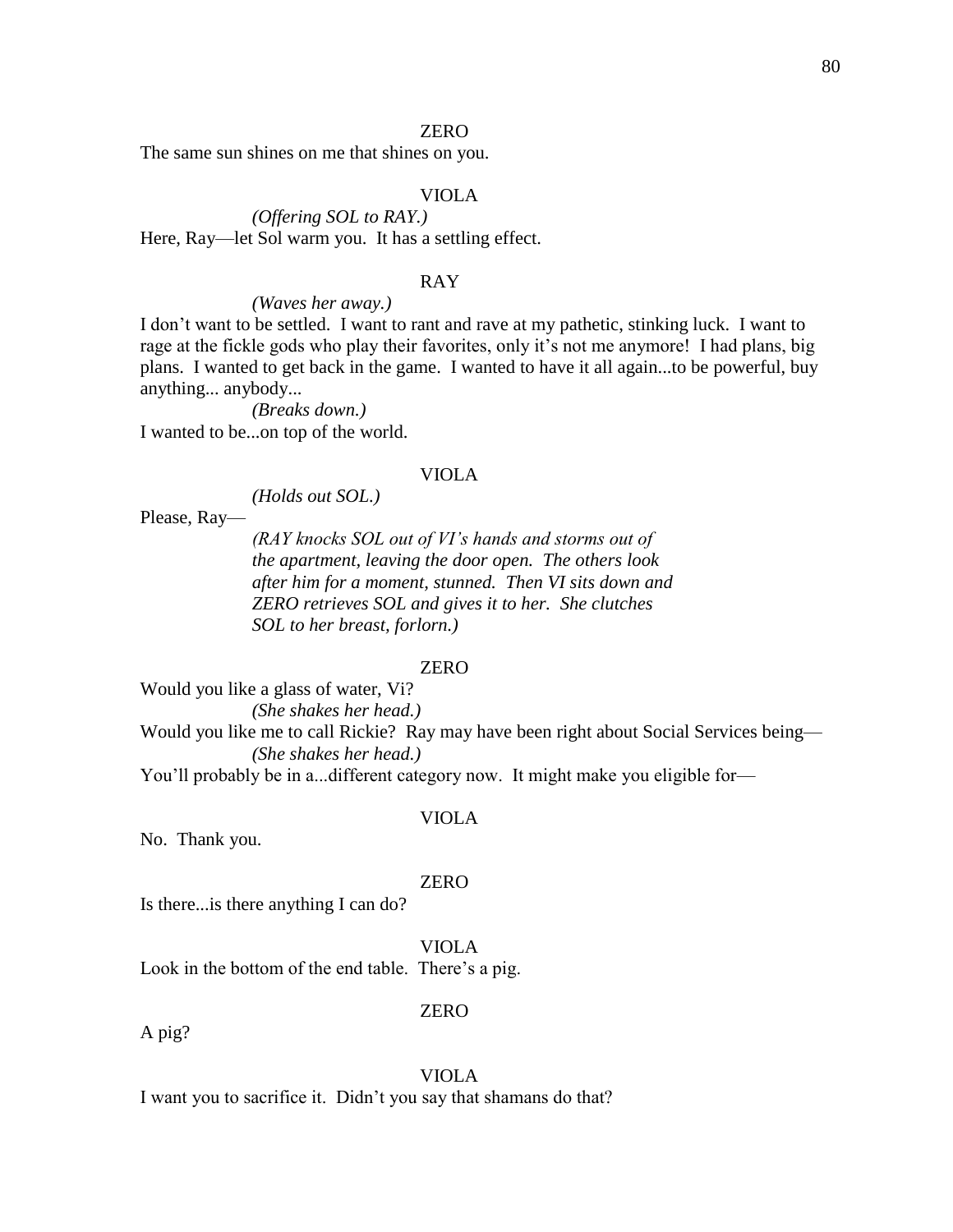ZERO

The same sun shines on me that shines on you.

VIOLA

*(Offering SOL to RAY.)*

Here, Ray—let Sol warm you. It has a settling effect.

RAY

*(Waves her away.)*

I don't want to be settled. I want to rant and rave at my pathetic, stinking luck. I want to rage at the fickle gods who play their favorites, only it's not me anymore! I had plans, big plans. I wanted to get back in the game. I wanted to have it all again...to be powerful, buy anything... anybody...

*(Breaks down.)*

I wanted to be...on top of the world.

VIOLA

*(Holds out SOL.)*

Please, Ray—

*(RAY knocks SOL out of VI's hands and storms out of the apartment, leaving the door open. The others look after him for a moment, stunned. Then VI sits down and ZERO retrieves SOL and gives it to her. She clutches SOL to her breast, forlorn.)*

ZERO

Would you like a glass of water, Vi?

*(She shakes her head.)*

Would you like me to call Rickie? Ray may have been right about Social Services being—

*(She shakes her head.)*

You'll probably be in a...different category now. It might make you eligible for—

VIOLA

No. Thank you.

ZERO

Is there...is there anything I can do?

VIOLA

Look in the bottom of the end table. There's a pig.

ZERO

A pig?

VIOLA

I want you to sacrifice it. Didn't you say that shamans do that?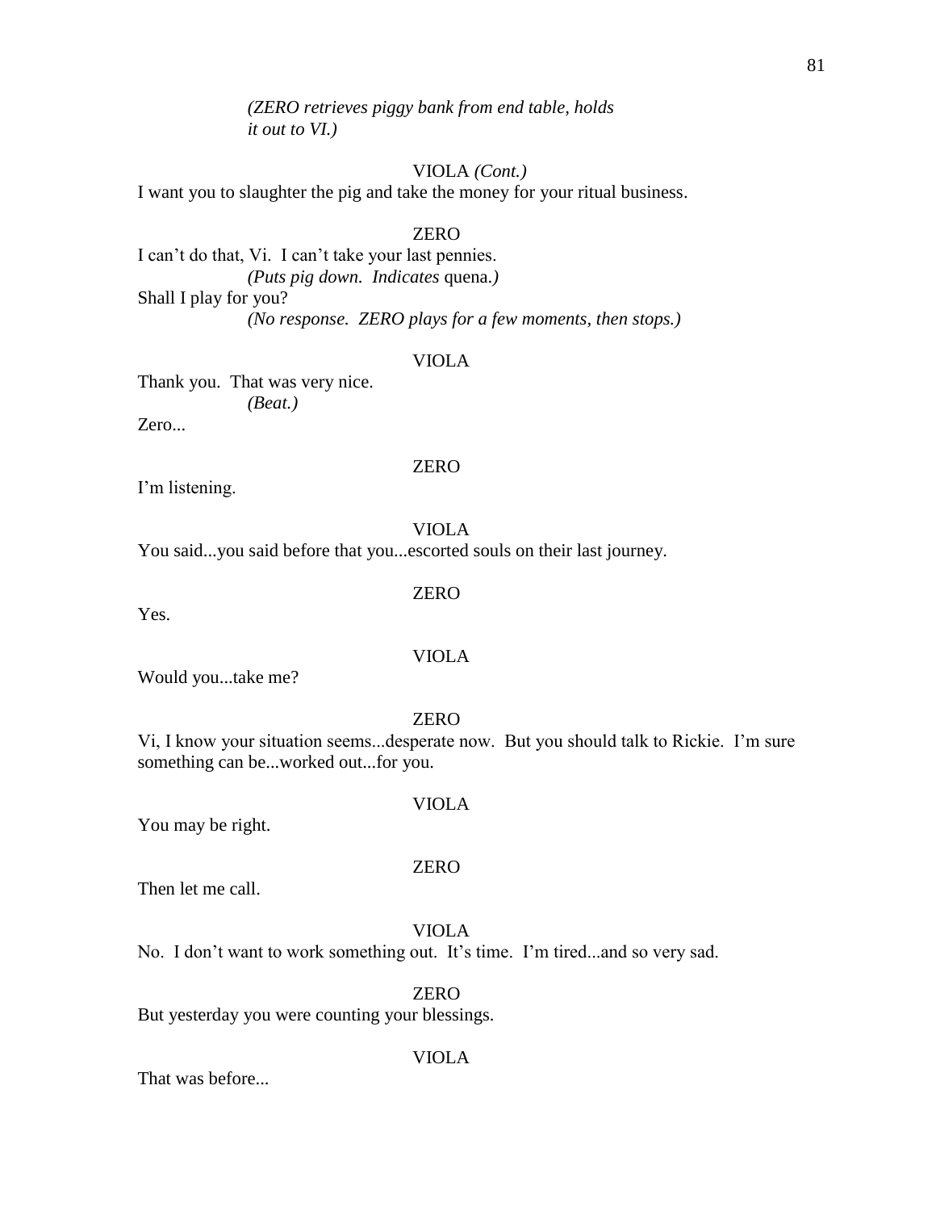*(ZERO retrieves piggy bank from end table, holds it out to VI.)*

VIOLA *(Cont.)*

I want you to slaughter the pig and take the money for your ritual business.

ZERO

I can't do that, Vi. I can't take your last pennies.

*(Puts pig down. Indicates* quena*.)*

Shall I play for you?

*(No response. ZERO plays for a few moments, then stops.)*

VIOLA

Thank you. That was very nice.

*(Beat.)*

Zero...

ZERO

I'm listening.

VIOLA

You said...you said before that you...escorted souls on their last journey.

ZERO

Yes.

VIOLA

Would you...take me?

ZERO

Vi, I know your situation seems...desperate now. But you should talk to Rickie. I'm sure something can be...worked out...for you.

VIOLA

You may be right.

ZERO

Then let me call.

VIOLA

No. I don't want to work something out. It's time. I'm tired...and so very sad.

ZERO

But yesterday you were counting your blessings.

VIOLA

That was before...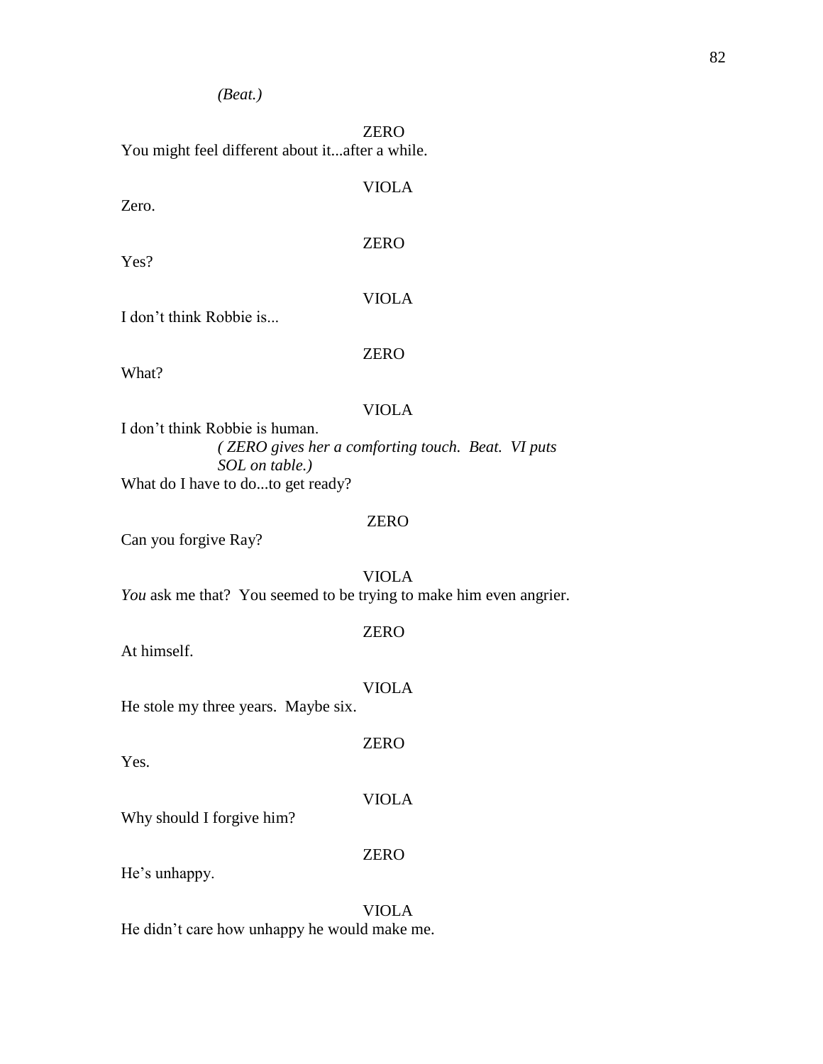*(Beat.)*

ZERO

You might feel different about it...after a while.

VIOLA

Zero.

ZERO

Yes?

VIOLA

I don't think Robbie is...

ZERO

What?

VIOLA

I don't think Robbie is human.

*( ZERO gives her a comforting touch. Beat. VI puts SOL on table.)*

What do I have to do...to get ready?

ZERO

Can you forgive Ray?

VIOLA

*You* ask me that? You seemed to be trying to make him even angrier.

ZERO

At himself.

VIOLA

He stole my three years. Maybe six.

ZERO

Yes.

VIOLA

Why should I forgive him?

ZERO

He's unhappy.

VIOLA

He didn't care how unhappy he would make me.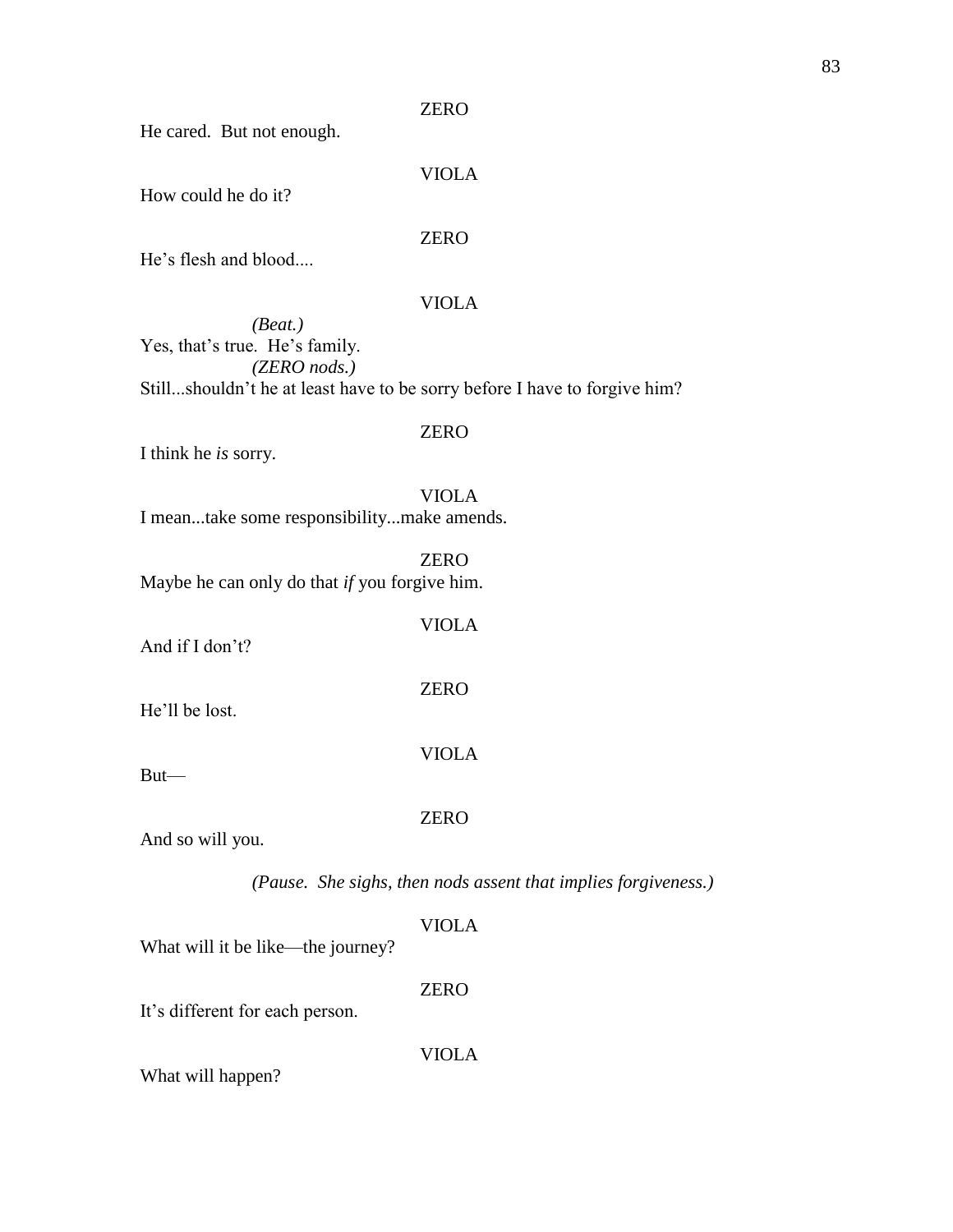ZERO

He cared. But not enough.

VIOLA

How could he do it?

ZERO

He's flesh and blood....

VIOLA

*(Beat.)*

Yes, that's true. He's family.

*(ZERO nods.)*

Still...shouldn't he at least have to be sorry before I have to forgive him?

ZERO

I think he *is* sorry.

VIOLA

I mean...take some responsibility...make amends.

ZERO

Maybe he can only do that *if* you forgive him.

VIOLA

And if I don't?

ZERO

He'll be lost.

VIOLA

But—

ZERO

And so will you.

*(Pause. She sighs, then nods assent that implies forgiveness.)*

VIOLA

What will it be like—the journey?

ZERO

It's different for each person.

VIOLA

What will happen?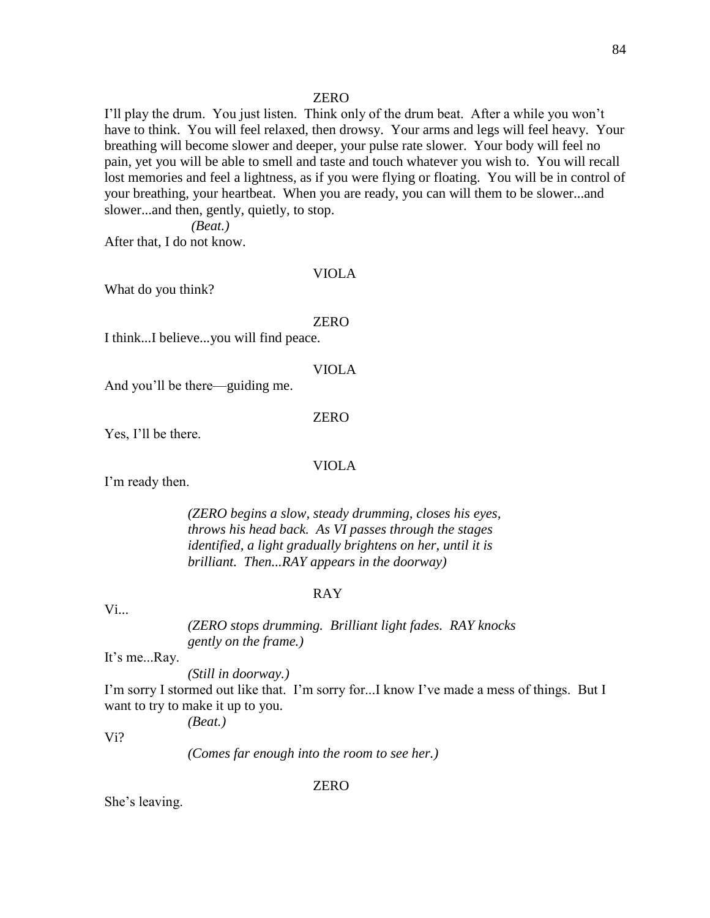ZERO

I'll play the drum. You just listen. Think only of the drum beat. After a while you won't have to think. You will feel relaxed, then drowsy. Your arms and legs will feel heavy. Your breathing will become slower and deeper, your pulse rate slower. Your body will feel no pain, yet you will be able to smell and taste and touch whatever you wish to. You will recall lost memories and feel a lightness, as if you were flying or floating. You will be in control of your breathing, your heartbeat. When you are ready, you can will them to be slower...and slower...and then, gently, quietly, to stop.

*(Beat.)*

After that, I do not know.

VIOLA

What do you think?

ZERO

I think...I believe...you will find peace.

VIOLA

And you'll be there—guiding me.

ZERO

Yes, I'll be there.

VIOLA

I'm ready then.

*(ZERO begins a slow, steady drumming, closes his eyes, throws his head back. As VI passes through the stages identified, a light gradually brightens on her, until it is brilliant. Then...RAY appears in the doorway)*

RAY

Vi...

*(ZERO stops drumming. Brilliant light fades. RAY knocks gently on the frame.)*

It's me...Ray.

*(Still in doorway.)*

I'm sorry I stormed out like that. I'm sorry for...I know I've made a mess of things. But I want to try to make it up to you.

*(Beat.)*

Vi?

*(Comes far enough into the room to see her.)*

ZERO

She's leaving.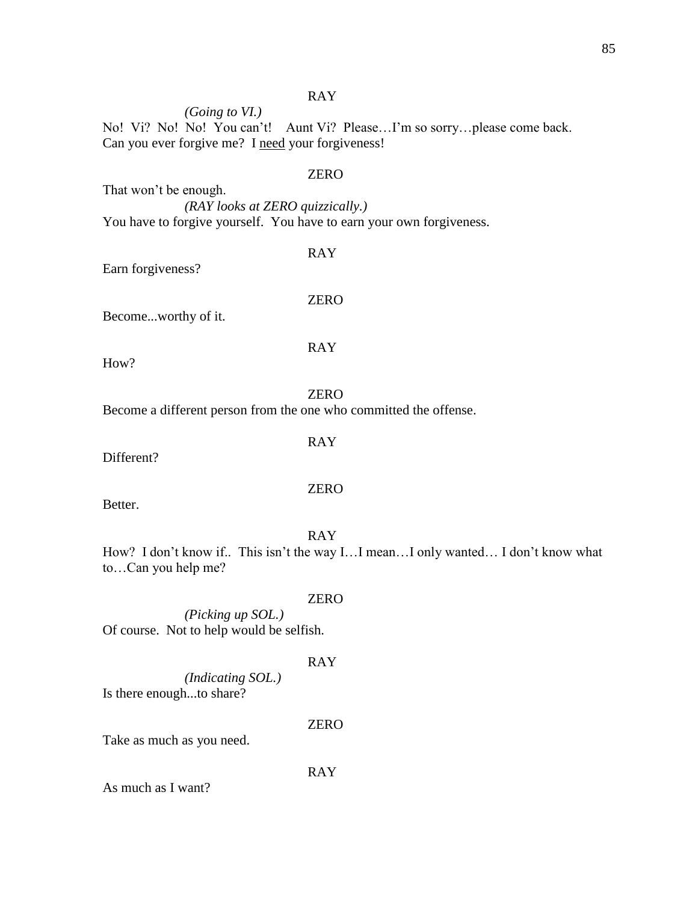RAY

*(Going to VI.)*

No! Vi? No! No! You can't! Aunt Vi? Please…I'm so sorry…please come back. Can you ever forgive me? I <u>need</u> your forgiveness!

ZERO

That won't be enough.

*(RAY looks at ZERO quizzically.)*

You have to forgive yourself. You have to earn your own forgiveness.

RAY

Earn forgiveness?

ZERO

Become...worthy of it.

RAY

How?

ZERO

Become a different person from the one who committed the offense.

RAY

Different?

ZERO

Better.

RAY

How? I don't know if.. This isn't the way I…I mean…I only wanted… I don't know what to…Can you help me?

ZERO

*(Picking up SOL.)*

Of course. Not to help would be selfish.

RAY

*(Indicating SOL.)*

Is there enough...to share?

ZERO

Take as much as you need.

RAY

As much as I want?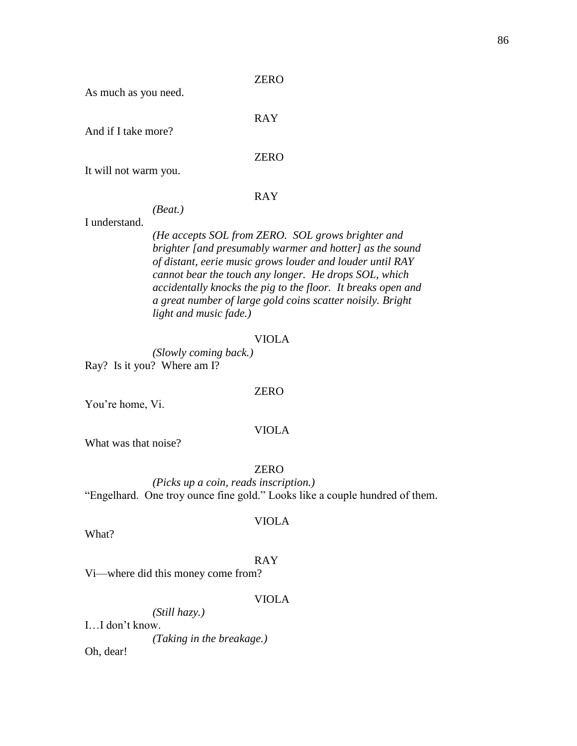ZERO

As much as you need.

RAY

And if I take more?

ZERO

It will not warm you.

RAY

*(Beat.)*

I understand.

*(He accepts SOL from ZERO. SOL grows brighter and brighter [and presumably warmer and hotter] as the sound of distant, eerie music grows louder and louder until RAY cannot bear the touch any longer. He drops SOL, which accidentally knocks the pig to the floor. It breaks open and a great number of large gold coins scatter noisily. Bright light and music fade.)*

VIOLA

*(Slowly coming back.)*

Ray? Is it you? Where am I?

ZERO

You're home, Vi.

VIOLA

What was that noise?

ZERO

*(Picks up a coin, reads inscription.)*

"Engelhard. One troy ounce fine gold." Looks like a couple hundred of them.

VIOLA

What?

RAY

Vi—where did this money come from?

VIOLA

*(Still hazy.)*

I…I don't know.

*(Taking in the breakage.)*

Oh, dear!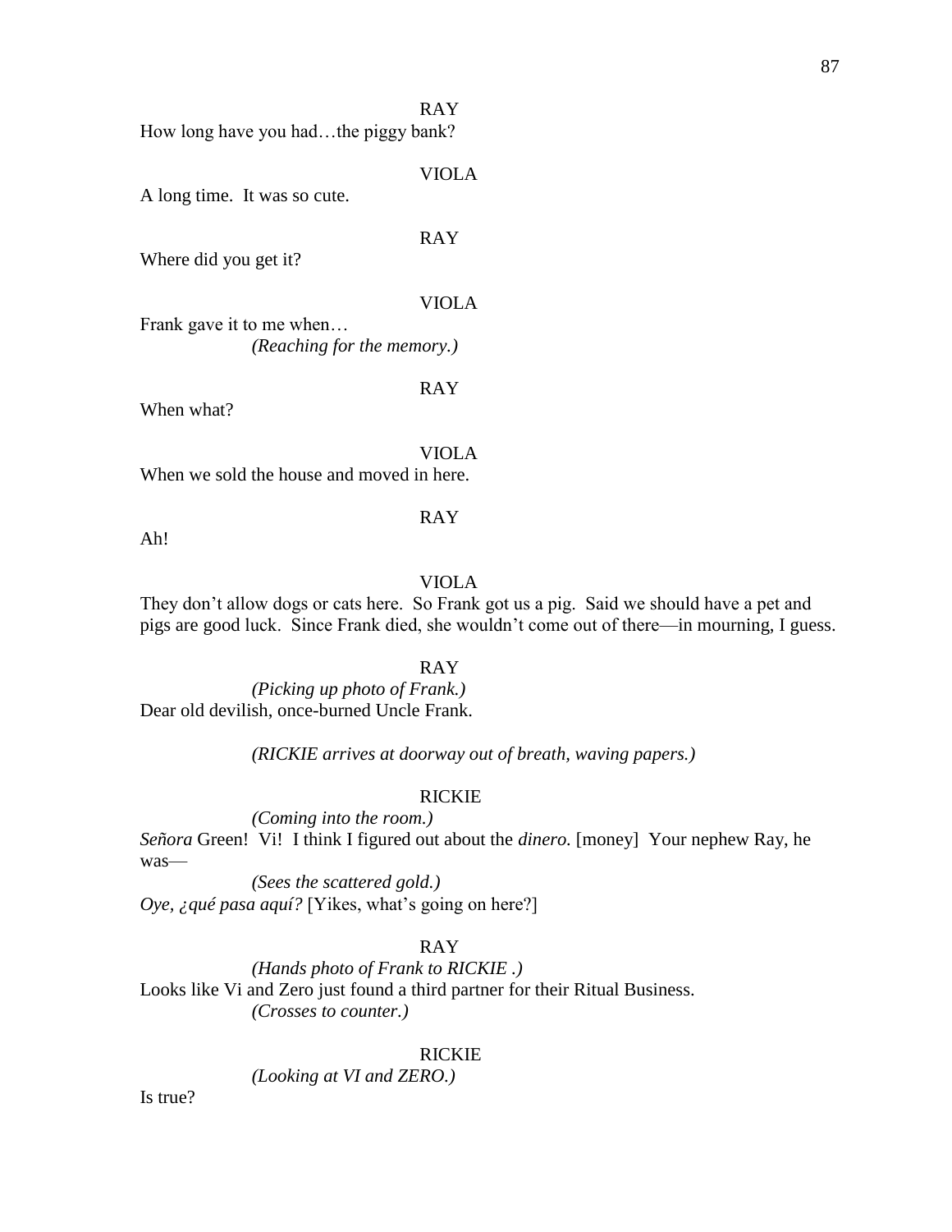RAY

How long have you had…the piggy bank?

VIOLA

A long time.  It was so cute.

RAY

Where did you get it?

VIOLA

Frank gave it to me when…

*(Reaching for the memory.)*

RAY

When what?

VIOLA

When we sold the house and moved in here.

RAY

Ah!

VIOLA

They don't allow dogs or cats here.  So Frank got us a pig.  Said we should have a pet and pigs are good luck.  Since Frank died, she wouldn't come out of there—in mourning, I guess.

RAY

*(Picking up photo of Frank.)*

Dear old devilish, once-burned Uncle Frank.

*(RICKIE arrives at doorway out of breath, waving papers.)*

RICKIE

*(Coming into the room.)*

*Señora* Green!  Vi!  I think I figured out about the *dinero.* [money]  Your nephew Ray, he was—

*(Sees the scattered gold.)*

*Oye, ¿qué pasa aquí?* [Yikes, what's going on here?]

RAY

*(Hands photo of Frank to RICKIE .)*

Looks like Vi and Zero just found a third partner for their Ritual Business.

*(Crosses to counter.)*

RICKIE

*(Looking at VI and ZERO.)*

Is true?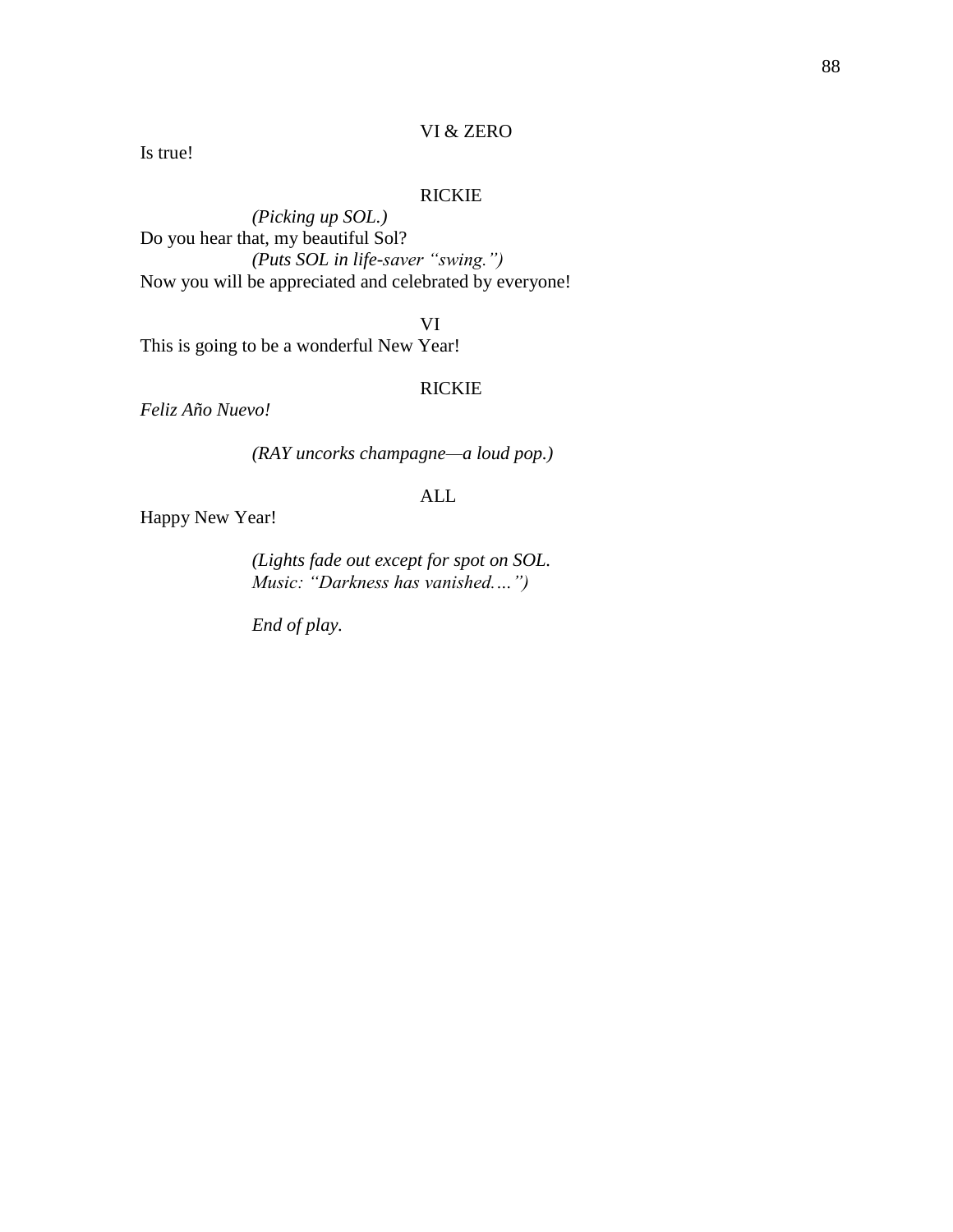VI & ZERO

Is true!

RICKIE

*(Picking up SOL.)*

Do you hear that, my beautiful Sol?

*(Puts SOL in life-saver "swing.")*

Now you will be appreciated and celebrated by everyone!

VI

This is going to be a wonderful New Year!

RICKIE

*Feliz Año Nuevo!*

*(RAY uncorks champagne—a loud pop.)*

ALL

Happy New Year!

*(Lights fade out except for spot on SOL.*
*Music: "Darkness has vanished.…")*

*End of play.*